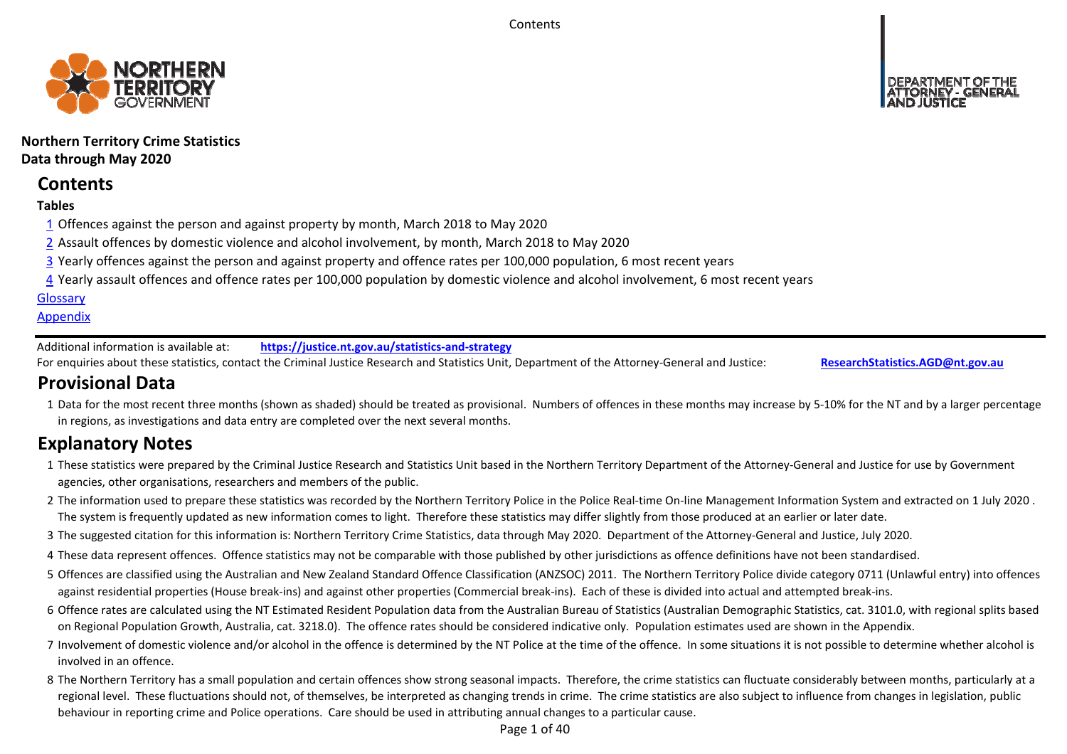**Northern Territory Crime Statistics**
**Data through May 2020**

# Contents

**Tables**

1 Offences against the person and against property by month, March 2018 to May 2020

2 Assault offences by domestic violence and alcohol involvement, by month, March 2018 to May 2020

3 Yearly offences against the person and against property and offence rates per 100,000 population, 6 most recent years

4 Yearly assault offences and offence rates per 100,000 population by domestic violence and alcohol involvement, 6 most recent years

Glossary

Appendix

Additional information is available at: **https://justice.nt.gov.au/statistics-and-strategy**

For enquiries about these statistics, contact the Criminal Justice Research and Statistics Unit, Department of the Attorney-General and Justice: **ResearchStatistics.AGD@nt.gov.au**

# Provisional Data

1 Data for the most recent three months (shown as shaded) should be treated as provisional. Numbers of offences in these months may increase by 5-10% for the NT and by a larger percentage in regions, as investigations and data entry are completed over the next several months.

# Explanatory Notes

1 These statistics were prepared by the Criminal Justice Research and Statistics Unit based in the Northern Territory Department of the Attorney-General and Justice for use by Government agencies, other organisations, researchers and members of the public.

2 The information used to prepare these statistics was recorded by the Northern Territory Police in the Police Real-time On-line Management Information System and extracted on 1 July 2020 . The system is frequently updated as new information comes to light. Therefore these statistics may differ slightly from those produced at an earlier or later date.

3 The suggested citation for this information is: Northern Territory Crime Statistics, data through May 2020. Department of the Attorney-General and Justice, July 2020.

4 These data represent offences. Offence statistics may not be comparable with those published by other jurisdictions as offence definitions have not been standardised.

5 Offences are classified using the Australian and New Zealand Standard Offence Classification (ANZSOC) 2011. The Northern Territory Police divide category 0711 (Unlawful entry) into offences against residential properties (House break-ins) and against other properties (Commercial break-ins). Each of these is divided into actual and attempted break-ins.

6 Offence rates are calculated using the NT Estimated Resident Population data from the Australian Bureau of Statistics (Australian Demographic Statistics, cat. 3101.0, with regional splits based on Regional Population Growth, Australia, cat. 3218.0). The offence rates should be considered indicative only. Population estimates used are shown in the Appendix.

7 Involvement of domestic violence and/or alcohol in the offence is determined by the NT Police at the time of the offence. In some situations it is not possible to determine whether alcohol is involved in an offence.

8 The Northern Territory has a small population and certain offences show strong seasonal impacts. Therefore, the crime statistics can fluctuate considerably between months, particularly at a regional level. These fluctuations should not, of themselves, be interpreted as changing trends in crime. The crime statistics are also subject to influence from changes in legislation, public behaviour in reporting crime and Police operations. Care should be used in attributing annual changes to a particular cause.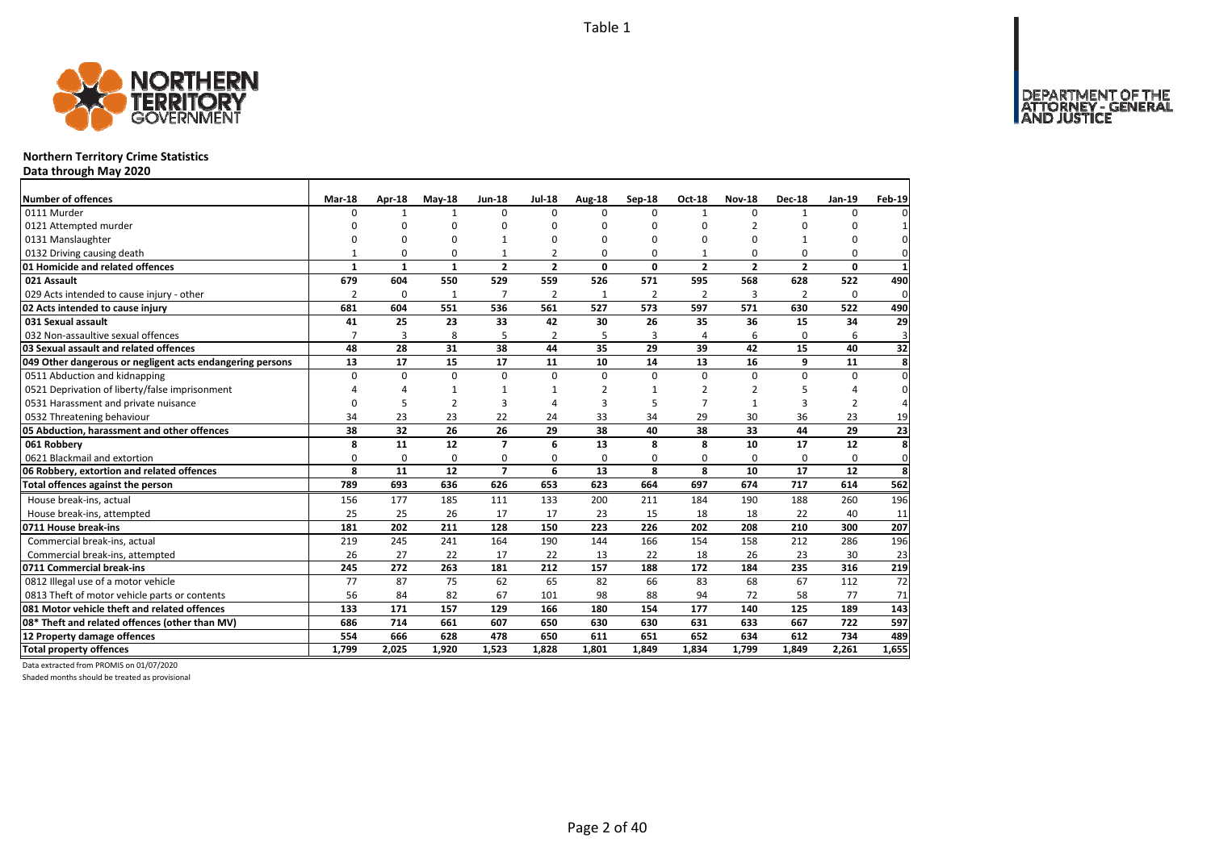Table 1

**Northern Territory Crime Statistics**
**Data through May 2020**

| Number of offences | Mar-18 | Apr-18 | May-18 | Jun-18 | Jul-18 | Aug-18 | Sep-18 | Oct-18 | Nov-18 | Dec-18 | Jan-19 | Feb-19 |
|---|---|---|---|---|---|---|---|---|---|---|---|---|
| 0111 Murder | 0 | 1 | 1 | 0 | 0 | 0 | 0 | 1 | 0 | 1 | 0 | 0 |
| 0121 Attempted murder | 0 | 0 | 0 | 0 | 0 | 0 | 0 | 0 | 2 | 0 | 0 | 1 |
| 0131 Manslaughter | 0 | 0 | 0 | 1 | 0 | 0 | 0 | 0 | 0 | 1 | 0 | 0 |
| 0132 Driving causing death | 1 | 0 | 0 | 1 | 2 | 0 | 0 | 1 | 0 | 0 | 0 | 0 |
| **01 Homicide and related offences** | **1** | **1** | **1** | **2** | **2** | **0** | **0** | **2** | **2** | **2** | **0** | **1** |
| **021 Assault** | **679** | **604** | **550** | **529** | **559** | **526** | **571** | **595** | **568** | **628** | **522** | **490** |
| 029 Acts intended to cause injury - other | 2 | 0 | 1 | 7 | 2 | 1 | 2 | 2 | 3 | 2 | 0 | 0 |
| **02 Acts intended to cause injury** | **681** | **604** | **551** | **536** | **561** | **527** | **573** | **597** | **571** | **630** | **522** | **490** |
| **031 Sexual assault** | **41** | **25** | **23** | **33** | **42** | **30** | **26** | **35** | **36** | **15** | **34** | **29** |
| 032 Non-assaultive sexual offences | 7 | 3 | 8 | 5 | 2 | 5 | 3 | 4 | 6 | 0 | 6 | 3 |
| **03 Sexual assault and related offences** | **48** | **28** | **31** | **38** | **44** | **35** | **29** | **39** | **42** | **15** | **40** | **32** |
| **049 Other dangerous or negligent acts endangering persons** | **13** | **17** | **15** | **17** | **11** | **10** | **14** | **13** | **16** | **9** | **11** | **8** |
| 0511 Abduction and kidnapping | 0 | 0 | 0 | 0 | 0 | 0 | 0 | 0 | 0 | 0 | 0 | 0 |
| 0521 Deprivation of liberty/false imprisonment | 4 | 4 | 1 | 1 | 1 | 2 | 1 | 2 | 2 | 5 | 4 | 0 |
| 0531 Harassment and private nuisance | 0 | 5 | 2 | 3 | 4 | 3 | 5 | 7 | 1 | 3 | 2 | 4 |
| 0532 Threatening behaviour | 34 | 23 | 23 | 22 | 24 | 33 | 34 | 29 | 30 | 36 | 23 | 19 |
| **05 Abduction, harassment and other offences** | **38** | **32** | **26** | **26** | **29** | **38** | **40** | **38** | **33** | **44** | **29** | **23** |
| **061 Robbery** | **8** | **11** | **12** | **7** | **6** | **13** | **8** | **8** | **10** | **17** | **12** | **8** |
| 0621 Blackmail and extortion | 0 | 0 | 0 | 0 | 0 | 0 | 0 | 0 | 0 | 0 | 0 | 0 |
| **06 Robbery, extortion and related offences** | **8** | **11** | **12** | **7** | **6** | **13** | **8** | **8** | **10** | **17** | **12** | **8** |
| **Total offences against the person** | **789** | **693** | **636** | **626** | **653** | **623** | **664** | **697** | **674** | **717** | **614** | **562** |
| House break-ins, actual | 156 | 177 | 185 | 111 | 133 | 200 | 211 | 184 | 190 | 188 | 260 | 196 |
| House break-ins, attempted | 25 | 25 | 26 | 17 | 17 | 23 | 15 | 18 | 18 | 22 | 40 | 11 |
| **0711 House break-ins** | **181** | **202** | **211** | **128** | **150** | **223** | **226** | **202** | **208** | **210** | **300** | **207** |
| Commercial break-ins, actual | 219 | 245 | 241 | 164 | 190 | 144 | 166 | 154 | 158 | 212 | 286 | 196 |
| Commercial break-ins, attempted | 26 | 27 | 22 | 17 | 22 | 13 | 22 | 18 | 26 | 23 | 30 | 23 |
| **0711 Commercial break-ins** | **245** | **272** | **263** | **181** | **212** | **157** | **188** | **172** | **184** | **235** | **316** | **219** |
| 0812 Illegal use of a motor vehicle | 77 | 87 | 75 | 62 | 65 | 82 | 66 | 83 | 68 | 67 | 112 | 72 |
| 0813 Theft of motor vehicle parts or contents | 56 | 84 | 82 | 67 | 101 | 98 | 88 | 94 | 72 | 58 | 77 | 71 |
| **081 Motor vehicle theft and related offences** | **133** | **171** | **157** | **129** | **166** | **180** | **154** | **177** | **140** | **125** | **189** | **143** |
| **08* Theft and related offences (other than MV)** | **686** | **714** | **661** | **607** | **650** | **630** | **630** | **631** | **633** | **667** | **722** | **597** |
| **12 Property damage offences** | **554** | **666** | **628** | **478** | **650** | **611** | **651** | **652** | **634** | **612** | **734** | **489** |
| **Total property offences** | **1,799** | **2,025** | **1,920** | **1,523** | **1,828** | **1,801** | **1,849** | **1,834** | **1,799** | **1,849** | **2,261** | **1,655** |

Data extracted from PROMIS on 01/07/2020

Shaded months should be treated as provisional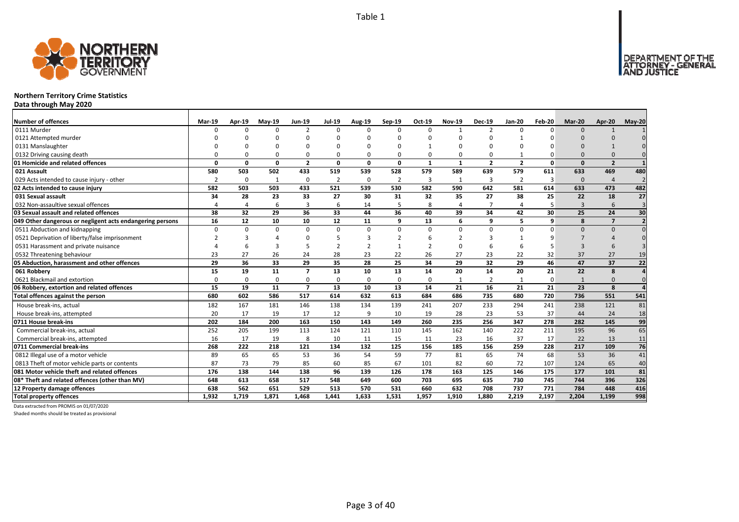# Northern Territory Crime Statistics

**Data through May 2020**

| Number of offences | Mar-19 | Apr-19 | May-19 | Jun-19 | Jul-19 | Aug-19 | Sep-19 | Oct-19 | Nov-19 | Dec-19 | Jan-20 | Feb-20 | Mar-20 | Apr-20 | May-20 |
|---|---|---|---|---|---|---|---|---|---|---|---|---|---|---|---|
| 0111 Murder | 0 | 0 | 0 | 2 | 0 | 0 | 0 | 0 | 1 | 2 | 0 | 0 | 0 | 1 | 1 |
| 0121 Attempted murder | 0 | 0 | 0 | 0 | 0 | 0 | 0 | 0 | 0 | 0 | 1 | 0 | 0 | 0 | 0 |
| 0131 Manslaughter | 0 | 0 | 0 | 0 | 0 | 0 | 0 | 1 | 0 | 0 | 0 | 0 | 0 | 1 | 0 |
| 0132 Driving causing death | 0 | 0 | 0 | 0 | 0 | 0 | 0 | 0 | 0 | 0 | 1 | 0 | 0 | 0 | 0 |
| **01 Homicide and related offences** | **0** | **0** | **0** | **2** | **0** | **0** | **0** | **1** | **1** | **2** | **2** | **0** | **0** | **2** | **1** |
| **021 Assault** | **580** | **503** | **502** | **433** | **519** | **539** | **528** | **579** | **589** | **639** | **579** | **611** | **633** | **469** | **480** |
| 029 Acts intended to cause injury - other | 2 | 0 | 1 | 0 | 2 | 0 | 2 | 3 | 1 | 3 | 2 | 3 | 0 | 4 | 2 |
| **02 Acts intended to cause injury** | **582** | **503** | **503** | **433** | **521** | **539** | **530** | **582** | **590** | **642** | **581** | **614** | **633** | **473** | **482** |
| **031 Sexual assault** | **34** | **28** | **23** | **33** | **27** | **30** | **31** | **32** | **35** | **27** | **38** | **25** | **22** | **18** | **27** |
| 032 Non-assaultive sexual offences | 4 | 4 | 6 | 3 | 6 | 14 | 5 | 8 | 4 | 7 | 4 | 5 | 3 | 6 | 3 |
| **03 Sexual assault and related offences** | **38** | **32** | **29** | **36** | **33** | **44** | **36** | **40** | **39** | **34** | **42** | **30** | **25** | **24** | **30** |
| **049 Other dangerous or negligent acts endangering persons** | **16** | **12** | **10** | **10** | **12** | **11** | **9** | **13** | **6** | **9** | **5** | **9** | **8** | **7** | **2** |
| 0511 Abduction and kidnapping | 0 | 0 | 0 | 0 | 0 | 0 | 0 | 0 | 0 | 0 | 0 | 0 | 0 | 0 | 0 |
| 0521 Deprivation of liberty/false imprisonment | 2 | 3 | 4 | 0 | 5 | 3 | 2 | 6 | 2 | 3 | 1 | 9 | 7 | 4 | 0 |
| 0531 Harassment and private nuisance | 4 | 6 | 3 | 5 | 2 | 2 | 1 | 2 | 0 | 6 | 6 | 5 | 3 | 6 | 3 |
| 0532 Threatening behaviour | 23 | 27 | 26 | 24 | 28 | 23 | 22 | 26 | 27 | 23 | 22 | 32 | 37 | 27 | 19 |
| **05 Abduction, harassment and other offences** | **29** | **36** | **33** | **29** | **35** | **28** | **25** | **34** | **29** | **32** | **29** | **46** | **47** | **37** | **22** |
| **061 Robbery** | **15** | **19** | **11** | **7** | **13** | **10** | **13** | **14** | **20** | **14** | **20** | **21** | **22** | **8** | **4** |
| 0621 Blackmail and extortion | 0 | 0 | 0 | 0 | 0 | 0 | 0 | 0 | 1 | 2 | 1 | 0 | 1 | 0 | 0 |
| **06 Robbery, extortion and related offences** | **15** | **19** | **11** | **7** | **13** | **10** | **13** | **14** | **21** | **16** | **21** | **21** | **23** | **8** | **4** |
| **Total offences against the person** | **680** | **602** | **586** | **517** | **614** | **632** | **613** | **684** | **686** | **735** | **680** | **720** | **736** | **551** | **541** |
| House break-ins, actual | 182 | 167 | 181 | 146 | 138 | 134 | 139 | 241 | 207 | 233 | 294 | 241 | 238 | 121 | 81 |
| House break-ins, attempted | 20 | 17 | 19 | 17 | 12 | 9 | 10 | 19 | 28 | 23 | 53 | 37 | 44 | 24 | 18 |
| **0711 House break-ins** | **202** | **184** | **200** | **163** | **150** | **143** | **149** | **260** | **235** | **256** | **347** | **278** | **282** | **145** | **99** |
| Commercial break-ins, actual | 252 | 205 | 199 | 113 | 124 | 121 | 110 | 145 | 162 | 140 | 222 | 211 | 195 | 96 | 65 |
| Commercial break-ins, attempted | 16 | 17 | 19 | 8 | 10 | 11 | 15 | 11 | 23 | 16 | 37 | 17 | 22 | 13 | 11 |
| **0711 Commercial break-ins** | **268** | **222** | **218** | **121** | **134** | **132** | **125** | **156** | **185** | **156** | **259** | **228** | **217** | **109** | **76** |
| 0812 Illegal use of a motor vehicle | 89 | 65 | 65 | 53 | 36 | 54 | 59 | 77 | 81 | 65 | 74 | 68 | 53 | 36 | 41 |
| 0813 Theft of motor vehicle parts or contents | 87 | 73 | 79 | 85 | 60 | 85 | 67 | 101 | 82 | 60 | 72 | 107 | 124 | 65 | 40 |
| **081 Motor vehicle theft and related offences** | **176** | **138** | **144** | **138** | **96** | **139** | **126** | **178** | **163** | **125** | **146** | **175** | **177** | **101** | **81** |
| **08* Theft and related offences (other than MV)** | **648** | **613** | **658** | **517** | **548** | **649** | **600** | **703** | **695** | **635** | **730** | **745** | **744** | **396** | **326** |
| **12 Property damage offences** | **638** | **562** | **651** | **529** | **513** | **570** | **531** | **660** | **632** | **708** | **737** | **771** | **784** | **448** | **416** |
| **Total property offences** | **1,932** | **1,719** | **1,871** | **1,468** | **1,441** | **1,633** | **1,531** | **1,957** | **1,910** | **1,880** | **2,219** | **2,197** | **2,204** | **1,199** | **998** |

Data extracted from PROMIS on 01/07/2020

Shaded months should be treated as provisional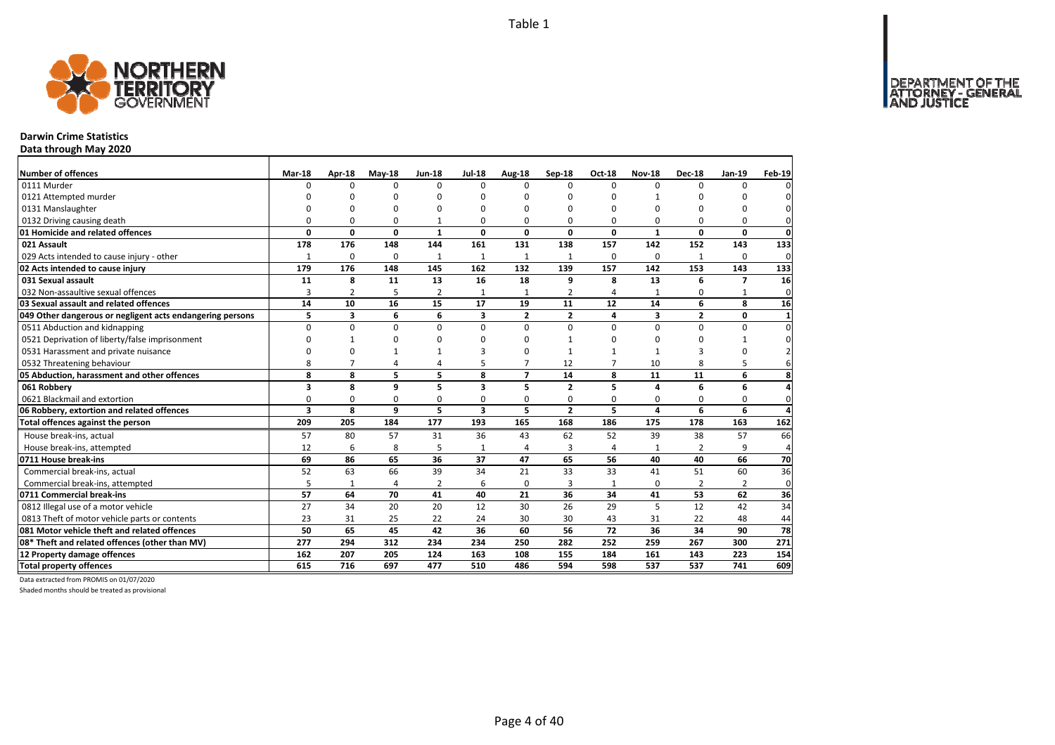Table 1

# Darwin Crime Statistics

**Data through May 2020**

| Number of offences | Mar-18 | Apr-18 | May-18 | Jun-18 | Jul-18 | Aug-18 | Sep-18 | Oct-18 | Nov-18 | Dec-18 | Jan-19 | Feb-19 |
|---|---|---|---|---|---|---|---|---|---|---|---|---|
| 0111 Murder | 0 | 0 | 0 | 0 | 0 | 0 | 0 | 0 | 0 | 0 | 0 | 0 |
| 0121 Attempted murder | 0 | 0 | 0 | 0 | 0 | 0 | 0 | 0 | 1 | 0 | 0 | 0 |
| 0131 Manslaughter | 0 | 0 | 0 | 0 | 0 | 0 | 0 | 0 | 0 | 0 | 0 | 0 |
| 0132 Driving causing death | 0 | 0 | 0 | 1 | 0 | 0 | 0 | 0 | 0 | 0 | 0 | 0 |
| **01 Homicide and related offences** | **0** | **0** | **0** | **1** | **0** | **0** | **0** | **0** | **1** | **0** | **0** | **0** |
| **021 Assault** | **178** | **176** | **148** | **144** | **161** | **131** | **138** | **157** | **142** | **152** | **143** | **133** |
| 029 Acts intended to cause injury - other | 1 | 0 | 0 | 1 | 1 | 1 | 1 | 0 | 0 | 1 | 0 | 0 |
| **02 Acts intended to cause injury** | **179** | **176** | **148** | **145** | **162** | **132** | **139** | **157** | **142** | **153** | **143** | **133** |
| **031 Sexual assault** | **11** | **8** | **11** | **13** | **16** | **18** | **9** | **8** | **13** | **6** | **7** | **16** |
| 032 Non-assaultive sexual offences | 3 | 2 | 5 | 2 | 1 | 1 | 2 | 4 | 1 | 0 | 1 | 0 |
| **03 Sexual assault and related offences** | **14** | **10** | **16** | **15** | **17** | **19** | **11** | **12** | **14** | **6** | **8** | **16** |
| **049 Other dangerous or negligent acts endangering persons** | **5** | **3** | **6** | **6** | **3** | **2** | **2** | **4** | **3** | **2** | **0** | **1** |
| 0511 Abduction and kidnapping | 0 | 0 | 0 | 0 | 0 | 0 | 0 | 0 | 0 | 0 | 0 | 0 |
| 0521 Deprivation of liberty/false imprisonment | 0 | 1 | 0 | 0 | 0 | 0 | 1 | 0 | 0 | 0 | 1 | 0 |
| 0531 Harassment and private nuisance | 0 | 0 | 1 | 1 | 3 | 0 | 1 | 1 | 1 | 3 | 0 | 2 |
| 0532 Threatening behaviour | 8 | 7 | 4 | 4 | 5 | 7 | 12 | 7 | 10 | 8 | 5 | 6 |
| **05 Abduction, harassment and other offences** | **8** | **8** | **5** | **5** | **8** | **7** | **14** | **8** | **11** | **11** | **6** | **8** |
| **061 Robbery** | **3** | **8** | **9** | **5** | **3** | **5** | **2** | **5** | **4** | **6** | **6** | **4** |
| 0621 Blackmail and extortion | 0 | 0 | 0 | 0 | 0 | 0 | 0 | 0 | 0 | 0 | 0 | 0 |
| **06 Robbery, extortion and related offences** | **3** | **8** | **9** | **5** | **3** | **5** | **2** | **5** | **4** | **6** | **6** | **4** |
| **Total offences against the person** | **209** | **205** | **184** | **177** | **193** | **165** | **168** | **186** | **175** | **178** | **163** | **162** |
| House break-ins, actual | 57 | 80 | 57 | 31 | 36 | 43 | 62 | 52 | 39 | 38 | 57 | 66 |
| House break-ins, attempted | 12 | 6 | 8 | 5 | 1 | 4 | 3 | 4 | 1 | 2 | 9 | 4 |
| **0711 House break-ins** | **69** | **86** | **65** | **36** | **37** | **47** | **65** | **56** | **40** | **40** | **66** | **70** |
| Commercial break-ins, actual | 52 | 63 | 66 | 39 | 34 | 21 | 33 | 33 | 41 | 51 | 60 | 36 |
| Commercial break-ins, attempted | 5 | 1 | 4 | 2 | 6 | 0 | 3 | 1 | 0 | 2 | 2 | 0 |
| **0711 Commercial break-ins** | **57** | **64** | **70** | **41** | **40** | **21** | **36** | **34** | **41** | **53** | **62** | **36** |
| 0812 Illegal use of a motor vehicle | 27 | 34 | 20 | 20 | 12 | 30 | 26 | 29 | 5 | 12 | 42 | 34 |
| 0813 Theft of motor vehicle parts or contents | 23 | 31 | 25 | 22 | 24 | 30 | 30 | 43 | 31 | 22 | 48 | 44 |
| **081 Motor vehicle theft and related offences** | **50** | **65** | **45** | **42** | **36** | **60** | **56** | **72** | **36** | **34** | **90** | **78** |
| **08* Theft and related offences (other than MV)** | **277** | **294** | **312** | **234** | **234** | **250** | **282** | **252** | **259** | **267** | **300** | **271** |
| **12 Property damage offences** | **162** | **207** | **205** | **124** | **163** | **108** | **155** | **184** | **161** | **143** | **223** | **154** |
| **Total property offences** | **615** | **716** | **697** | **477** | **510** | **486** | **594** | **598** | **537** | **537** | **741** | **609** |

Data extracted from PROMIS on 01/07/2020

Shaded months should be treated as provisional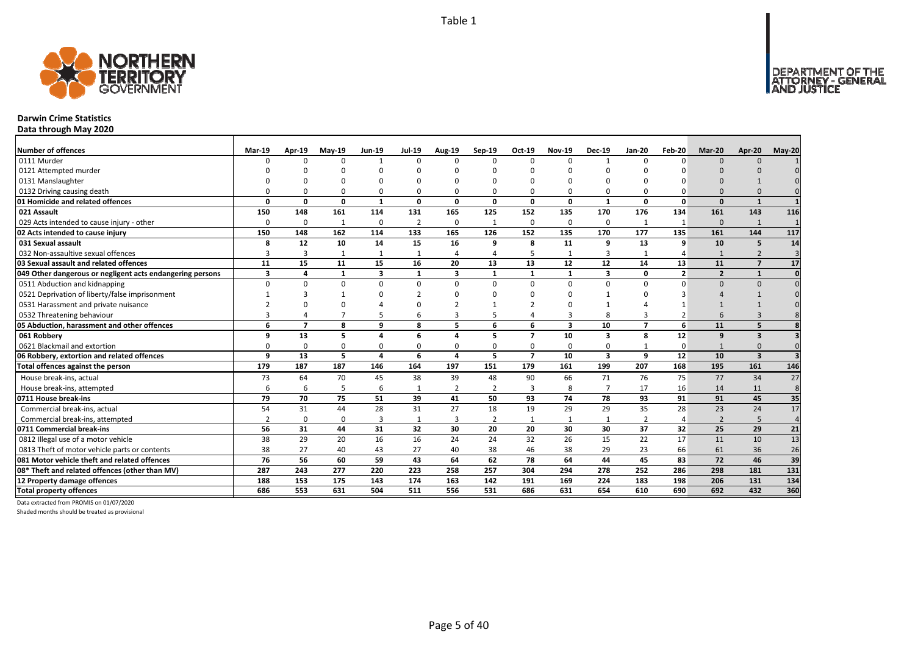Table 1

**Darwin Crime Statistics**

**Data through May 2020**

| Number of offences | Mar-19 | Apr-19 | May-19 | Jun-19 | Jul-19 | Aug-19 | Sep-19 | Oct-19 | Nov-19 | Dec-19 | Jan-20 | Feb-20 | Mar-20 | Apr-20 | May-20 |
|---|---|---|---|---|---|---|---|---|---|---|---|---|---|---|---|
| 0111 Murder | 0 | 0 | 0 | 1 | 0 | 0 | 0 | 0 | 0 | 1 | 0 | 0 | 0 | 0 | 1 |
| 0121 Attempted murder | 0 | 0 | 0 | 0 | 0 | 0 | 0 | 0 | 0 | 0 | 0 | 0 | 0 | 0 | 0 |
| 0131 Manslaughter | 0 | 0 | 0 | 0 | 0 | 0 | 0 | 0 | 0 | 0 | 0 | 0 | 0 | 1 | 0 |
| 0132 Driving causing death | 0 | 0 | 0 | 0 | 0 | 0 | 0 | 0 | 0 | 0 | 0 | 0 | 0 | 0 | 0 |
| **01 Homicide and related offences** | **0** | **0** | **0** | **1** | **0** | **0** | **0** | **0** | **0** | **1** | **0** | **0** | **0** | **1** | **1** |
| **021 Assault** | **150** | **148** | **161** | **114** | **131** | **165** | **125** | **152** | **135** | **170** | **176** | **134** | **161** | **143** | **116** |
| 029 Acts intended to cause injury - other | 0 | 0 | 1 | 0 | 2 | 0 | 1 | 0 | 0 | 0 | 1 | 1 | 0 | 1 | 1 |
| **02 Acts intended to cause injury** | **150** | **148** | **162** | **114** | **133** | **165** | **126** | **152** | **135** | **170** | **177** | **135** | **161** | **144** | **117** |
| **031 Sexual assault** | **8** | **12** | **10** | **14** | **15** | **16** | **9** | **8** | **11** | **9** | **13** | **9** | **10** | **5** | **14** |
| 032 Non-assaultive sexual offences | 3 | 3 | 1 | 1 | 1 | 4 | 4 | 5 | 1 | 3 | 1 | 4 | 1 | 2 | 3 |
| **03 Sexual assault and related offences** | **11** | **15** | **11** | **15** | **16** | **20** | **13** | **13** | **12** | **12** | **14** | **13** | **11** | **7** | **17** |
| **049 Other dangerous or negligent acts endangering persons** | **3** | **4** | **1** | **3** | **1** | **3** | **1** | **1** | **1** | **3** | **0** | **2** | **2** | **1** | **0** |
| 0511 Abduction and kidnapping | 0 | 0 | 0 | 0 | 0 | 0 | 0 | 0 | 0 | 0 | 0 | 0 | 0 | 0 | 0 |
| 0521 Deprivation of liberty/false imprisonment | 1 | 3 | 1 | 0 | 2 | 0 | 0 | 0 | 0 | 1 | 0 | 3 | 4 | 1 | 0 |
| 0531 Harassment and private nuisance | 2 | 0 | 0 | 4 | 0 | 2 | 1 | 2 | 0 | 1 | 4 | 1 | 1 | 1 | 0 |
| 0532 Threatening behaviour | 3 | 4 | 7 | 5 | 6 | 3 | 5 | 4 | 3 | 8 | 3 | 2 | 6 | 3 | 8 |
| **05 Abduction, harassment and other offences** | **6** | **7** | **8** | **9** | **8** | **5** | **6** | **6** | **3** | **10** | **7** | **6** | **11** | **5** | **8** |
| **061 Robbery** | **9** | **13** | **5** | **4** | **6** | **4** | **5** | **7** | **10** | **3** | **8** | **12** | **9** | **3** | **3** |
| 0621 Blackmail and extortion | 0 | 0 | 0 | 0 | 0 | 0 | 0 | 0 | 0 | 0 | 1 | 0 | 1 | 0 | 0 |
| **06 Robbery, extortion and related offences** | **9** | **13** | **5** | **4** | **6** | **4** | **5** | **7** | **10** | **3** | **9** | **12** | **10** | **3** | **3** |
| **Total offences against the person** | **179** | **187** | **187** | **146** | **164** | **197** | **151** | **179** | **161** | **199** | **207** | **168** | **195** | **161** | **146** |
| House break-ins, actual | 73 | 64 | 70 | 45 | 38 | 39 | 48 | 90 | 66 | 71 | 76 | 75 | 77 | 34 | 27 |
| House break-ins, attempted | 6 | 6 | 5 | 6 | 1 | 2 | 2 | 3 | 8 | 7 | 17 | 16 | 14 | 11 | 8 |
| **0711 House break-ins** | **79** | **70** | **75** | **51** | **39** | **41** | **50** | **93** | **74** | **78** | **93** | **91** | **91** | **45** | **35** |
| Commercial break-ins, actual | 54 | 31 | 44 | 28 | 31 | 27 | 18 | 19 | 29 | 29 | 35 | 28 | 23 | 24 | 17 |
| Commercial break-ins, attempted | 2 | 0 | 0 | 3 | 1 | 3 | 2 | 1 | 1 | 1 | 2 | 4 | 2 | 5 | 4 |
| **0711 Commercial break-ins** | **56** | **31** | **44** | **31** | **32** | **30** | **20** | **20** | **30** | **30** | **37** | **32** | **25** | **29** | **21** |
| 0812 Illegal use of a motor vehicle | 38 | 29 | 20 | 16 | 16 | 24 | 24 | 32 | 26 | 15 | 22 | 17 | 11 | 10 | 13 |
| 0813 Theft of motor vehicle parts or contents | 38 | 27 | 40 | 43 | 27 | 40 | 38 | 46 | 38 | 29 | 23 | 66 | 61 | 36 | 26 |
| **081 Motor vehicle theft and related offences** | **76** | **56** | **60** | **59** | **43** | **64** | **62** | **78** | **64** | **44** | **45** | **83** | **72** | **46** | **39** |
| **08* Theft and related offences (other than MV)** | **287** | **243** | **277** | **220** | **223** | **258** | **257** | **304** | **294** | **278** | **252** | **286** | **298** | **181** | **131** |
| **12 Property damage offences** | **188** | **153** | **175** | **143** | **174** | **163** | **142** | **191** | **169** | **224** | **183** | **198** | **206** | **131** | **134** |
| **Total property offences** | **686** | **553** | **631** | **504** | **511** | **556** | **531** | **686** | **631** | **654** | **610** | **690** | **692** | **432** | **360** |

Data extracted from PROMIS on 01/07/2020

Shaded months should be treated as provisional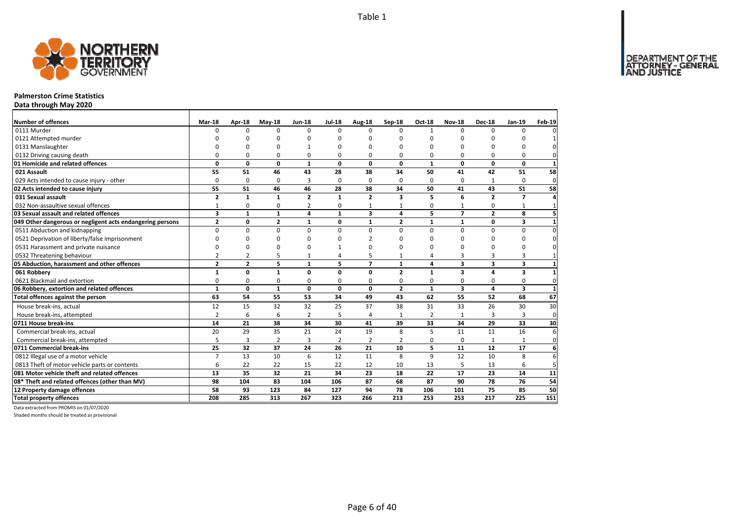Table 1

# Palmerston Crime Statistics

**Data through May 2020**

| Number of offences | Mar-18 | Apr-18 | May-18 | Jun-18 | Jul-18 | Aug-18 | Sep-18 | Oct-18 | Nov-18 | Dec-18 | Jan-19 | Feb-19 |
|---|---|---|---|---|---|---|---|---|---|---|---|---|
| 0111 Murder | 0 | 0 | 0 | 0 | 0 | 0 | 0 | 1 | 0 | 0 | 0 | 0 |
| 0121 Attempted murder | 0 | 0 | 0 | 0 | 0 | 0 | 0 | 0 | 0 | 0 | 0 | 1 |
| 0131 Manslaughter | 0 | 0 | 0 | 1 | 0 | 0 | 0 | 0 | 0 | 0 | 0 | 0 |
| 0132 Driving causing death | 0 | 0 | 0 | 0 | 0 | 0 | 0 | 0 | 0 | 0 | 0 | 0 |
| **01 Homicide and related offences** | **0** | **0** | **0** | **1** | **0** | **0** | **0** | **1** | **0** | **0** | **0** | **1** |
| **021 Assault** | **55** | **51** | **46** | **43** | **28** | **38** | **34** | **50** | **41** | **42** | **51** | **58** |
| 029 Acts intended to cause injury - other | 0 | 0 | 0 | 3 | 0 | 0 | 0 | 0 | 0 | 1 | 0 | 0 |
| **02 Acts intended to cause injury** | **55** | **51** | **46** | **46** | **28** | **38** | **34** | **50** | **41** | **43** | **51** | **58** |
| **031 Sexual assault** | **2** | **1** | **1** | **2** | **1** | **2** | **3** | **5** | **6** | **2** | **7** | **4** |
| 032 Non-assaultive sexual offences | 1 | 0 | 0 | 2 | 0 | 1 | 1 | 0 | 1 | 0 | 1 | 1 |
| **03 Sexual assault and related offences** | **3** | **1** | **1** | **4** | **1** | **3** | **4** | **5** | **7** | **2** | **8** | **5** |
| **049 Other dangerous or negligent acts endangering persons** | **2** | **0** | **2** | **1** | **0** | **1** | **2** | **1** | **1** | **0** | **3** | **1** |
| 0511 Abduction and kidnapping | 0 | 0 | 0 | 0 | 0 | 0 | 0 | 0 | 0 | 0 | 0 | 0 |
| 0521 Deprivation of liberty/false imprisonment | 0 | 0 | 0 | 0 | 0 | 2 | 0 | 0 | 0 | 0 | 0 | 0 |
| 0531 Harassment and private nuisance | 0 | 0 | 0 | 0 | 1 | 0 | 0 | 0 | 0 | 0 | 0 | 0 |
| 0532 Threatening behaviour | 2 | 2 | 5 | 1 | 4 | 5 | 1 | 4 | 3 | 3 | 3 | 1 |
| **05 Abduction, harassment and other offences** | **2** | **2** | **5** | **1** | **5** | **7** | **1** | **4** | **3** | **3** | **3** | **1** |
| **061 Robbery** | **1** | **0** | **1** | **0** | **0** | **0** | **2** | **1** | **3** | **4** | **3** | **1** |
| 0621 Blackmail and extortion | 0 | 0 | 0 | 0 | 0 | 0 | 0 | 0 | 0 | 0 | 0 | 0 |
| **06 Robbery, extortion and related offences** | **1** | **0** | **1** | **0** | **0** | **0** | **2** | **1** | **3** | **4** | **3** | **1** |
| **Total offences against the person** | **63** | **54** | **55** | **53** | **34** | **49** | **43** | **62** | **55** | **52** | **68** | **67** |
| House break-ins, actual | 12 | 15 | 32 | 32 | 25 | 37 | 38 | 31 | 33 | 26 | 30 | 30 |
| House break-ins, attempted | 2 | 6 | 6 | 2 | 5 | 4 | 1 | 2 | 1 | 3 | 3 | 0 |
| **0711 House break-ins** | **14** | **21** | **38** | **34** | **30** | **41** | **39** | **33** | **34** | **29** | **33** | **30** |
| Commercial break-ins, actual | 20 | 29 | 35 | 21 | 24 | 19 | 8 | 5 | 11 | 11 | 16 | 6 |
| Commercial break-ins, attempted | 5 | 3 | 2 | 3 | 2 | 2 | 2 | 0 | 0 | 1 | 1 | 0 |
| **0711 Commercial break-ins** | **25** | **32** | **37** | **24** | **26** | **21** | **10** | **5** | **11** | **12** | **17** | **6** |
| 0812 Illegal use of a motor vehicle | 7 | 13 | 10 | 6 | 12 | 11 | 8 | 9 | 12 | 10 | 8 | 6 |
| 0813 Theft of motor vehicle parts or contents | 6 | 22 | 22 | 15 | 22 | 12 | 10 | 13 | 5 | 13 | 6 | 5 |
| **081 Motor vehicle theft and related offences** | **13** | **35** | **32** | **21** | **34** | **23** | **18** | **22** | **17** | **23** | **14** | **11** |
| **08* Theft and related offences (other than MV)** | **98** | **104** | **83** | **104** | **106** | **87** | **68** | **87** | **90** | **78** | **76** | **54** |
| **12 Property damage offences** | **58** | **93** | **123** | **84** | **127** | **94** | **78** | **106** | **101** | **75** | **85** | **50** |
| **Total property offences** | **208** | **285** | **313** | **267** | **323** | **266** | **213** | **253** | **253** | **217** | **225** | **151** |

Data extracted from PROMIS on 01/07/2020

Shaded months should be treated as provisional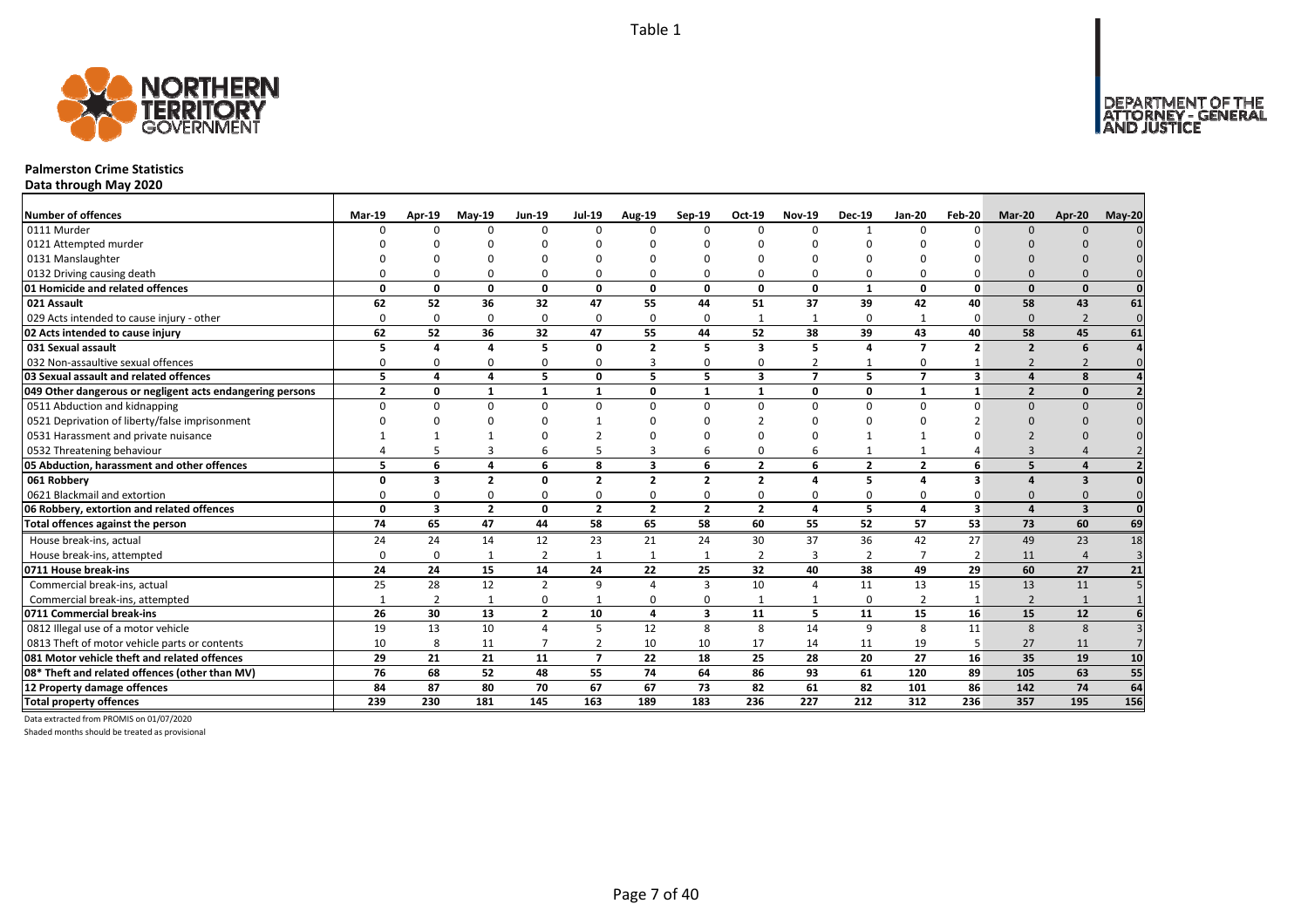Table 1

# Palmerston Crime Statistics

**Data through May 2020**

| Number of offences | Mar-19 | Apr-19 | May-19 | Jun-19 | Jul-19 | Aug-19 | Sep-19 | Oct-19 | Nov-19 | Dec-19 | Jan-20 | Feb-20 | Mar-20 | Apr-20 | May-20 |
|---|---|---|---|---|---|---|---|---|---|---|---|---|---|---|---|
| 0111 Murder | 0 | 0 | 0 | 0 | 0 | 0 | 0 | 0 | 0 | 1 | 0 | 0 | 0 | 0 | 0 |
| 0121 Attempted murder | 0 | 0 | 0 | 0 | 0 | 0 | 0 | 0 | 0 | 0 | 0 | 0 | 0 | 0 | 0 |
| 0131 Manslaughter | 0 | 0 | 0 | 0 | 0 | 0 | 0 | 0 | 0 | 0 | 0 | 0 | 0 | 0 | 0 |
| 0132 Driving causing death | 0 | 0 | 0 | 0 | 0 | 0 | 0 | 0 | 0 | 0 | 0 | 0 | 0 | 0 | 0 |
| **01 Homicide and related offences** | **0** | **0** | **0** | **0** | **0** | **0** | **0** | **0** | **0** | **1** | **0** | **0** | **0** | **0** | **0** |
| **021 Assault** | **62** | **52** | **36** | **32** | **47** | **55** | **44** | **51** | **37** | **39** | **42** | **40** | **58** | **43** | **61** |
| 029 Acts intended to cause injury - other | 0 | 0 | 0 | 0 | 0 | 0 | 0 | 1 | 1 | 0 | 1 | 0 | 0 | 2 | 0 |
| **02 Acts intended to cause injury** | **62** | **52** | **36** | **32** | **47** | **55** | **44** | **52** | **38** | **39** | **43** | **40** | **58** | **45** | **61** |
| **031 Sexual assault** | **5** | **4** | **4** | **5** | **0** | **2** | **5** | **3** | **5** | **4** | **7** | **2** | **2** | **6** | **4** |
| 032 Non-assaultive sexual offences | 0 | 0 | 0 | 0 | 0 | 3 | 0 | 0 | 2 | 1 | 0 | 1 | 2 | 2 | 0 |
| **03 Sexual assault and related offences** | **5** | **4** | **4** | **5** | **0** | **5** | **5** | **3** | **7** | **5** | **7** | **3** | **4** | **8** | **4** |
| **049 Other dangerous or negligent acts endangering persons** | **2** | **0** | **1** | **1** | **1** | **0** | **1** | **1** | **0** | **0** | **1** | **1** | **2** | **0** | **2** |
| 0511 Abduction and kidnapping | 0 | 0 | 0 | 0 | 0 | 0 | 0 | 0 | 0 | 0 | 0 | 0 | 0 | 0 | 0 |
| 0521 Deprivation of liberty/false imprisonment | 0 | 0 | 0 | 0 | 1 | 0 | 0 | 2 | 0 | 0 | 0 | 2 | 0 | 0 | 0 |
| 0531 Harassment and private nuisance | 1 | 1 | 1 | 0 | 2 | 0 | 0 | 0 | 0 | 1 | 1 | 0 | 2 | 0 | 0 |
| 0532 Threatening behaviour | 4 | 5 | 3 | 6 | 5 | 3 | 6 | 0 | 6 | 1 | 1 | 4 | 3 | 4 | 2 |
| **05 Abduction, harassment and other offences** | **5** | **6** | **4** | **6** | **8** | **3** | **6** | **2** | **6** | **2** | **2** | **6** | **5** | **4** | **2** |
| **061 Robbery** | **0** | **3** | **2** | **0** | **2** | **2** | **2** | **2** | **4** | **5** | **4** | **3** | **4** | **3** | **0** |
| 0621 Blackmail and extortion | 0 | 0 | 0 | 0 | 0 | 0 | 0 | 0 | 0 | 0 | 0 | 0 | 0 | 0 | 0 |
| **06 Robbery, extortion and related offences** | **0** | **3** | **2** | **0** | **2** | **2** | **2** | **2** | **4** | **5** | **4** | **3** | **4** | **3** | **0** |
| **Total offences against the person** | **74** | **65** | **47** | **44** | **58** | **65** | **58** | **60** | **55** | **52** | **57** | **53** | **73** | **60** | **69** |
| House break-ins, actual | 24 | 24 | 14 | 12 | 23 | 21 | 24 | 30 | 37 | 36 | 42 | 27 | 49 | 23 | 18 |
| House break-ins, attempted | 0 | 0 | 1 | 2 | 1 | 1 | 1 | 2 | 3 | 2 | 7 | 2 | 11 | 4 | 3 |
| **0711 House break-ins** | **24** | **24** | **15** | **14** | **24** | **22** | **25** | **32** | **40** | **38** | **49** | **29** | **60** | **27** | **21** |
| Commercial break-ins, actual | 25 | 28 | 12 | 2 | 9 | 4 | 3 | 10 | 4 | 11 | 13 | 15 | 13 | 11 | 5 |
| Commercial break-ins, attempted | 1 | 2 | 1 | 0 | 1 | 0 | 0 | 1 | 1 | 0 | 2 | 1 | 2 | 1 | 1 |
| **0711 Commercial break-ins** | **26** | **30** | **13** | **2** | **10** | **4** | **3** | **11** | **5** | **11** | **15** | **16** | **15** | **12** | **6** |
| 0812 Illegal use of a motor vehicle | 19 | 13 | 10 | 4 | 5 | 12 | 8 | 8 | 14 | 9 | 8 | 11 | 8 | 8 | 3 |
| 0813 Theft of motor vehicle parts or contents | 10 | 8 | 11 | 7 | 2 | 10 | 10 | 17 | 14 | 11 | 19 | 5 | 27 | 11 | 7 |
| **081 Motor vehicle theft and related offences** | **29** | **21** | **21** | **11** | **7** | **22** | **18** | **25** | **28** | **20** | **27** | **16** | **35** | **19** | **10** |
| **08* Theft and related offences (other than MV)** | **76** | **68** | **52** | **48** | **55** | **74** | **64** | **86** | **93** | **61** | **120** | **89** | **105** | **63** | **55** |
| **12 Property damage offences** | **84** | **87** | **80** | **70** | **67** | **67** | **73** | **82** | **61** | **82** | **101** | **86** | **142** | **74** | **64** |
| **Total property offences** | **239** | **230** | **181** | **145** | **163** | **189** | **183** | **236** | **227** | **212** | **312** | **236** | **357** | **195** | **156** |

Data extracted from PROMIS on 01/07/2020

Shaded months should be treated as provisional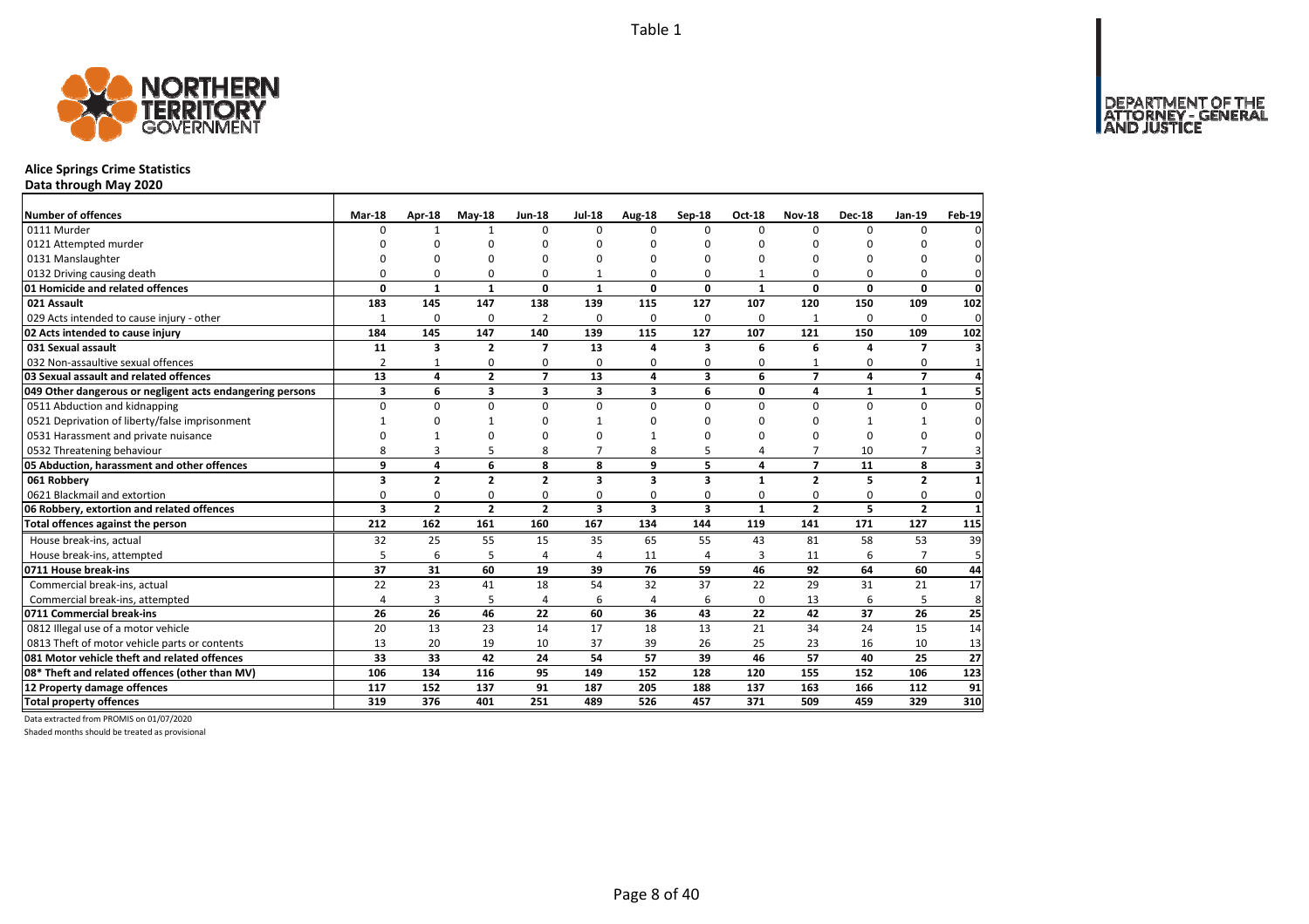Table 1

## Alice Springs Crime Statistics

**Data through May 2020**

| Number of offences | Mar-18 | Apr-18 | May-18 | Jun-18 | Jul-18 | Aug-18 | Sep-18 | Oct-18 | Nov-18 | Dec-18 | Jan-19 | Feb-19 |
|---|---|---|---|---|---|---|---|---|---|---|---|---|
| 0111 Murder | 0 | 1 | 1 | 0 | 0 | 0 | 0 | 0 | 0 | 0 | 0 | 0 |
| 0121 Attempted murder | 0 | 0 | 0 | 0 | 0 | 0 | 0 | 0 | 0 | 0 | 0 | 0 |
| 0131 Manslaughter | 0 | 0 | 0 | 0 | 0 | 0 | 0 | 0 | 0 | 0 | 0 | 0 |
| 0132 Driving causing death | 0 | 0 | 0 | 0 | 1 | 0 | 0 | 1 | 0 | 0 | 0 | 0 |
| **01 Homicide and related offences** | **0** | **1** | **1** | **0** | **1** | **0** | **0** | **1** | **0** | **0** | **0** | **0** |
| **021 Assault** | **183** | **145** | **147** | **138** | **139** | **115** | **127** | **107** | **120** | **150** | **109** | **102** |
| 029 Acts intended to cause injury - other | 1 | 0 | 0 | 2 | 0 | 0 | 0 | 0 | 1 | 0 | 0 | 0 |
| **02 Acts intended to cause injury** | **184** | **145** | **147** | **140** | **139** | **115** | **127** | **107** | **121** | **150** | **109** | **102** |
| **031 Sexual assault** | **11** | **3** | **2** | **7** | **13** | **4** | **3** | **6** | **6** | **4** | **7** | **3** |
| 032 Non-assaultive sexual offences | 2 | 1 | 0 | 0 | 0 | 0 | 0 | 0 | 1 | 0 | 0 | 1 |
| **03 Sexual assault and related offences** | **13** | **4** | **2** | **7** | **13** | **4** | **3** | **6** | **7** | **4** | **7** | **4** |
| **049 Other dangerous or negligent acts endangering persons** | **3** | **6** | **3** | **3** | **3** | **3** | **6** | **0** | **4** | **1** | **1** | **5** |
| 0511 Abduction and kidnapping | 0 | 0 | 0 | 0 | 0 | 0 | 0 | 0 | 0 | 0 | 0 | 0 |
| 0521 Deprivation of liberty/false imprisonment | 1 | 0 | 1 | 0 | 1 | 0 | 0 | 0 | 0 | 1 | 1 | 0 |
| 0531 Harassment and private nuisance | 0 | 1 | 0 | 0 | 0 | 1 | 0 | 0 | 0 | 0 | 0 | 0 |
| 0532 Threatening behaviour | 8 | 3 | 5 | 8 | 7 | 8 | 5 | 4 | 7 | 10 | 7 | 3 |
| **05 Abduction, harassment and other offences** | **9** | **4** | **6** | **8** | **8** | **9** | **5** | **4** | **7** | **11** | **8** | **3** |
| **061 Robbery** | **3** | **2** | **2** | **2** | **3** | **3** | **3** | **1** | **2** | **5** | **2** | **1** |
| 0621 Blackmail and extortion | 0 | 0 | 0 | 0 | 0 | 0 | 0 | 0 | 0 | 0 | 0 | 0 |
| **06 Robbery, extortion and related offences** | **3** | **2** | **2** | **2** | **3** | **3** | **3** | **1** | **2** | **5** | **2** | **1** |
| **Total offences against the person** | **212** | **162** | **161** | **160** | **167** | **134** | **144** | **119** | **141** | **171** | **127** | **115** |
| House break-ins, actual | 32 | 25 | 55 | 15 | 35 | 65 | 55 | 43 | 81 | 58 | 53 | 39 |
| House break-ins, attempted | 5 | 6 | 5 | 4 | 4 | 11 | 4 | 3 | 11 | 6 | 7 | 5 |
| **0711 House break-ins** | **37** | **31** | **60** | **19** | **39** | **76** | **59** | **46** | **92** | **64** | **60** | **44** |
| Commercial break-ins, actual | 22 | 23 | 41 | 18 | 54 | 32 | 37 | 22 | 29 | 31 | 21 | 17 |
| Commercial break-ins, attempted | 4 | 3 | 5 | 4 | 6 | 4 | 6 | 0 | 13 | 6 | 5 | 8 |
| **0711 Commercial break-ins** | **26** | **26** | **46** | **22** | **60** | **36** | **43** | **22** | **42** | **37** | **26** | **25** |
| 0812 Illegal use of a motor vehicle | 20 | 13 | 23 | 14 | 17 | 18 | 13 | 21 | 34 | 24 | 15 | 14 |
| 0813 Theft of motor vehicle parts or contents | 13 | 20 | 19 | 10 | 37 | 39 | 26 | 25 | 23 | 16 | 10 | 13 |
| **081 Motor vehicle theft and related offences** | **33** | **33** | **42** | **24** | **54** | **57** | **39** | **46** | **57** | **40** | **25** | **27** |
| **08* Theft and related offences (other than MV)** | **106** | **134** | **116** | **95** | **149** | **152** | **128** | **120** | **155** | **152** | **106** | **123** |
| **12 Property damage offences** | **117** | **152** | **137** | **91** | **187** | **205** | **188** | **137** | **163** | **166** | **112** | **91** |
| **Total property offences** | **319** | **376** | **401** | **251** | **489** | **526** | **457** | **371** | **509** | **459** | **329** | **310** |

Data extracted from PROMIS on 01/07/2020

Shaded months should be treated as provisional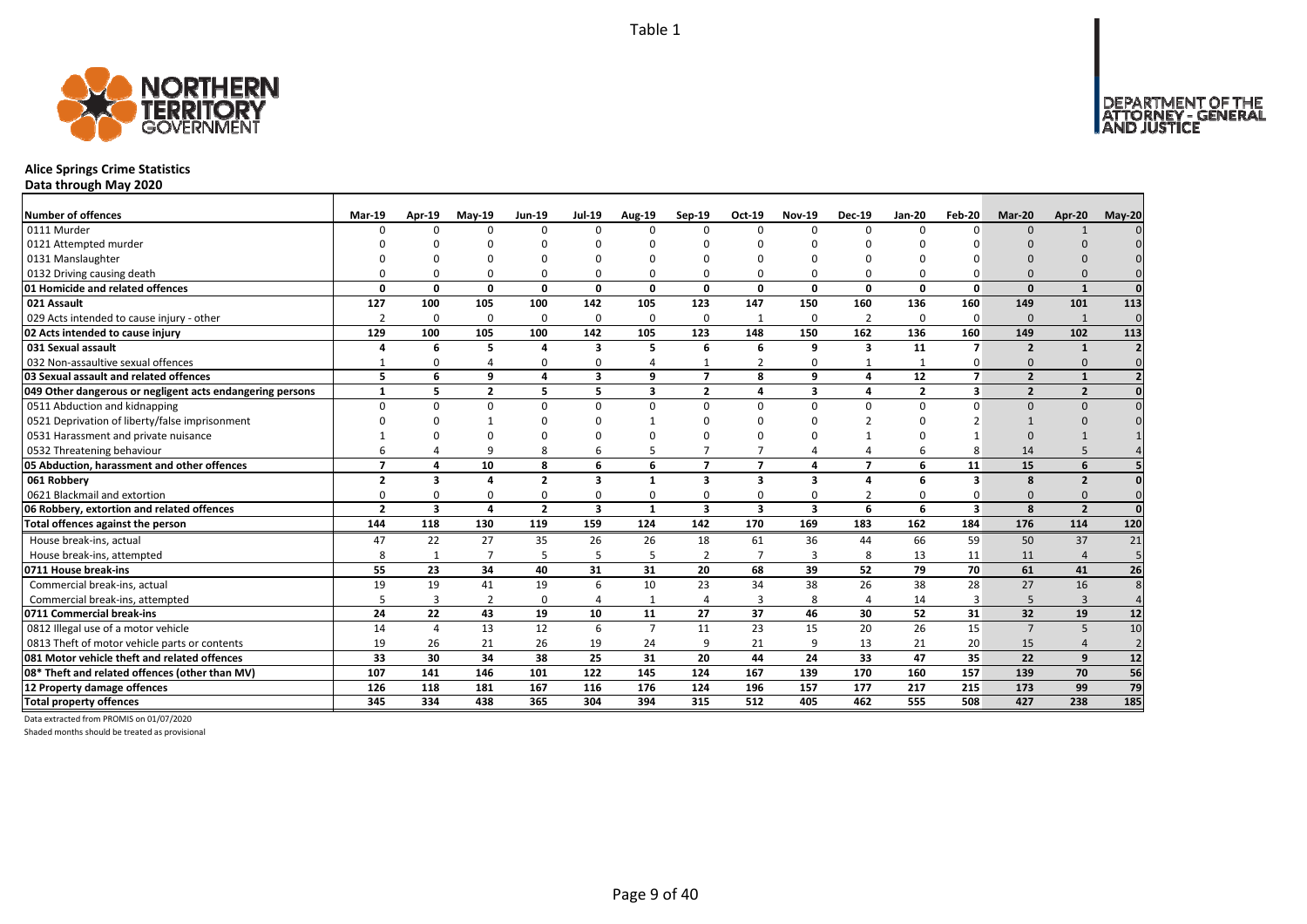Table 1

# Alice Springs Crime Statistics

**Data through May 2020**

| Number of offences | Mar-19 | Apr-19 | May-19 | Jun-19 | Jul-19 | Aug-19 | Sep-19 | Oct-19 | Nov-19 | Dec-19 | Jan-20 | Feb-20 | Mar-20 | Apr-20 | May-20 |
|---|---|---|---|---|---|---|---|---|---|---|---|---|---|---|---|
| 0111 Murder | 0 | 0 | 0 | 0 | 0 | 0 | 0 | 0 | 0 | 0 | 0 | 0 | 0 | 1 | 0 |
| 0121 Attempted murder | 0 | 0 | 0 | 0 | 0 | 0 | 0 | 0 | 0 | 0 | 0 | 0 | 0 | 0 | 0 |
| 0131 Manslaughter | 0 | 0 | 0 | 0 | 0 | 0 | 0 | 0 | 0 | 0 | 0 | 0 | 0 | 0 | 0 |
| 0132 Driving causing death | 0 | 0 | 0 | 0 | 0 | 0 | 0 | 0 | 0 | 0 | 0 | 0 | 0 | 0 | 0 |
| **01 Homicide and related offences** | **0** | **0** | **0** | **0** | **0** | **0** | **0** | **0** | **0** | **0** | **0** | **0** | **0** | **1** | **0** |
| **021 Assault** | **127** | **100** | **105** | **100** | **142** | **105** | **123** | **147** | **150** | **160** | **136** | **160** | **149** | **101** | **113** |
| 029 Acts intended to cause injury - other | 2 | 0 | 0 | 0 | 0 | 0 | 0 | 1 | 0 | 2 | 0 | 0 | 0 | 1 | 0 |
| **02 Acts intended to cause injury** | **129** | **100** | **105** | **100** | **142** | **105** | **123** | **148** | **150** | **162** | **136** | **160** | **149** | **102** | **113** |
| **031 Sexual assault** | **4** | **6** | **5** | **4** | **3** | **5** | **6** | **6** | **9** | **3** | **11** | **7** | **2** | **1** | **2** |
| 032 Non-assaultive sexual offences | 1 | 0 | 4 | 0 | 0 | 4 | 1 | 2 | 0 | 1 | 1 | 0 | 0 | 0 | 0 |
| **03 Sexual assault and related offences** | **5** | **6** | **9** | **4** | **3** | **9** | **7** | **8** | **9** | **4** | **12** | **7** | **2** | **1** | **2** |
| **049 Other dangerous or negligent acts endangering persons** | **1** | **5** | **2** | **5** | **5** | **3** | **2** | **4** | **3** | **4** | **2** | **3** | **2** | **2** | **0** |
| 0511 Abduction and kidnapping | 0 | 0 | 0 | 0 | 0 | 0 | 0 | 0 | 0 | 0 | 0 | 0 | 0 | 0 | 0 |
| 0521 Deprivation of liberty/false imprisonment | 0 | 0 | 1 | 0 | 0 | 1 | 0 | 0 | 0 | 2 | 0 | 2 | 1 | 0 | 0 |
| 0531 Harassment and private nuisance | 1 | 0 | 0 | 0 | 0 | 0 | 0 | 0 | 0 | 1 | 0 | 1 | 0 | 1 | 1 |
| 0532 Threatening behaviour | 6 | 4 | 9 | 8 | 6 | 5 | 7 | 7 | 4 | 4 | 6 | 8 | 14 | 5 | 4 |
| **05 Abduction, harassment and other offences** | **7** | **4** | **10** | **8** | **6** | **6** | **7** | **7** | **4** | **7** | **6** | **11** | **15** | **6** | **5** |
| **061 Robbery** | **2** | **3** | **4** | **2** | **3** | **1** | **3** | **3** | **3** | **4** | **6** | **3** | **8** | **2** | **0** |
| 0621 Blackmail and extortion | 0 | 0 | 0 | 0 | 0 | 0 | 0 | 0 | 0 | 2 | 0 | 0 | 0 | 0 | 0 |
| **06 Robbery, extortion and related offences** | **2** | **3** | **4** | **2** | **3** | **1** | **3** | **3** | **3** | **6** | **6** | **3** | **8** | **2** | **0** |
| **Total offences against the person** | **144** | **118** | **130** | **119** | **159** | **124** | **142** | **170** | **169** | **183** | **162** | **184** | **176** | **114** | **120** |
| House break-ins, actual | 47 | 22 | 27 | 35 | 26 | 26 | 18 | 61 | 36 | 44 | 66 | 59 | 50 | 37 | 21 |
| House break-ins, attempted | 8 | 1 | 7 | 5 | 5 | 5 | 2 | 7 | 3 | 8 | 13 | 11 | 11 | 4 | 5 |
| **0711 House break-ins** | **55** | **23** | **34** | **40** | **31** | **31** | **20** | **68** | **39** | **52** | **79** | **70** | **61** | **41** | **26** |
| Commercial break-ins, actual | 19 | 19 | 41 | 19 | 6 | 10 | 23 | 34 | 38 | 26 | 38 | 28 | 27 | 16 | 8 |
| Commercial break-ins, attempted | 5 | 3 | 2 | 0 | 4 | 1 | 4 | 3 | 8 | 4 | 14 | 3 | 5 | 3 | 4 |
| **0711 Commercial break-ins** | **24** | **22** | **43** | **19** | **10** | **11** | **27** | **37** | **46** | **30** | **52** | **31** | **32** | **19** | **12** |
| 0812 Illegal use of a motor vehicle | 14 | 4 | 13 | 12 | 6 | 7 | 11 | 23 | 15 | 20 | 26 | 15 | 7 | 5 | 10 |
| 0813 Theft of motor vehicle parts or contents | 19 | 26 | 21 | 26 | 19 | 24 | 9 | 21 | 9 | 13 | 21 | 20 | 15 | 4 | 2 |
| **081 Motor vehicle theft and related offences** | **33** | **30** | **34** | **38** | **25** | **31** | **20** | **44** | **24** | **33** | **47** | **35** | **22** | **9** | **12** |
| **08* Theft and related offences (other than MV)** | **107** | **141** | **146** | **101** | **122** | **145** | **124** | **167** | **139** | **170** | **160** | **157** | **139** | **70** | **56** |
| **12 Property damage offences** | **126** | **118** | **181** | **167** | **116** | **176** | **124** | **196** | **157** | **177** | **217** | **215** | **173** | **99** | **79** |
| **Total property offences** | **345** | **334** | **438** | **365** | **304** | **394** | **315** | **512** | **405** | **462** | **555** | **508** | **427** | **238** | **185** |

Data extracted from PROMIS on 01/07/2020

Shaded months should be treated as provisional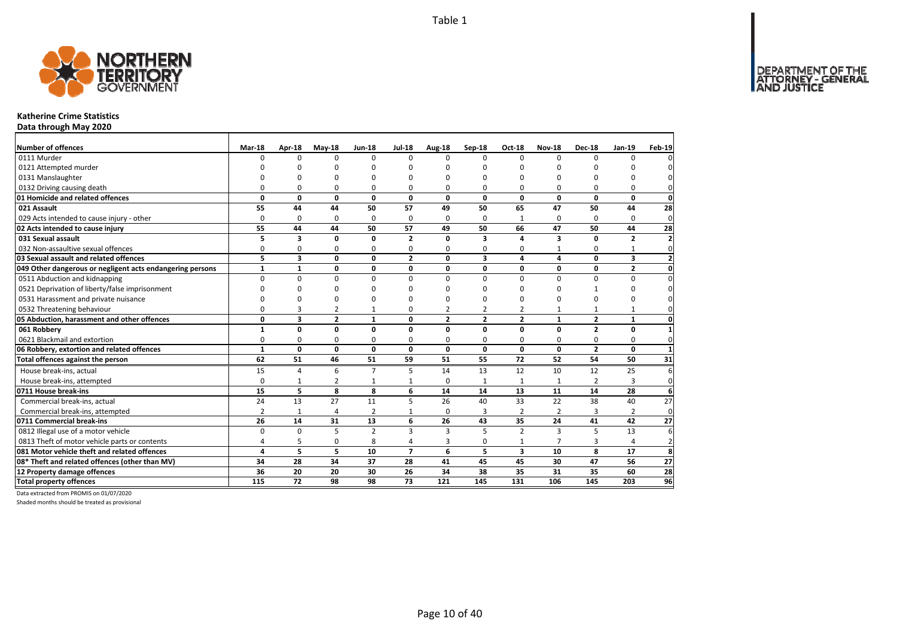Table 1

**Katherine Crime Statistics**
**Data through May 2020**

| Number of offences | Mar-18 | Apr-18 | May-18 | Jun-18 | Jul-18 | Aug-18 | Sep-18 | Oct-18 | Nov-18 | Dec-18 | Jan-19 | Feb-19 |
|---|---|---|---|---|---|---|---|---|---|---|---|---|
| 0111 Murder | 0 | 0 | 0 | 0 | 0 | 0 | 0 | 0 | 0 | 0 | 0 | 0 |
| 0121 Attempted murder | 0 | 0 | 0 | 0 | 0 | 0 | 0 | 0 | 0 | 0 | 0 | 0 |
| 0131 Manslaughter | 0 | 0 | 0 | 0 | 0 | 0 | 0 | 0 | 0 | 0 | 0 | 0 |
| 0132 Driving causing death | 0 | 0 | 0 | 0 | 0 | 0 | 0 | 0 | 0 | 0 | 0 | 0 |
| **01 Homicide and related offences** | **0** | **0** | **0** | **0** | **0** | **0** | **0** | **0** | **0** | **0** | **0** | **0** |
| **021 Assault** | **55** | **44** | **44** | **50** | **57** | **49** | **50** | **65** | **47** | **50** | **44** | **28** |
| 029 Acts intended to cause injury - other | 0 | 0 | 0 | 0 | 0 | 0 | 0 | 1 | 0 | 0 | 0 | 0 |
| **02 Acts intended to cause injury** | **55** | **44** | **44** | **50** | **57** | **49** | **50** | **66** | **47** | **50** | **44** | **28** |
| **031 Sexual assault** | **5** | **3** | **0** | **0** | **2** | **0** | **3** | **4** | **3** | **0** | **2** | **2** |
| 032 Non-assaultive sexual offences | 0 | 0 | 0 | 0 | 0 | 0 | 0 | 0 | 1 | 0 | 1 | 0 |
| **03 Sexual assault and related offences** | **5** | **3** | **0** | **0** | **2** | **0** | **3** | **4** | **4** | **0** | **3** | **2** |
| **049 Other dangerous or negligent acts endangering persons** | **1** | **1** | **0** | **0** | **0** | **0** | **0** | **0** | **0** | **0** | **2** | **0** |
| 0511 Abduction and kidnapping | 0 | 0 | 0 | 0 | 0 | 0 | 0 | 0 | 0 | 0 | 0 | 0 |
| 0521 Deprivation of liberty/false imprisonment | 0 | 0 | 0 | 0 | 0 | 0 | 0 | 0 | 0 | 1 | 0 | 0 |
| 0531 Harassment and private nuisance | 0 | 0 | 0 | 0 | 0 | 0 | 0 | 0 | 0 | 0 | 0 | 0 |
| 0532 Threatening behaviour | 0 | 3 | 2 | 1 | 0 | 2 | 2 | 2 | 1 | 1 | 1 | 0 |
| **05 Abduction, harassment and other offences** | **0** | **3** | **2** | **1** | **0** | **2** | **2** | **2** | **1** | **2** | **1** | **0** |
| **061 Robbery** | **1** | **0** | **0** | **0** | **0** | **0** | **0** | **0** | **0** | **2** | **0** | **1** |
| 0621 Blackmail and extortion | 0 | 0 | 0 | 0 | 0 | 0 | 0 | 0 | 0 | 0 | 0 | 0 |
| **06 Robbery, extortion and related offences** | **1** | **0** | **0** | **0** | **0** | **0** | **0** | **0** | **0** | **2** | **0** | **1** |
| **Total offences against the person** | **62** | **51** | **46** | **51** | **59** | **51** | **55** | **72** | **52** | **54** | **50** | **31** |
| House break-ins, actual | 15 | 4 | 6 | 7 | 5 | 14 | 13 | 12 | 10 | 12 | 25 | 6 |
| House break-ins, attempted | 0 | 1 | 2 | 1 | 1 | 0 | 1 | 1 | 1 | 2 | 3 | 0 |
| **0711 House break-ins** | **15** | **5** | **8** | **8** | **6** | **14** | **14** | **13** | **11** | **14** | **28** | **6** |
| Commercial break-ins, actual | 24 | 13 | 27 | 11 | 5 | 26 | 40 | 33 | 22 | 38 | 40 | 27 |
| Commercial break-ins, attempted | 2 | 1 | 4 | 2 | 1 | 0 | 3 | 2 | 2 | 3 | 2 | 0 |
| **0711 Commercial break-ins** | **26** | **14** | **31** | **13** | **6** | **26** | **43** | **35** | **24** | **41** | **42** | **27** |
| 0812 Illegal use of a motor vehicle | 0 | 0 | 5 | 2 | 3 | 3 | 5 | 2 | 3 | 5 | 13 | 6 |
| 0813 Theft of motor vehicle parts or contents | 4 | 5 | 0 | 8 | 4 | 3 | 0 | 1 | 7 | 3 | 4 | 2 |
| **081 Motor vehicle theft and related offences** | **4** | **5** | **5** | **10** | **7** | **6** | **5** | **3** | **10** | **8** | **17** | **8** |
| **08* Theft and related offences (other than MV)** | **34** | **28** | **34** | **37** | **28** | **41** | **45** | **45** | **30** | **47** | **56** | **27** |
| **12 Property damage offences** | **36** | **20** | **20** | **30** | **26** | **34** | **38** | **35** | **31** | **35** | **60** | **28** |
| **Total property offences** | **115** | **72** | **98** | **98** | **73** | **121** | **145** | **131** | **106** | **145** | **203** | **96** |

Data extracted from PROMIS on 01/07/2020

Shaded months should be treated as provisional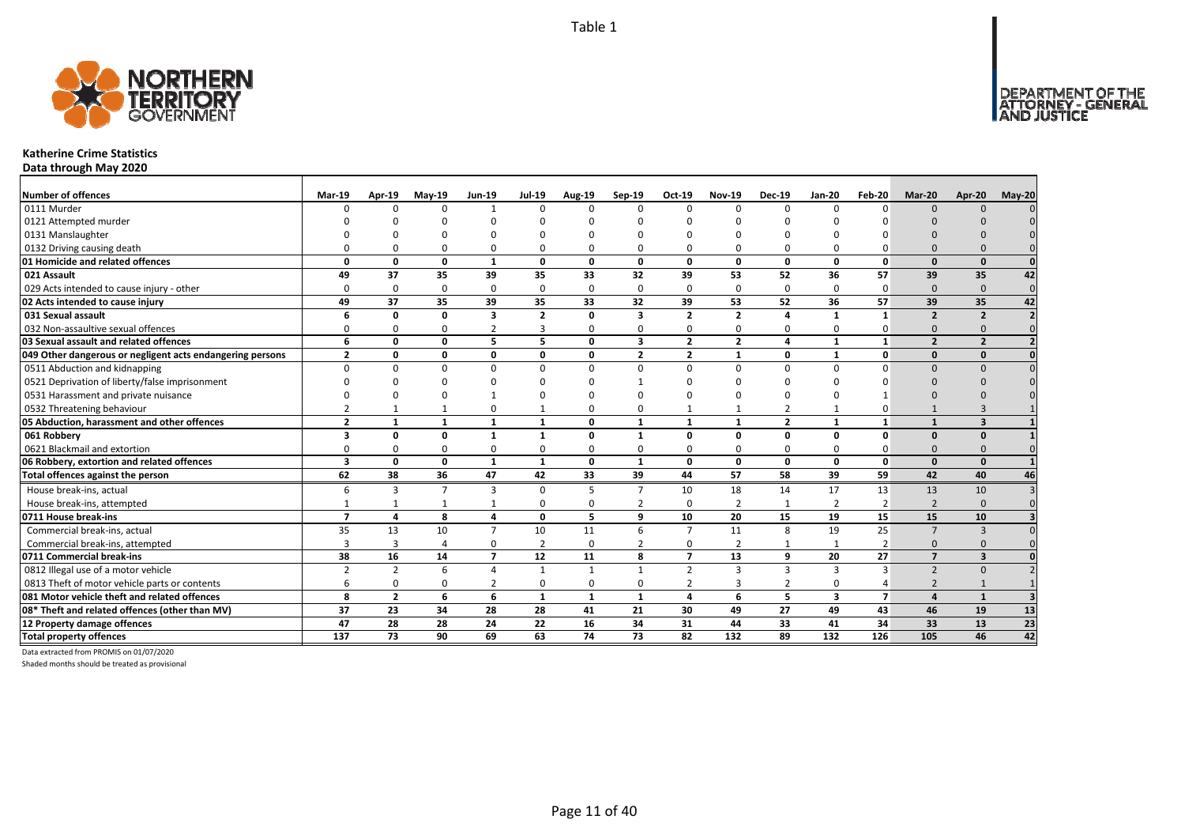# Katherine Crime Statistics

**Data through May 2020**

| Number of offences | Mar-19 | Apr-19 | May-19 | Jun-19 | Jul-19 | Aug-19 | Sep-19 | Oct-19 | Nov-19 | Dec-19 | Jan-20 | Feb-20 | Mar-20 | Apr-20 | May-20 |
|---|---|---|---|---|---|---|---|---|---|---|---|---|---|---|---|
| 0111 Murder | 0 | 0 | 0 | 1 | 0 | 0 | 0 | 0 | 0 | 0 | 0 | 0 | 0 | 0 | 0 |
| 0121 Attempted murder | 0 | 0 | 0 | 0 | 0 | 0 | 0 | 0 | 0 | 0 | 0 | 0 | 0 | 0 | 0 |
| 0131 Manslaughter | 0 | 0 | 0 | 0 | 0 | 0 | 0 | 0 | 0 | 0 | 0 | 0 | 0 | 0 | 0 |
| 0132 Driving causing death | 0 | 0 | 0 | 0 | 0 | 0 | 0 | 0 | 0 | 0 | 0 | 0 | 0 | 0 | 0 |
| **01 Homicide and related offences** | **0** | **0** | **0** | **1** | **0** | **0** | **0** | **0** | **0** | **0** | **0** | **0** | **0** | **0** | **0** |
| **021 Assault** | **49** | **37** | **35** | **39** | **35** | **33** | **32** | **39** | **53** | **52** | **36** | **57** | **39** | **35** | **42** |
| 029 Acts intended to cause injury - other | 0 | 0 | 0 | 0 | 0 | 0 | 0 | 0 | 0 | 0 | 0 | 0 | 0 | 0 | 0 |
| **02 Acts intended to cause injury** | **49** | **37** | **35** | **39** | **35** | **33** | **32** | **39** | **53** | **52** | **36** | **57** | **39** | **35** | **42** |
| **031 Sexual assault** | **6** | **0** | **0** | **3** | **2** | **0** | **3** | **2** | **2** | **4** | **1** | **1** | **2** | **2** | **2** |
| 032 Non-assaultive sexual offences | 0 | 0 | 0 | 2 | 3 | 0 | 0 | 0 | 0 | 0 | 0 | 0 | 0 | 0 | 0 |
| **03 Sexual assault and related offences** | **6** | **0** | **0** | **5** | **5** | **0** | **3** | **2** | **2** | **4** | **1** | **1** | **2** | **2** | **2** |
| **049 Other dangerous or negligent acts endangering persons** | **2** | **0** | **0** | **0** | **0** | **0** | **2** | **2** | **1** | **0** | **1** | **0** | **0** | **0** | **0** |
| 0511 Abduction and kidnapping | 0 | 0 | 0 | 0 | 0 | 0 | 0 | 0 | 0 | 0 | 0 | 0 | 0 | 0 | 0 |
| 0521 Deprivation of liberty/false imprisonment | 0 | 0 | 0 | 0 | 0 | 0 | 1 | 0 | 0 | 0 | 0 | 0 | 0 | 0 | 0 |
| 0531 Harassment and private nuisance | 0 | 0 | 0 | 1 | 0 | 0 | 0 | 0 | 0 | 0 | 0 | 1 | 0 | 0 | 0 |
| 0532 Threatening behaviour | 2 | 1 | 1 | 0 | 1 | 0 | 0 | 1 | 1 | 2 | 1 | 0 | 1 | 3 | 1 |
| **05 Abduction, harassment and other offences** | **2** | **1** | **1** | **1** | **1** | **0** | **1** | **1** | **1** | **2** | **1** | **1** | **1** | **3** | **1** |
| **061 Robbery** | **3** | **0** | **0** | **1** | **1** | **0** | **1** | **0** | **0** | **0** | **0** | **0** | **0** | **0** | **1** |
| 0621 Blackmail and extortion | 0 | 0 | 0 | 0 | 0 | 0 | 0 | 0 | 0 | 0 | 0 | 0 | 0 | 0 | 0 |
| **06 Robbery, extortion and related offences** | **3** | **0** | **0** | **1** | **1** | **0** | **1** | **0** | **0** | **0** | **0** | **0** | **0** | **0** | **1** |
| **Total offences against the person** | **62** | **38** | **36** | **47** | **42** | **33** | **39** | **44** | **57** | **58** | **39** | **59** | **42** | **40** | **46** |
| House break-ins, actual | 6 | 3 | 7 | 3 | 0 | 5 | 7 | 10 | 18 | 14 | 17 | 13 | 13 | 10 | 3 |
| House break-ins, attempted | 1 | 1 | 1 | 1 | 0 | 0 | 2 | 0 | 2 | 1 | 2 | 2 | 2 | 0 | 0 |
| **0711 House break-ins** | **7** | **4** | **8** | **4** | **0** | **5** | **9** | **10** | **20** | **15** | **19** | **15** | **15** | **10** | **3** |
| Commercial break-ins, actual | 35 | 13 | 10 | 7 | 10 | 11 | 6 | 7 | 11 | 8 | 19 | 25 | 7 | 3 | 0 |
| Commercial break-ins, attempted | 3 | 3 | 4 | 0 | 2 | 0 | 2 | 0 | 2 | 1 | 1 | 2 | 0 | 0 | 0 |
| **0711 Commercial break-ins** | **38** | **16** | **14** | **7** | **12** | **11** | **8** | **7** | **13** | **9** | **20** | **27** | **7** | **3** | **0** |
| 0812 Illegal use of a motor vehicle | 2 | 2 | 6 | 4 | 1 | 1 | 1 | 2 | 3 | 3 | 3 | 3 | 2 | 0 | 2 |
| 0813 Theft of motor vehicle parts or contents | 6 | 0 | 0 | 2 | 0 | 0 | 0 | 2 | 3 | 2 | 0 | 4 | 2 | 1 | 1 |
| **081 Motor vehicle theft and related offences** | **8** | **2** | **6** | **6** | **1** | **1** | **1** | **4** | **6** | **5** | **3** | **7** | **4** | **1** | **3** |
| **08* Theft and related offences (other than MV)** | **37** | **23** | **34** | **28** | **28** | **41** | **21** | **30** | **49** | **27** | **49** | **43** | **46** | **19** | **13** |
| **12 Property damage offences** | **47** | **28** | **28** | **24** | **22** | **16** | **34** | **31** | **44** | **33** | **41** | **34** | **33** | **13** | **23** |
| **Total property offences** | **137** | **73** | **90** | **69** | **63** | **74** | **73** | **82** | **132** | **89** | **132** | **126** | **105** | **46** | **42** |

Data extracted from PROMIS on 01/07/2020

Shaded months should be treated as provisional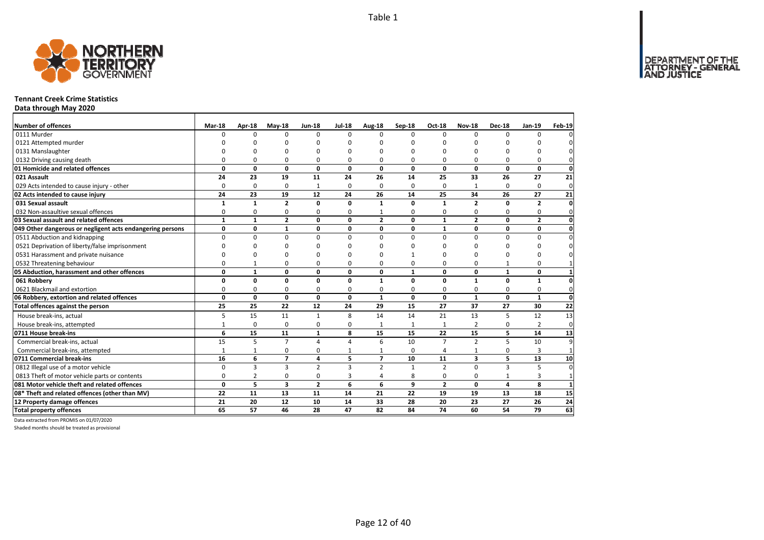Table 1

# Tennant Creek Crime Statistics

**Data through May 2020**

| Number of offences | Mar-18 | Apr-18 | May-18 | Jun-18 | Jul-18 | Aug-18 | Sep-18 | Oct-18 | Nov-18 | Dec-18 | Jan-19 | Feb-19 |
|---|---|---|---|---|---|---|---|---|---|---|---|---|
| 0111 Murder | 0 | 0 | 0 | 0 | 0 | 0 | 0 | 0 | 0 | 0 | 0 | 0 |
| 0121 Attempted murder | 0 | 0 | 0 | 0 | 0 | 0 | 0 | 0 | 0 | 0 | 0 | 0 |
| 0131 Manslaughter | 0 | 0 | 0 | 0 | 0 | 0 | 0 | 0 | 0 | 0 | 0 | 0 |
| 0132 Driving causing death | 0 | 0 | 0 | 0 | 0 | 0 | 0 | 0 | 0 | 0 | 0 | 0 |
| **01 Homicide and related offences** | **0** | **0** | **0** | **0** | **0** | **0** | **0** | **0** | **0** | **0** | **0** | **0** |
| **021 Assault** | **24** | **23** | **19** | **11** | **24** | **26** | **14** | **25** | **33** | **26** | **27** | **21** |
| 029 Acts intended to cause injury - other | 0 | 0 | 0 | 1 | 0 | 0 | 0 | 0 | 1 | 0 | 0 | 0 |
| **02 Acts intended to cause injury** | **24** | **23** | **19** | **12** | **24** | **26** | **14** | **25** | **34** | **26** | **27** | **21** |
| **031 Sexual assault** | **1** | **1** | **2** | **0** | **0** | **1** | **0** | **1** | **2** | **0** | **2** | **0** |
| 032 Non-assaultive sexual offences | 0 | 0 | 0 | 0 | 0 | 1 | 0 | 0 | 0 | 0 | 0 | 0 |
| **03 Sexual assault and related offences** | **1** | **1** | **2** | **0** | **0** | **2** | **0** | **1** | **2** | **0** | **2** | **0** |
| **049 Other dangerous or negligent acts endangering persons** | **0** | **0** | **1** | **0** | **0** | **0** | **0** | **1** | **0** | **0** | **0** | **0** |
| 0511 Abduction and kidnapping | 0 | 0 | 0 | 0 | 0 | 0 | 0 | 0 | 0 | 0 | 0 | 0 |
| 0521 Deprivation of liberty/false imprisonment | 0 | 0 | 0 | 0 | 0 | 0 | 0 | 0 | 0 | 0 | 0 | 0 |
| 0531 Harassment and private nuisance | 0 | 0 | 0 | 0 | 0 | 0 | 1 | 0 | 0 | 0 | 0 | 0 |
| 0532 Threatening behaviour | 0 | 1 | 0 | 0 | 0 | 0 | 0 | 0 | 0 | 1 | 0 | 1 |
| **05 Abduction, harassment and other offences** | **0** | **1** | **0** | **0** | **0** | **0** | **1** | **0** | **0** | **1** | **0** | **1** |
| **061 Robbery** | **0** | **0** | **0** | **0** | **0** | **1** | **0** | **0** | **1** | **0** | **1** | **0** |
| 0621 Blackmail and extortion | 0 | 0 | 0 | 0 | 0 | 0 | 0 | 0 | 0 | 0 | 0 | 0 |
| **06 Robbery, extortion and related offences** | **0** | **0** | **0** | **0** | **0** | **1** | **0** | **0** | **1** | **0** | **1** | **0** |
| **Total offences against the person** | **25** | **25** | **22** | **12** | **24** | **29** | **15** | **27** | **37** | **27** | **30** | **22** |
| House break-ins, actual | 5 | 15 | 11 | 1 | 8 | 14 | 14 | 21 | 13 | 5 | 12 | 13 |
| House break-ins, attempted | 1 | 0 | 0 | 0 | 0 | 1 | 1 | 1 | 2 | 0 | 2 | 0 |
| **0711 House break-ins** | **6** | **15** | **11** | **1** | **8** | **15** | **15** | **22** | **15** | **5** | **14** | **13** |
| Commercial break-ins, actual | 15 | 5 | 7 | 4 | 4 | 6 | 10 | 7 | 2 | 5 | 10 | 9 |
| Commercial break-ins, attempted | 1 | 1 | 0 | 0 | 1 | 1 | 0 | 4 | 1 | 0 | 3 | 1 |
| **0711 Commercial break-ins** | **16** | **6** | **7** | **4** | **5** | **7** | **10** | **11** | **3** | **5** | **13** | **10** |
| 0812 Illegal use of a motor vehicle | 0 | 3 | 3 | 2 | 3 | 2 | 1 | 2 | 0 | 3 | 5 | 0 |
| 0813 Theft of motor vehicle parts or contents | 0 | 2 | 0 | 0 | 3 | 4 | 8 | 0 | 0 | 1 | 3 | 1 |
| **081 Motor vehicle theft and related offences** | **0** | **5** | **3** | **2** | **6** | **6** | **9** | **2** | **0** | **4** | **8** | **1** |
| **08* Theft and related offences (other than MV)** | **22** | **11** | **13** | **11** | **14** | **21** | **22** | **19** | **19** | **13** | **18** | **15** |
| **12 Property damage offences** | **21** | **20** | **12** | **10** | **14** | **33** | **28** | **20** | **23** | **27** | **26** | **24** |
| **Total property offences** | **65** | **57** | **46** | **28** | **47** | **82** | **84** | **74** | **60** | **54** | **79** | **63** |

Data extracted from PROMIS on 01/07/2020

Shaded months should be treated as provisional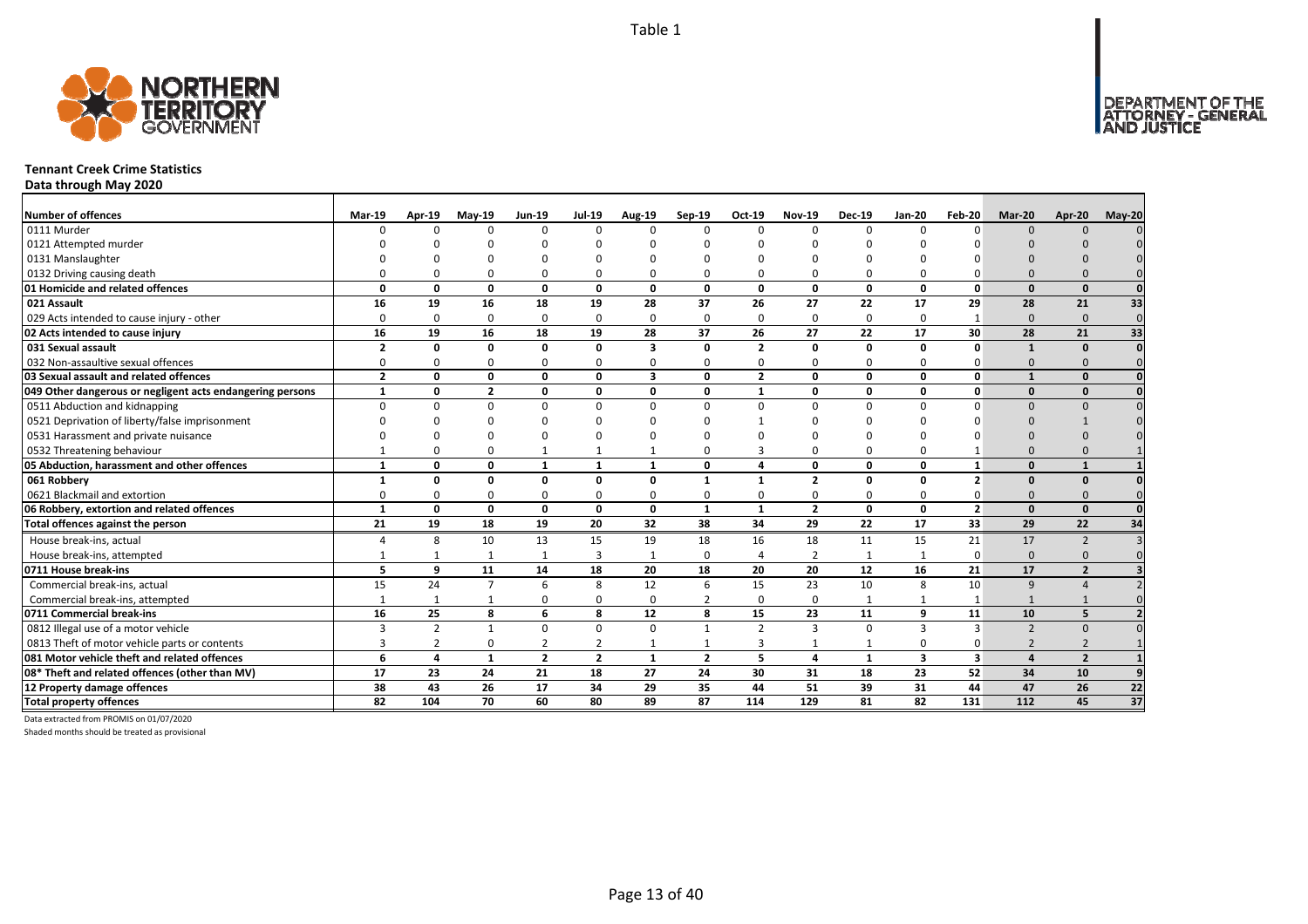Table 1

# Tennant Creek Crime Statistics

**Data through May 2020**

| Number of offences | Mar-19 | Apr-19 | May-19 | Jun-19 | Jul-19 | Aug-19 | Sep-19 | Oct-19 | Nov-19 | Dec-19 | Jan-20 | Feb-20 | Mar-20 | Apr-20 | May-20 |
|---|---|---|---|---|---|---|---|---|---|---|---|---|---|---|---|
| 0111 Murder | 0 | 0 | 0 | 0 | 0 | 0 | 0 | 0 | 0 | 0 | 0 | 0 | 0 | 0 | 0 |
| 0121 Attempted murder | 0 | 0 | 0 | 0 | 0 | 0 | 0 | 0 | 0 | 0 | 0 | 0 | 0 | 0 | 0 |
| 0131 Manslaughter | 0 | 0 | 0 | 0 | 0 | 0 | 0 | 0 | 0 | 0 | 0 | 0 | 0 | 0 | 0 |
| 0132 Driving causing death | 0 | 0 | 0 | 0 | 0 | 0 | 0 | 0 | 0 | 0 | 0 | 0 | 0 | 0 | 0 |
| **01 Homicide and related offences** | **0** | **0** | **0** | **0** | **0** | **0** | **0** | **0** | **0** | **0** | **0** | **0** | **0** | **0** | **0** |
| **021 Assault** | **16** | **19** | **16** | **18** | **19** | **28** | **37** | **26** | **27** | **22** | **17** | **29** | **28** | **21** | **33** |
| 029 Acts intended to cause injury - other | 0 | 0 | 0 | 0 | 0 | 0 | 0 | 0 | 0 | 0 | 0 | 1 | 0 | 0 | 0 |
| **02 Acts intended to cause injury** | **16** | **19** | **16** | **18** | **19** | **28** | **37** | **26** | **27** | **22** | **17** | **30** | **28** | **21** | **33** |
| **031 Sexual assault** | **2** | **0** | **0** | **0** | **0** | **3** | **0** | **2** | **0** | **0** | **0** | **0** | **1** | **0** | **0** |
| 032 Non-assaultive sexual offences | 0 | 0 | 0 | 0 | 0 | 0 | 0 | 0 | 0 | 0 | 0 | 0 | 0 | 0 | 0 |
| **03 Sexual assault and related offences** | **2** | **0** | **0** | **0** | **0** | **3** | **0** | **2** | **0** | **0** | **0** | **0** | **1** | **0** | **0** |
| **049 Other dangerous or negligent acts endangering persons** | **1** | **0** | **2** | **0** | **0** | **0** | **0** | **1** | **0** | **0** | **0** | **0** | **0** | **0** | **0** |
| 0511 Abduction and kidnapping | 0 | 0 | 0 | 0 | 0 | 0 | 0 | 0 | 0 | 0 | 0 | 0 | 0 | 0 | 0 |
| 0521 Deprivation of liberty/false imprisonment | 0 | 0 | 0 | 0 | 0 | 0 | 0 | 1 | 0 | 0 | 0 | 0 | 0 | 1 | 0 |
| 0531 Harassment and private nuisance | 0 | 0 | 0 | 0 | 0 | 0 | 0 | 0 | 0 | 0 | 0 | 0 | 0 | 0 | 0 |
| 0532 Threatening behaviour | 1 | 0 | 0 | 1 | 1 | 1 | 0 | 3 | 0 | 0 | 0 | 1 | 0 | 0 | 1 |
| **05 Abduction, harassment and other offences** | **1** | **0** | **0** | **1** | **1** | **1** | **0** | **4** | **0** | **0** | **0** | **1** | **0** | **1** | **1** |
| **061 Robbery** | **1** | **0** | **0** | **0** | **0** | **0** | **1** | **1** | **2** | **0** | **0** | **2** | **0** | **0** | **0** |
| 0621 Blackmail and extortion | 0 | 0 | 0 | 0 | 0 | 0 | 0 | 0 | 0 | 0 | 0 | 0 | 0 | 0 | 0 |
| **06 Robbery, extortion and related offences** | **1** | **0** | **0** | **0** | **0** | **0** | **1** | **1** | **2** | **0** | **0** | **2** | **0** | **0** | **0** |
| **Total offences against the person** | **21** | **19** | **18** | **19** | **20** | **32** | **38** | **34** | **29** | **22** | **17** | **33** | **29** | **22** | **34** |
| House break-ins, actual | 4 | 8 | 10 | 13 | 15 | 19 | 18 | 16 | 18 | 11 | 15 | 21 | 17 | 2 | 3 |
| House break-ins, attempted | 1 | 1 | 1 | 1 | 3 | 1 | 0 | 4 | 2 | 1 | 1 | 0 | 0 | 0 | 0 |
| **0711 House break-ins** | **5** | **9** | **11** | **14** | **18** | **20** | **18** | **20** | **20** | **12** | **16** | **21** | **17** | **2** | **3** |
| Commercial break-ins, actual | 15 | 24 | 7 | 6 | 8 | 12 | 6 | 15 | 23 | 10 | 8 | 10 | 9 | 4 | 2 |
| Commercial break-ins, attempted | 1 | 1 | 1 | 0 | 0 | 0 | 2 | 0 | 0 | 1 | 1 | 1 | 1 | 1 | 0 |
| **0711 Commercial break-ins** | **16** | **25** | **8** | **6** | **8** | **12** | **8** | **15** | **23** | **11** | **9** | **11** | **10** | **5** | **2** |
| 0812 Illegal use of a motor vehicle | 3 | 2 | 1 | 0 | 0 | 0 | 1 | 2 | 3 | 0 | 3 | 3 | 2 | 0 | 0 |
| 0813 Theft of motor vehicle parts or contents | 3 | 2 | 0 | 2 | 2 | 1 | 1 | 3 | 1 | 1 | 0 | 0 | 2 | 2 | 1 |
| **081 Motor vehicle theft and related offences** | **6** | **4** | **1** | **2** | **2** | **1** | **2** | **5** | **4** | **1** | **3** | **3** | **4** | **2** | **1** |
| **08* Theft and related offences (other than MV)** | **17** | **23** | **24** | **21** | **18** | **27** | **24** | **30** | **31** | **18** | **23** | **52** | **34** | **10** | **9** |
| **12 Property damage offences** | **38** | **43** | **26** | **17** | **34** | **29** | **35** | **44** | **51** | **39** | **31** | **44** | **47** | **26** | **22** |
| **Total property offences** | **82** | **104** | **70** | **60** | **80** | **89** | **87** | **114** | **129** | **81** | **82** | **131** | **112** | **45** | **37** |

Data extracted from PROMIS on 01/07/2020

Shaded months should be treated as provisional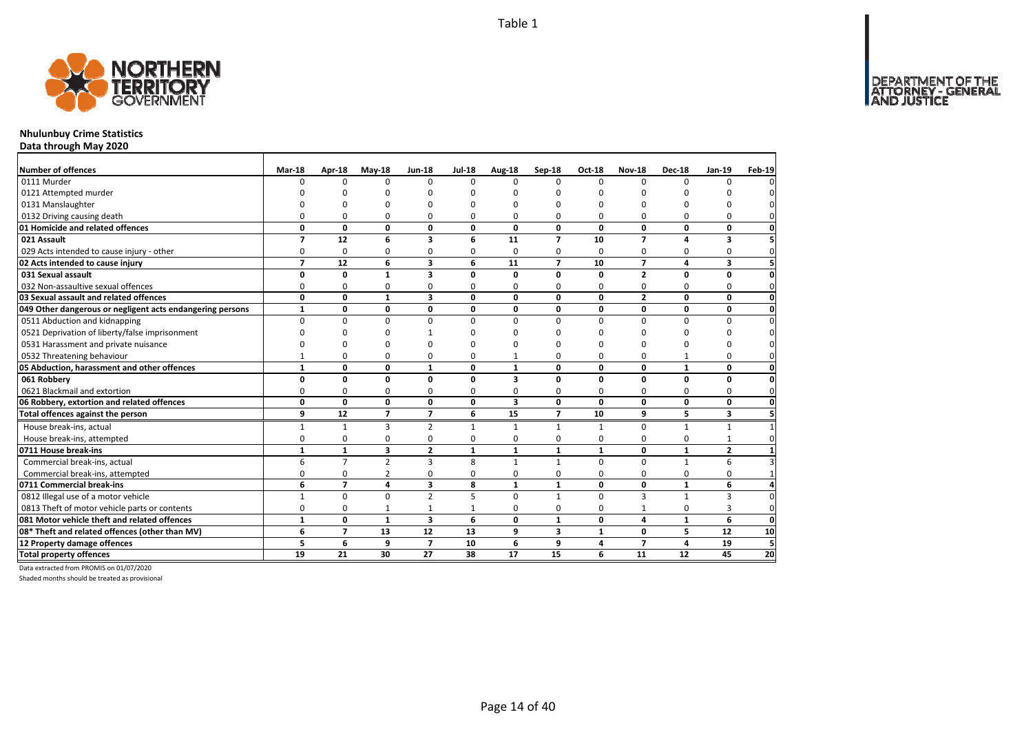Table 1

## Nhulunbuy Crime Statistics

**Data through May 2020**

| Number of offences | Mar-18 | Apr-18 | May-18 | Jun-18 | Jul-18 | Aug-18 | Sep-18 | Oct-18 | Nov-18 | Dec-18 | Jan-19 | Feb-19 |
|---|---|---|---|---|---|---|---|---|---|---|---|---|
| 0111 Murder | 0 | 0 | 0 | 0 | 0 | 0 | 0 | 0 | 0 | 0 | 0 | 0 |
| 0121 Attempted murder | 0 | 0 | 0 | 0 | 0 | 0 | 0 | 0 | 0 | 0 | 0 | 0 |
| 0131 Manslaughter | 0 | 0 | 0 | 0 | 0 | 0 | 0 | 0 | 0 | 0 | 0 | 0 |
| 0132 Driving causing death | 0 | 0 | 0 | 0 | 0 | 0 | 0 | 0 | 0 | 0 | 0 | 0 |
| **01 Homicide and related offences** | **0** | **0** | **0** | **0** | **0** | **0** | **0** | **0** | **0** | **0** | **0** | **0** |
| **021 Assault** | **7** | **12** | **6** | **3** | **6** | **11** | **7** | **10** | **7** | **4** | **3** | **5** |
| 029 Acts intended to cause injury - other | 0 | 0 | 0 | 0 | 0 | 0 | 0 | 0 | 0 | 0 | 0 | 0 |
| **02 Acts intended to cause injury** | **7** | **12** | **6** | **3** | **6** | **11** | **7** | **10** | **7** | **4** | **3** | **5** |
| **031 Sexual assault** | **0** | **0** | **1** | **3** | **0** | **0** | **0** | **0** | **2** | **0** | **0** | **0** |
| 032 Non-assaultive sexual offences | 0 | 0 | 0 | 0 | 0 | 0 | 0 | 0 | 0 | 0 | 0 | 0 |
| **03 Sexual assault and related offences** | **0** | **0** | **1** | **3** | **0** | **0** | **0** | **0** | **2** | **0** | **0** | **0** |
| **049 Other dangerous or negligent acts endangering persons** | **1** | **0** | **0** | **0** | **0** | **0** | **0** | **0** | **0** | **0** | **0** | **0** |
| 0511 Abduction and kidnapping | 0 | 0 | 0 | 0 | 0 | 0 | 0 | 0 | 0 | 0 | 0 | 0 |
| 0521 Deprivation of liberty/false imprisonment | 0 | 0 | 0 | 1 | 0 | 0 | 0 | 0 | 0 | 0 | 0 | 0 |
| 0531 Harassment and private nuisance | 0 | 0 | 0 | 0 | 0 | 0 | 0 | 0 | 0 | 0 | 0 | 0 |
| 0532 Threatening behaviour | 1 | 0 | 0 | 0 | 0 | 1 | 0 | 0 | 0 | 1 | 0 | 0 |
| **05 Abduction, harassment and other offences** | **1** | **0** | **0** | **1** | **0** | **1** | **0** | **0** | **0** | **1** | **0** | **0** |
| **061 Robbery** | **0** | **0** | **0** | **0** | **0** | **3** | **0** | **0** | **0** | **0** | **0** | **0** |
| 0621 Blackmail and extortion | 0 | 0 | 0 | 0 | 0 | 0 | 0 | 0 | 0 | 0 | 0 | 0 |
| **06 Robbery, extortion and related offences** | **0** | **0** | **0** | **0** | **0** | **3** | **0** | **0** | **0** | **0** | **0** | **0** |
| **Total offences against the person** | **9** | **12** | **7** | **7** | **6** | **15** | **7** | **10** | **9** | **5** | **3** | **5** |
| House break-ins, actual | 1 | 1 | 3 | 2 | 1 | 1 | 1 | 1 | 0 | 1 | 1 | 1 |
| House break-ins, attempted | 0 | 0 | 0 | 0 | 0 | 0 | 0 | 0 | 0 | 0 | 1 | 0 |
| **0711 House break-ins** | **1** | **1** | **3** | **2** | **1** | **1** | **1** | **1** | **0** | **1** | **2** | **1** |
| Commercial break-ins, actual | 6 | 7 | 2 | 3 | 8 | 1 | 1 | 0 | 0 | 1 | 6 | 3 |
| Commercial break-ins, attempted | 0 | 0 | 2 | 0 | 0 | 0 | 0 | 0 | 0 | 0 | 0 | 1 |
| **0711 Commercial break-ins** | **6** | **7** | **4** | **3** | **8** | **1** | **1** | **0** | **0** | **1** | **6** | **4** |
| 0812 Illegal use of a motor vehicle | 1 | 0 | 0 | 2 | 5 | 0 | 1 | 0 | 3 | 1 | 3 | 0 |
| 0813 Theft of motor vehicle parts or contents | 0 | 0 | 1 | 1 | 1 | 0 | 0 | 0 | 1 | 0 | 3 | 0 |
| **081 Motor vehicle theft and related offences** | **1** | **0** | **1** | **3** | **6** | **0** | **1** | **0** | **4** | **1** | **6** | **0** |
| **08* Theft and related offences (other than MV)** | **6** | **7** | **13** | **12** | **13** | **9** | **3** | **1** | **0** | **5** | **12** | **10** |
| **12 Property damage offences** | **5** | **6** | **9** | **7** | **10** | **6** | **9** | **4** | **7** | **4** | **19** | **5** |
| **Total property offences** | **19** | **21** | **30** | **27** | **38** | **17** | **15** | **6** | **11** | **12** | **45** | **20** |

Data extracted from PROMIS on 01/07/2020

Shaded months should be treated as provisional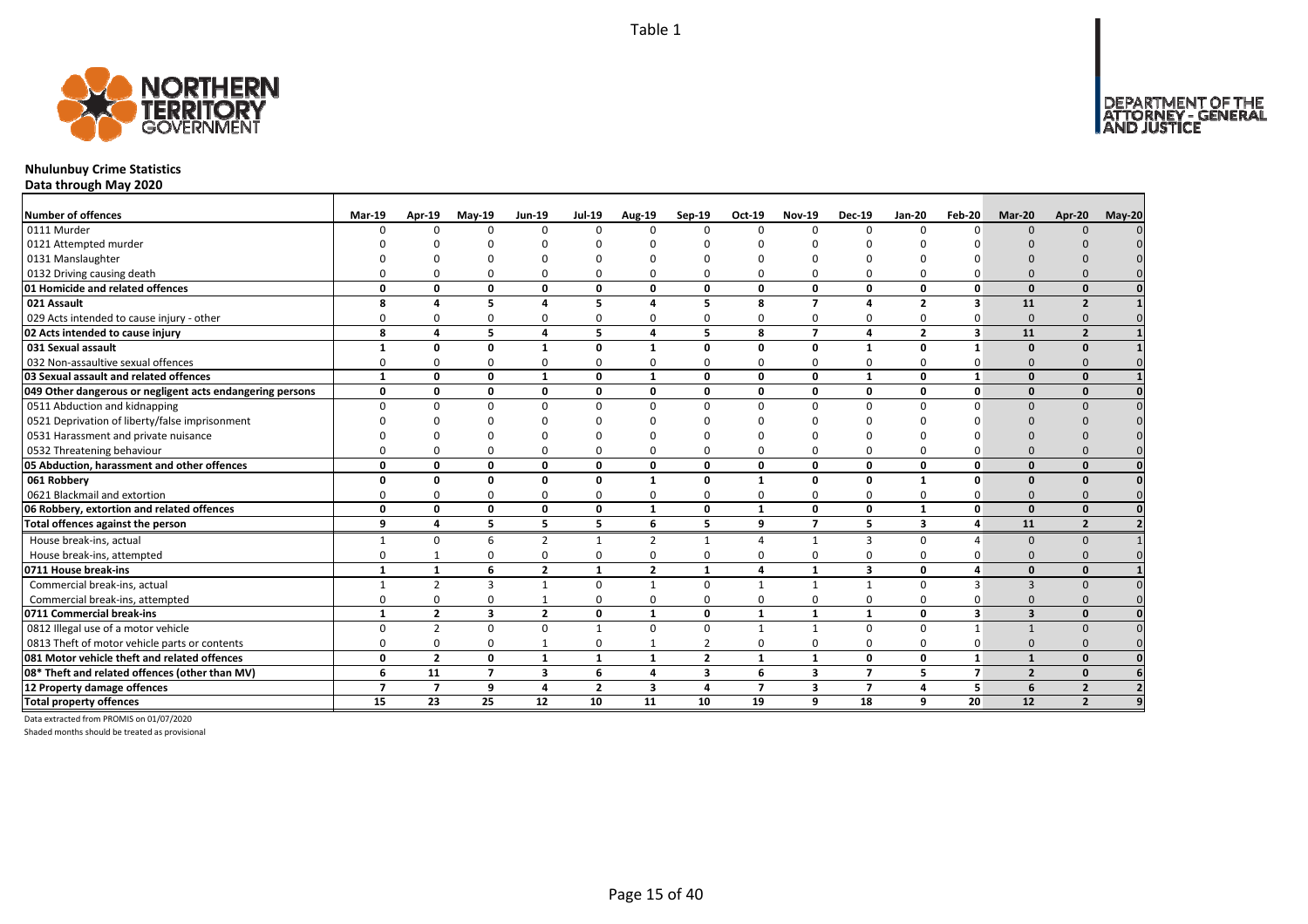Table 1

# Nhulunbuy Crime Statistics

**Data through May 2020**

| Number of offences | Mar-19 | Apr-19 | May-19 | Jun-19 | Jul-19 | Aug-19 | Sep-19 | Oct-19 | Nov-19 | Dec-19 | Jan-20 | Feb-20 | Mar-20 | Apr-20 | May-20 |
|---|---|---|---|---|---|---|---|---|---|---|---|---|---|---|---|
| 0111 Murder | 0 | 0 | 0 | 0 | 0 | 0 | 0 | 0 | 0 | 0 | 0 | 0 | 0 | 0 | 0 |
| 0121 Attempted murder | 0 | 0 | 0 | 0 | 0 | 0 | 0 | 0 | 0 | 0 | 0 | 0 | 0 | 0 | 0 |
| 0131 Manslaughter | 0 | 0 | 0 | 0 | 0 | 0 | 0 | 0 | 0 | 0 | 0 | 0 | 0 | 0 | 0 |
| 0132 Driving causing death | 0 | 0 | 0 | 0 | 0 | 0 | 0 | 0 | 0 | 0 | 0 | 0 | 0 | 0 | 0 |
| **01 Homicide and related offences** | **0** | **0** | **0** | **0** | **0** | **0** | **0** | **0** | **0** | **0** | **0** | **0** | **0** | **0** | **0** |
| **021 Assault** | **8** | **4** | **5** | **4** | **5** | **4** | **5** | **8** | **7** | **4** | **2** | **3** | **11** | **2** | **1** |
| 029 Acts intended to cause injury - other | 0 | 0 | 0 | 0 | 0 | 0 | 0 | 0 | 0 | 0 | 0 | 0 | 0 | 0 | 0 |
| **02 Acts intended to cause injury** | **8** | **4** | **5** | **4** | **5** | **4** | **5** | **8** | **7** | **4** | **2** | **3** | **11** | **2** | **1** |
| **031 Sexual assault** | **1** | **0** | **0** | **1** | **0** | **1** | **0** | **0** | **0** | **1** | **0** | **1** | **0** | **0** | **1** |
| 032 Non-assaultive sexual offences | 0 | 0 | 0 | 0 | 0 | 0 | 0 | 0 | 0 | 0 | 0 | 0 | 0 | 0 | 0 |
| **03 Sexual assault and related offences** | **1** | **0** | **0** | **1** | **0** | **1** | **0** | **0** | **0** | **1** | **0** | **1** | **0** | **0** | **1** |
| **049 Other dangerous or negligent acts endangering persons** | **0** | **0** | **0** | **0** | **0** | **0** | **0** | **0** | **0** | **0** | **0** | **0** | **0** | **0** | **0** |
| 0511 Abduction and kidnapping | 0 | 0 | 0 | 0 | 0 | 0 | 0 | 0 | 0 | 0 | 0 | 0 | 0 | 0 | 0 |
| 0521 Deprivation of liberty/false imprisonment | 0 | 0 | 0 | 0 | 0 | 0 | 0 | 0 | 0 | 0 | 0 | 0 | 0 | 0 | 0 |
| 0531 Harassment and private nuisance | 0 | 0 | 0 | 0 | 0 | 0 | 0 | 0 | 0 | 0 | 0 | 0 | 0 | 0 | 0 |
| 0532 Threatening behaviour | 0 | 0 | 0 | 0 | 0 | 0 | 0 | 0 | 0 | 0 | 0 | 0 | 0 | 0 | 0 |
| **05 Abduction, harassment and other offences** | **0** | **0** | **0** | **0** | **0** | **0** | **0** | **0** | **0** | **0** | **0** | **0** | **0** | **0** | **0** |
| **061 Robbery** | **0** | **0** | **0** | **0** | **0** | **1** | **0** | **1** | **0** | **0** | **1** | **0** | **0** | **0** | **0** |
| 0621 Blackmail and extortion | 0 | 0 | 0 | 0 | 0 | 0 | 0 | 0 | 0 | 0 | 0 | 0 | 0 | 0 | 0 |
| **06 Robbery, extortion and related offences** | **0** | **0** | **0** | **0** | **0** | **1** | **0** | **1** | **0** | **0** | **1** | **0** | **0** | **0** | **0** |
| **Total offences against the person** | **9** | **4** | **5** | **5** | **5** | **6** | **5** | **9** | **7** | **5** | **3** | **4** | **11** | **2** | **2** |
| House break-ins, actual | 1 | 0 | 6 | 2 | 1 | 2 | 1 | 4 | 1 | 3 | 0 | 4 | 0 | 0 | 1 |
| House break-ins, attempted | 0 | 1 | 0 | 0 | 0 | 0 | 0 | 0 | 0 | 0 | 0 | 0 | 0 | 0 | 0 |
| **0711 House break-ins** | **1** | **1** | **6** | **2** | **1** | **2** | **1** | **4** | **1** | **3** | **0** | **4** | **0** | **0** | **1** |
| Commercial break-ins, actual | 1 | 2 | 3 | 1 | 0 | 1 | 0 | 1 | 1 | 1 | 0 | 3 | 3 | 0 | 0 |
| Commercial break-ins, attempted | 0 | 0 | 0 | 1 | 0 | 0 | 0 | 0 | 0 | 0 | 0 | 0 | 0 | 0 | 0 |
| **0711 Commercial break-ins** | **1** | **2** | **3** | **2** | **0** | **1** | **0** | **1** | **1** | **1** | **0** | **3** | **3** | **0** | **0** |
| 0812 Illegal use of a motor vehicle | 0 | 2 | 0 | 0 | 1 | 0 | 0 | 1 | 1 | 0 | 0 | 1 | 1 | 0 | 0 |
| 0813 Theft of motor vehicle parts or contents | 0 | 0 | 0 | 1 | 0 | 1 | 2 | 0 | 0 | 0 | 0 | 0 | 0 | 0 | 0 |
| **081 Motor vehicle theft and related offences** | **0** | **2** | **0** | **1** | **1** | **1** | **2** | **1** | **1** | **0** | **0** | **1** | **1** | **0** | **0** |
| **08* Theft and related offences (other than MV)** | **6** | **11** | **7** | **3** | **6** | **4** | **3** | **6** | **3** | **7** | **5** | **7** | **2** | **0** | **6** |
| **12 Property damage offences** | **7** | **7** | **9** | **4** | **2** | **3** | **4** | **7** | **3** | **7** | **4** | **5** | **6** | **2** | **2** |
| **Total property offences** | **15** | **23** | **25** | **12** | **10** | **11** | **10** | **19** | **9** | **18** | **9** | **20** | **12** | **2** | **9** |

Data extracted from PROMIS on 01/07/2020

Shaded months should be treated as provisional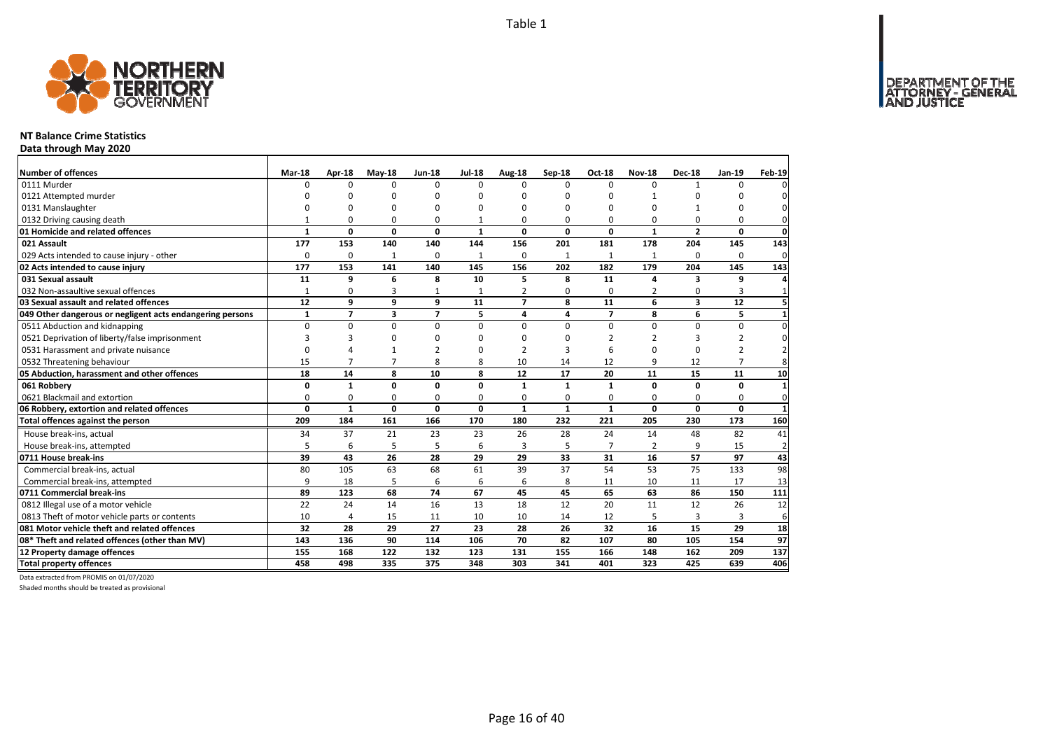Table 1

## NT Balance Crime Statistics

**Data through May 2020**

| Number of offences | Mar-18 | Apr-18 | May-18 | Jun-18 | Jul-18 | Aug-18 | Sep-18 | Oct-18 | Nov-18 | Dec-18 | Jan-19 | Feb-19 |
|---|---|---|---|---|---|---|---|---|---|---|---|---|
| 0111 Murder | 0 | 0 | 0 | 0 | 0 | 0 | 0 | 0 | 0 | 1 | 0 | 0 |
| 0121 Attempted murder | 0 | 0 | 0 | 0 | 0 | 0 | 0 | 0 | 1 | 0 | 0 | 0 |
| 0131 Manslaughter | 0 | 0 | 0 | 0 | 0 | 0 | 0 | 0 | 0 | 1 | 0 | 0 |
| 0132 Driving causing death | 1 | 0 | 0 | 0 | 1 | 0 | 0 | 0 | 0 | 0 | 0 | 0 |
| **01 Homicide and related offences** | **1** | **0** | **0** | **0** | **1** | **0** | **0** | **0** | **1** | **2** | **0** | **0** |
| **021 Assault** | **177** | **153** | **140** | **140** | **144** | **156** | **201** | **181** | **178** | **204** | **145** | **143** |
| 029 Acts intended to cause injury - other | 0 | 0 | 1 | 0 | 1 | 0 | 1 | 1 | 1 | 0 | 0 | 0 |
| **02 Acts intended to cause injury** | **177** | **153** | **141** | **140** | **145** | **156** | **202** | **182** | **179** | **204** | **145** | **143** |
| **031 Sexual assault** | **11** | **9** | **6** | **8** | **10** | **5** | **8** | **11** | **4** | **3** | **9** | **4** |
| 032 Non-assaultive sexual offences | 1 | 0 | 3 | 1 | 1 | 2 | 0 | 0 | 2 | 0 | 3 | 1 |
| **03 Sexual assault and related offences** | **12** | **9** | **9** | **9** | **11** | **7** | **8** | **11** | **6** | **3** | **12** | **5** |
| **049 Other dangerous or negligent acts endangering persons** | **1** | **7** | **3** | **7** | **5** | **4** | **4** | **7** | **8** | **6** | **5** | **1** |
| 0511 Abduction and kidnapping | 0 | 0 | 0 | 0 | 0 | 0 | 0 | 0 | 0 | 0 | 0 | 0 |
| 0521 Deprivation of liberty/false imprisonment | 3 | 3 | 0 | 0 | 0 | 0 | 0 | 2 | 2 | 3 | 2 | 0 |
| 0531 Harassment and private nuisance | 0 | 4 | 1 | 2 | 0 | 2 | 3 | 6 | 0 | 0 | 2 | 2 |
| 0532 Threatening behaviour | 15 | 7 | 7 | 8 | 8 | 10 | 14 | 12 | 9 | 12 | 7 | 8 |
| **05 Abduction, harassment and other offences** | **18** | **14** | **8** | **10** | **8** | **12** | **17** | **20** | **11** | **15** | **11** | **10** |
| **061 Robbery** | **0** | **1** | **0** | **0** | **0** | **1** | **1** | **1** | **0** | **0** | **0** | **1** |
| 0621 Blackmail and extortion | 0 | 0 | 0 | 0 | 0 | 0 | 0 | 0 | 0 | 0 | 0 | 0 |
| **06 Robbery, extortion and related offences** | **0** | **1** | **0** | **0** | **0** | **1** | **1** | **1** | **0** | **0** | **0** | **1** |
| **Total offences against the person** | **209** | **184** | **161** | **166** | **170** | **180** | **232** | **221** | **205** | **230** | **173** | **160** |
| House break-ins, actual | 34 | 37 | 21 | 23 | 23 | 26 | 28 | 24 | 14 | 48 | 82 | 41 |
| House break-ins, attempted | 5 | 6 | 5 | 5 | 6 | 3 | 5 | 7 | 2 | 9 | 15 | 2 |
| **0711 House break-ins** | **39** | **43** | **26** | **28** | **29** | **29** | **33** | **31** | **16** | **57** | **97** | **43** |
| Commercial break-ins, actual | 80 | 105 | 63 | 68 | 61 | 39 | 37 | 54 | 53 | 75 | 133 | 98 |
| Commercial break-ins, attempted | 9 | 18 | 5 | 6 | 6 | 6 | 8 | 11 | 10 | 11 | 17 | 13 |
| **0711 Commercial break-ins** | **89** | **123** | **68** | **74** | **67** | **45** | **45** | **65** | **63** | **86** | **150** | **111** |
| 0812 Illegal use of a motor vehicle | 22 | 24 | 14 | 16 | 13 | 18 | 12 | 20 | 11 | 12 | 26 | 12 |
| 0813 Theft of motor vehicle parts or contents | 10 | 4 | 15 | 11 | 10 | 10 | 14 | 12 | 5 | 3 | 3 | 6 |
| **081 Motor vehicle theft and related offences** | **32** | **28** | **29** | **27** | **23** | **28** | **26** | **32** | **16** | **15** | **29** | **18** |
| **08* Theft and related offences (other than MV)** | **143** | **136** | **90** | **114** | **106** | **70** | **82** | **107** | **80** | **105** | **154** | **97** |
| **12 Property damage offences** | **155** | **168** | **122** | **132** | **123** | **131** | **155** | **166** | **148** | **162** | **209** | **137** |
| **Total property offences** | **458** | **498** | **335** | **375** | **348** | **303** | **341** | **401** | **323** | **425** | **639** | **406** |

Data extracted from PROMIS on 01/07/2020

Shaded months should be treated as provisional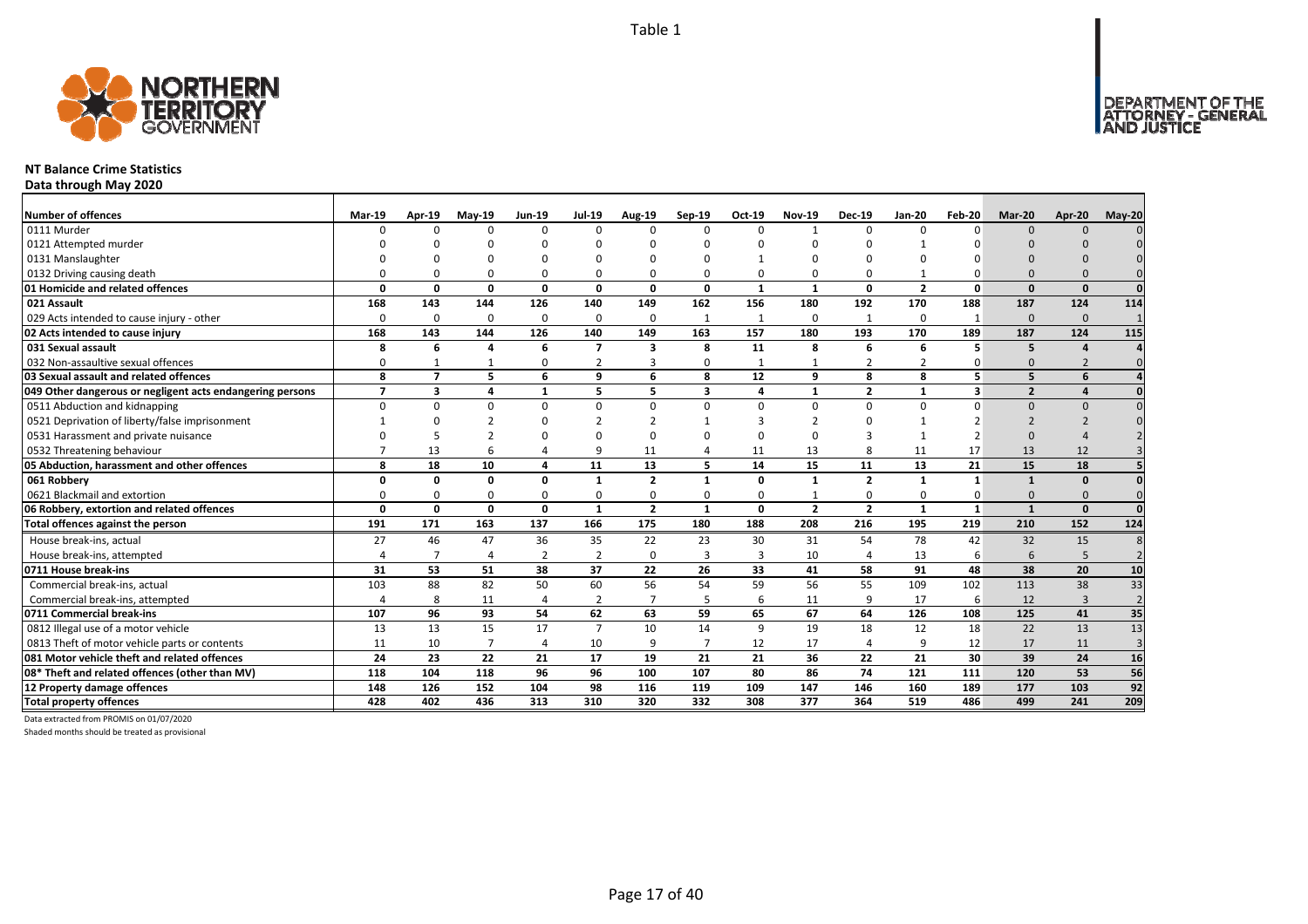Table 1

# NT Balance Crime Statistics

**Data through May 2020**

| Number of offences | Mar-19 | Apr-19 | May-19 | Jun-19 | Jul-19 | Aug-19 | Sep-19 | Oct-19 | Nov-19 | Dec-19 | Jan-20 | Feb-20 | Mar-20 | Apr-20 | May-20 |
|---|---|---|---|---|---|---|---|---|---|---|---|---|---|---|---|
| 0111 Murder | 0 | 0 | 0 | 0 | 0 | 0 | 0 | 0 | 1 | 0 | 0 | 0 | 0 | 0 | 0 |
| 0121 Attempted murder | 0 | 0 | 0 | 0 | 0 | 0 | 0 | 0 | 0 | 0 | 1 | 0 | 0 | 0 | 0 |
| 0131 Manslaughter | 0 | 0 | 0 | 0 | 0 | 0 | 0 | 1 | 0 | 0 | 0 | 0 | 0 | 0 | 0 |
| 0132 Driving causing death | 0 | 0 | 0 | 0 | 0 | 0 | 0 | 0 | 0 | 0 | 1 | 0 | 0 | 0 | 0 |
| **01 Homicide and related offences** | **0** | **0** | **0** | **0** | **0** | **0** | **0** | **1** | **1** | **0** | **2** | **0** | **0** | **0** | **0** |
| **021 Assault** | **168** | **143** | **144** | **126** | **140** | **149** | **162** | **156** | **180** | **192** | **170** | **188** | **187** | **124** | **114** |
| 029 Acts intended to cause injury - other | 0 | 0 | 0 | 0 | 0 | 0 | 1 | 1 | 0 | 1 | 0 | 1 | 0 | 0 | 1 |
| **02 Acts intended to cause injury** | **168** | **143** | **144** | **126** | **140** | **149** | **163** | **157** | **180** | **193** | **170** | **189** | **187** | **124** | **115** |
| **031 Sexual assault** | **8** | **6** | **4** | **6** | **7** | **3** | **8** | **11** | **8** | **6** | **6** | **5** | **5** | **4** | **4** |
| 032 Non-assaultive sexual offences | 0 | 1 | 1 | 0 | 2 | 3 | 0 | 1 | 1 | 2 | 2 | 0 | 0 | 2 | 0 |
| **03 Sexual assault and related offences** | **8** | **7** | **5** | **6** | **9** | **6** | **8** | **12** | **9** | **8** | **8** | **5** | **5** | **6** | **4** |
| **049 Other dangerous or negligent acts endangering persons** | **7** | **3** | **4** | **1** | **5** | **5** | **3** | **4** | **1** | **2** | **1** | **3** | **2** | **4** | **0** |
| 0511 Abduction and kidnapping | 0 | 0 | 0 | 0 | 0 | 0 | 0 | 0 | 0 | 0 | 0 | 0 | 0 | 0 | 0 |
| 0521 Deprivation of liberty/false imprisonment | 1 | 0 | 2 | 0 | 2 | 2 | 1 | 3 | 2 | 0 | 1 | 2 | 2 | 2 | 0 |
| 0531 Harassment and private nuisance | 0 | 5 | 2 | 0 | 0 | 0 | 0 | 0 | 0 | 3 | 1 | 2 | 0 | 4 | 2 |
| 0532 Threatening behaviour | 7 | 13 | 6 | 4 | 9 | 11 | 4 | 11 | 13 | 8 | 11 | 17 | 13 | 12 | 3 |
| **05 Abduction, harassment and other offences** | **8** | **18** | **10** | **4** | **11** | **13** | **5** | **14** | **15** | **11** | **13** | **21** | **15** | **18** | **5** |
| **061 Robbery** | **0** | **0** | **0** | **0** | **1** | **2** | **1** | **0** | **1** | **2** | **1** | **1** | **1** | **0** | **0** |
| 0621 Blackmail and extortion | 0 | 0 | 0 | 0 | 0 | 0 | 0 | 0 | 1 | 0 | 0 | 0 | 0 | 0 | 0 |
| **06 Robbery, extortion and related offences** | **0** | **0** | **0** | **0** | **1** | **2** | **1** | **0** | **2** | **2** | **1** | **1** | **1** | **0** | **0** |
| **Total offences against the person** | **191** | **171** | **163** | **137** | **166** | **175** | **180** | **188** | **208** | **216** | **195** | **219** | **210** | **152** | **124** |
| House break-ins, actual | 27 | 46 | 47 | 36 | 35 | 22 | 23 | 30 | 31 | 54 | 78 | 42 | 32 | 15 | 8 |
| House break-ins, attempted | 4 | 7 | 4 | 2 | 2 | 0 | 3 | 3 | 10 | 4 | 13 | 6 | 6 | 5 | 2 |
| **0711 House break-ins** | **31** | **53** | **51** | **38** | **37** | **22** | **26** | **33** | **41** | **58** | **91** | **48** | **38** | **20** | **10** |
| Commercial break-ins, actual | 103 | 88 | 82 | 50 | 60 | 56 | 54 | 59 | 56 | 55 | 109 | 102 | 113 | 38 | 33 |
| Commercial break-ins, attempted | 4 | 8 | 11 | 4 | 2 | 7 | 5 | 6 | 11 | 9 | 17 | 6 | 12 | 3 | 2 |
| **0711 Commercial break-ins** | **107** | **96** | **93** | **54** | **62** | **63** | **59** | **65** | **67** | **64** | **126** | **108** | **125** | **41** | **35** |
| 0812 Illegal use of a motor vehicle | 13 | 13 | 15 | 17 | 7 | 10 | 14 | 9 | 19 | 18 | 12 | 18 | 22 | 13 | 13 |
| 0813 Theft of motor vehicle parts or contents | 11 | 10 | 7 | 4 | 10 | 9 | 7 | 12 | 17 | 4 | 9 | 12 | 17 | 11 | 3 |
| **081 Motor vehicle theft and related offences** | **24** | **23** | **22** | **21** | **17** | **19** | **21** | **21** | **36** | **22** | **21** | **30** | **39** | **24** | **16** |
| **08* Theft and related offences (other than MV)** | **118** | **104** | **118** | **96** | **96** | **100** | **107** | **80** | **86** | **74** | **121** | **111** | **120** | **53** | **56** |
| **12 Property damage offences** | **148** | **126** | **152** | **104** | **98** | **116** | **119** | **109** | **147** | **146** | **160** | **189** | **177** | **103** | **92** |
| **Total property offences** | **428** | **402** | **436** | **313** | **310** | **320** | **332** | **308** | **377** | **364** | **519** | **486** | **499** | **241** | **209** |

Data extracted from PROMIS on 01/07/2020

Shaded months should be treated as provisional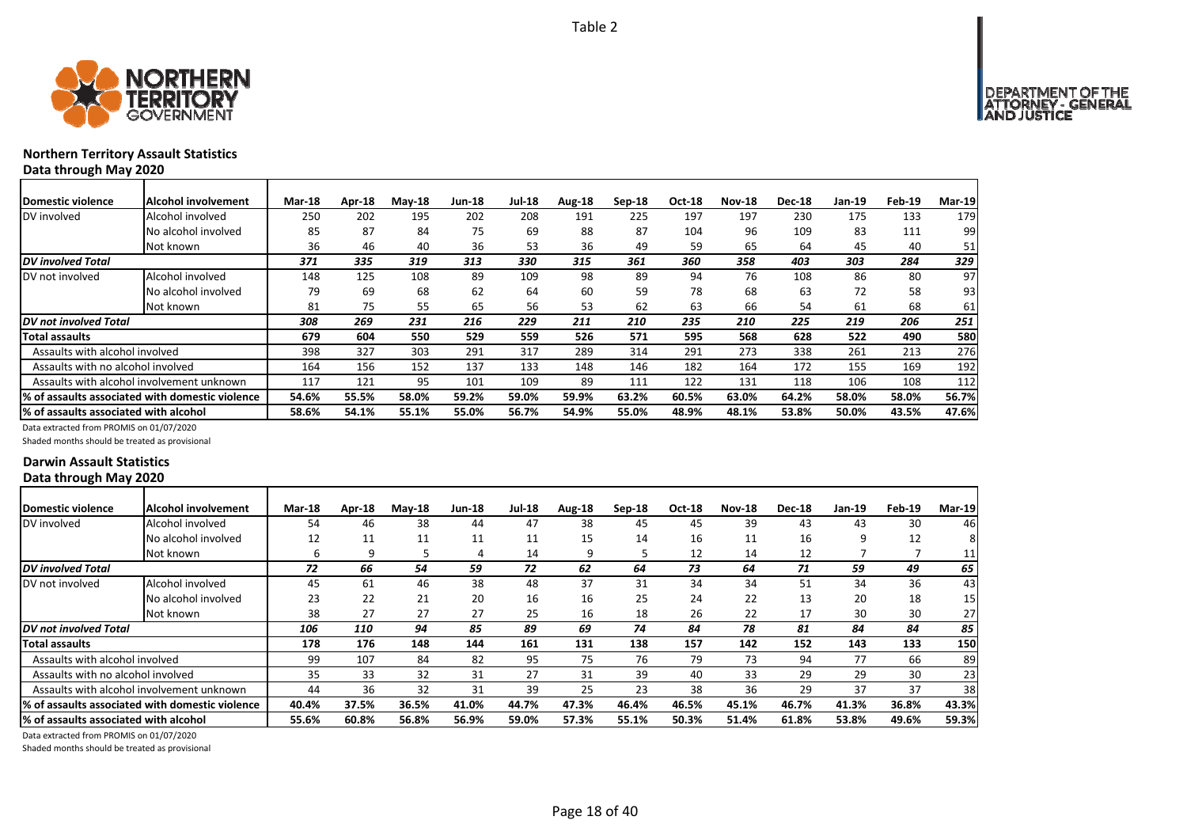Table 2

## Northern Territory Assault Statistics
### Data through May 2020

| Domestic violence | Alcohol involvement | Mar-18 | Apr-18 | May-18 | Jun-18 | Jul-18 | Aug-18 | Sep-18 | Oct-18 | Nov-18 | Dec-18 | Jan-19 | Feb-19 | Mar-19 |
|---|---|---|---|---|---|---|---|---|---|---|---|---|---|---|
| DV involved | Alcohol involved | 250 | 202 | 195 | 202 | 208 | 191 | 225 | 197 | 197 | 230 | 175 | 133 | 179 |
| | No alcohol involved | 85 | 87 | 84 | 75 | 69 | 88 | 87 | 104 | 96 | 109 | 83 | 111 | 99 |
| | Not known | 36 | 46 | 40 | 36 | 53 | 36 | 49 | 59 | 65 | 64 | 45 | 40 | 51 |
| ***DV involved Total*** | | *371* | *335* | *319* | *313* | *330* | *315* | *361* | *360* | *358* | *403* | *303* | *284* | *329* |
| DV not involved | Alcohol involved | 148 | 125 | 108 | 89 | 109 | 98 | 89 | 94 | 76 | 108 | 86 | 80 | 97 |
| | No alcohol involved | 79 | 69 | 68 | 62 | 64 | 60 | 59 | 78 | 68 | 63 | 72 | 58 | 93 |
| | Not known | 81 | 75 | 55 | 65 | 56 | 53 | 62 | 63 | 66 | 54 | 61 | 68 | 61 |
| ***DV not involved Total*** | | *308* | *269* | *231* | *216* | *229* | *211* | *210* | *235* | *210* | *225* | *219* | *206* | *251* |
| **Total assaults** | | **679** | **604** | **550** | **529** | **559** | **526** | **571** | **595** | **568** | **628** | **522** | **490** | **580** |
| Assaults with alcohol involved | | 398 | 327 | 303 | 291 | 317 | 289 | 314 | 291 | 273 | 338 | 261 | 213 | 276 |
| Assaults with no alcohol involved | | 164 | 156 | 152 | 137 | 133 | 148 | 146 | 182 | 164 | 172 | 155 | 169 | 192 |
| Assaults with alcohol involvement unknown | | 117 | 121 | 95 | 101 | 109 | 89 | 111 | 122 | 131 | 118 | 106 | 108 | 112 |
| **% of assaults associated with domestic violence** | | **54.6%** | **55.5%** | **58.0%** | **59.2%** | **59.0%** | **59.9%** | **63.2%** | **60.5%** | **63.0%** | **64.2%** | **58.0%** | **58.0%** | **56.7%** |
| **% of assaults associated with alcohol** | | **58.6%** | **54.1%** | **55.1%** | **55.0%** | **56.7%** | **54.9%** | **55.0%** | **48.9%** | **48.1%** | **53.8%** | **50.0%** | **43.5%** | **47.6%** |

Data extracted from PROMIS on 01/07/2020

Shaded months should be treated as provisional

## Darwin Assault Statistics
### Data through May 2020

| Domestic violence | Alcohol involvement | Mar-18 | Apr-18 | May-18 | Jun-18 | Jul-18 | Aug-18 | Sep-18 | Oct-18 | Nov-18 | Dec-18 | Jan-19 | Feb-19 | Mar-19 |
|---|---|---|---|---|---|---|---|---|---|---|---|---|---|---|
| DV involved | Alcohol involved | 54 | 46 | 38 | 44 | 47 | 38 | 45 | 45 | 39 | 43 | 43 | 30 | 46 |
| | No alcohol involved | 12 | 11 | 11 | 11 | 11 | 15 | 14 | 16 | 11 | 16 | 9 | 12 | 8 |
| | Not known | 6 | 9 | 5 | 4 | 14 | 9 | 5 | 12 | 14 | 12 | 7 | 7 | 11 |
| ***DV involved Total*** | | *72* | *66* | *54* | *59* | *72* | *62* | *64* | *73* | *64* | *71* | *59* | *49* | *65* |
| DV not involved | Alcohol involved | 45 | 61 | 46 | 38 | 48 | 37 | 31 | 34 | 34 | 51 | 34 | 36 | 43 |
| | No alcohol involved | 23 | 22 | 21 | 20 | 16 | 16 | 25 | 24 | 22 | 13 | 20 | 18 | 15 |
| | Not known | 38 | 27 | 27 | 27 | 25 | 16 | 18 | 26 | 22 | 17 | 30 | 30 | 27 |
| ***DV not involved Total*** | | *106* | *110* | *94* | *85* | *89* | *69* | *74* | *84* | *78* | *81* | *84* | *84* | *85* |
| **Total assaults** | | **178** | **176** | **148** | **144** | **161** | **131** | **138** | **157** | **142** | **152** | **143** | **133** | **150** |
| Assaults with alcohol involved | | 99 | 107 | 84 | 82 | 95 | 75 | 76 | 79 | 73 | 94 | 77 | 66 | 89 |
| Assaults with no alcohol involved | | 35 | 33 | 32 | 31 | 27 | 31 | 39 | 40 | 33 | 29 | 29 | 30 | 23 |
| Assaults with alcohol involvement unknown | | 44 | 36 | 32 | 31 | 39 | 25 | 23 | 38 | 36 | 29 | 37 | 37 | 38 |
| **% of assaults associated with domestic violence** | | **40.4%** | **37.5%** | **36.5%** | **41.0%** | **44.7%** | **47.3%** | **46.4%** | **46.5%** | **45.1%** | **46.7%** | **41.3%** | **36.8%** | **43.3%** |
| **% of assaults associated with alcohol** | | **55.6%** | **60.8%** | **56.8%** | **56.9%** | **59.0%** | **57.3%** | **55.1%** | **50.3%** | **51.4%** | **61.8%** | **53.8%** | **49.6%** | **59.3%** |

Data extracted from PROMIS on 01/07/2020

Shaded months should be treated as provisional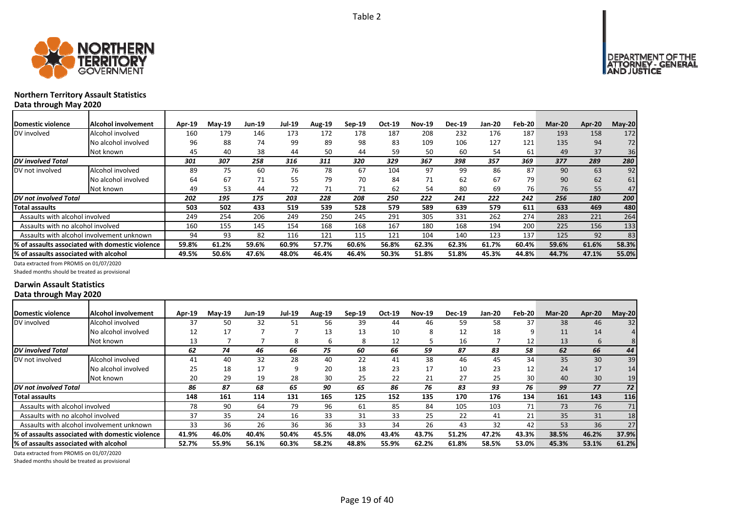Table 2

## Northern Territory Assault Statistics

**Data through May 2020**

| Domestic violence | Alcohol involvement | Apr-19 | May-19 | Jun-19 | Jul-19 | Aug-19 | Sep-19 | Oct-19 | Nov-19 | Dec-19 | Jan-20 | Feb-20 | Mar-20 | Apr-20 | May-20 |
|---|---|---|---|---|---|---|---|---|---|---|---|---|---|---|---|
| DV involved | Alcohol involved | 160 | 179 | 146 | 173 | 172 | 178 | 187 | 208 | 232 | 176 | 187 | 193 | 158 | 172 |
| | No alcohol involved | 96 | 88 | 74 | 99 | 89 | 98 | 83 | 109 | 106 | 127 | 121 | 135 | 94 | 72 |
| | Not known | 45 | 40 | 38 | 44 | 50 | 44 | 59 | 50 | 60 | 54 | 61 | 49 | 37 | 36 |
| *DV involved Total* | | *301* | *307* | *258* | *316* | *311* | *320* | *329* | *367* | *398* | *357* | *369* | *377* | *289* | *280* |
| DV not involved | Alcohol involved | 89 | 75 | 60 | 76 | 78 | 67 | 104 | 97 | 99 | 86 | 87 | 90 | 63 | 92 |
| | No alcohol involved | 64 | 67 | 71 | 55 | 79 | 70 | 84 | 71 | 62 | 67 | 79 | 90 | 62 | 61 |
| | Not known | 49 | 53 | 44 | 72 | 71 | 71 | 62 | 54 | 80 | 69 | 76 | 76 | 55 | 47 |
| *DV not involved Total* | | *202* | *195* | *175* | *203* | *228* | *208* | *250* | *222* | *241* | *222* | *242* | *256* | *180* | *200* |
| **Total assaults** | | **503** | **502** | **433** | **519** | **539** | **528** | **579** | **589** | **639** | **579** | **611** | **633** | **469** | **480** |
| Assaults with alcohol involved | | 249 | 254 | 206 | 249 | 250 | 245 | 291 | 305 | 331 | 262 | 274 | 283 | 221 | 264 |
| Assaults with no alcohol involved | | 160 | 155 | 145 | 154 | 168 | 168 | 167 | 180 | 168 | 194 | 200 | 225 | 156 | 133 |
| Assaults with alcohol involvement unknown | | 94 | 93 | 82 | 116 | 121 | 115 | 121 | 104 | 140 | 123 | 137 | 125 | 92 | 83 |
| **% of assaults associated with domestic violence** | | **59.8%** | **61.2%** | **59.6%** | **60.9%** | **57.7%** | **60.6%** | **56.8%** | **62.3%** | **62.3%** | **61.7%** | **60.4%** | **59.6%** | **61.6%** | **58.3%** |
| **% of assaults associated with alcohol** | | **49.5%** | **50.6%** | **47.6%** | **48.0%** | **46.4%** | **46.4%** | **50.3%** | **51.8%** | **51.8%** | **45.3%** | **44.8%** | **44.7%** | **47.1%** | **55.0%** |

Data extracted from PROMIS on 01/07/2020

Shaded months should be treated as provisional

## Darwin Assault Statistics

**Data through May 2020**

| Domestic violence | Alcohol involvement | Apr-19 | May-19 | Jun-19 | Jul-19 | Aug-19 | Sep-19 | Oct-19 | Nov-19 | Dec-19 | Jan-20 | Feb-20 | Mar-20 | Apr-20 | May-20 |
|---|---|---|---|---|---|---|---|---|---|---|---|---|---|---|---|
| DV involved | Alcohol involved | 37 | 50 | 32 | 51 | 56 | 39 | 44 | 46 | 59 | 58 | 37 | 38 | 46 | 32 |
| | No alcohol involved | 12 | 17 | 7 | 7 | 13 | 13 | 10 | 8 | 12 | 18 | 9 | 11 | 14 | 4 |
| | Not known | 13 | 7 | 7 | 8 | 6 | 8 | 12 | 5 | 16 | 7 | 12 | 13 | 6 | 8 |
| *DV involved Total* | | *62* | *74* | *46* | *66* | *75* | *60* | *66* | *59* | *87* | *83* | *58* | *62* | *66* | *44* |
| DV not involved | Alcohol involved | 41 | 40 | 32 | 28 | 40 | 22 | 41 | 38 | 46 | 45 | 34 | 35 | 30 | 39 |
| | No alcohol involved | 25 | 18 | 17 | 9 | 20 | 18 | 23 | 17 | 10 | 23 | 12 | 24 | 17 | 14 |
| | Not known | 20 | 29 | 19 | 28 | 30 | 25 | 22 | 21 | 27 | 25 | 30 | 40 | 30 | 19 |
| *DV not involved Total* | | *86* | *87* | *68* | *65* | *90* | *65* | *86* | *76* | *83* | *93* | *76* | *99* | *77* | *72* |
| **Total assaults** | | **148** | **161** | **114** | **131** | **165** | **125** | **152** | **135** | **170** | **176** | **134** | **161** | **143** | **116** |
| Assaults with alcohol involved | | 78 | 90 | 64 | 79 | 96 | 61 | 85 | 84 | 105 | 103 | 71 | 73 | 76 | 71 |
| Assaults with no alcohol involved | | 37 | 35 | 24 | 16 | 33 | 31 | 33 | 25 | 22 | 41 | 21 | 35 | 31 | 18 |
| Assaults with alcohol involvement unknown | | 33 | 36 | 26 | 36 | 36 | 33 | 34 | 26 | 43 | 32 | 42 | 53 | 36 | 27 |
| **% of assaults associated with domestic violence** | | **41.9%** | **46.0%** | **40.4%** | **50.4%** | **45.5%** | **48.0%** | **43.4%** | **43.7%** | **51.2%** | **47.2%** | **43.3%** | **38.5%** | **46.2%** | **37.9%** |
| **% of assaults associated with alcohol** | | **52.7%** | **55.9%** | **56.1%** | **60.3%** | **58.2%** | **48.8%** | **55.9%** | **62.2%** | **61.8%** | **58.5%** | **53.0%** | **45.3%** | **53.1%** | **61.2%** |

Data extracted from PROMIS on 01/07/2020

Shaded months should be treated as provisional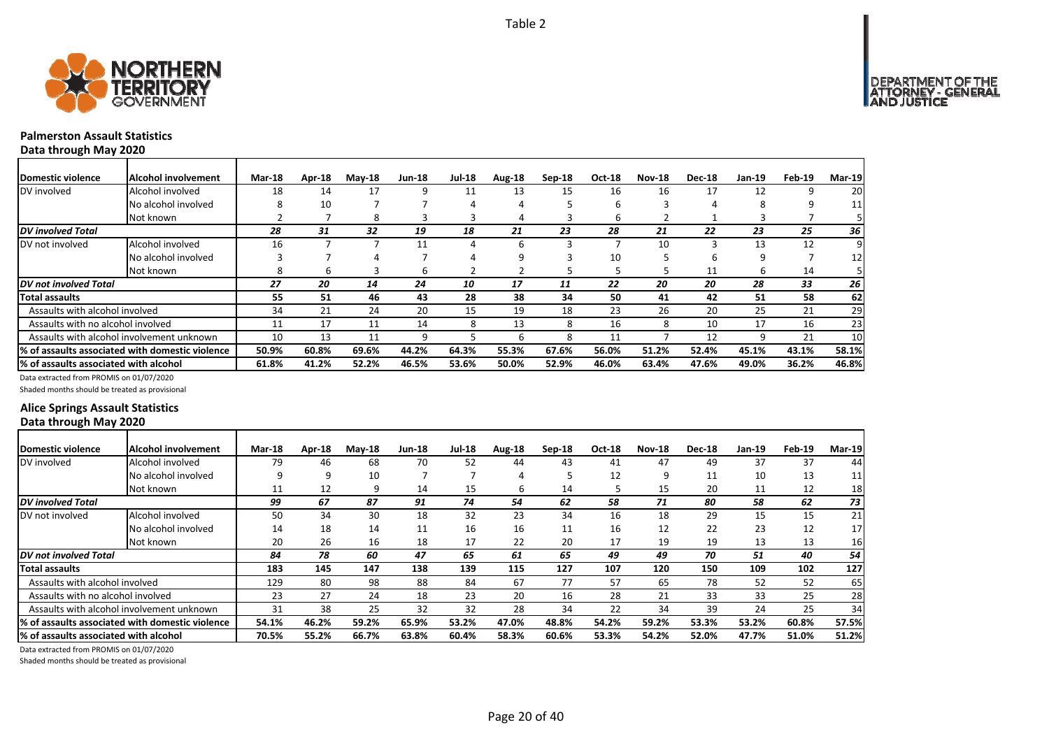Table 2

## Palmerston Assault Statistics

**Data through May 2020**

| Domestic violence | Alcohol involvement | Mar-18 | Apr-18 | May-18 | Jun-18 | Jul-18 | Aug-18 | Sep-18 | Oct-18 | Nov-18 | Dec-18 | Jan-19 | Feb-19 | Mar-19 |
|---|---|---|---|---|---|---|---|---|---|---|---|---|---|---|
| DV involved | Alcohol involved | 18 | 14 | 17 | 9 | 11 | 13 | 15 | 16 | 16 | 17 | 12 | 9 | 20 |
| | No alcohol involved | 8 | 10 | 7 | 7 | 4 | 4 | 5 | 6 | 3 | 4 | 8 | 9 | 11 |
| | Not known | 2 | 7 | 8 | 3 | 3 | 4 | 3 | 6 | 2 | 1 | 3 | 7 | 5 |
| ***DV involved Total*** | | *28* | *31* | *32* | *19* | *18* | *21* | *23* | *28* | *21* | *22* | *23* | *25* | *36* |
| DV not involved | Alcohol involved | 16 | 7 | 7 | 11 | 4 | 6 | 3 | 7 | 10 | 3 | 13 | 12 | 9 |
| | No alcohol involved | 3 | 7 | 4 | 7 | 4 | 9 | 3 | 10 | 5 | 6 | 9 | 7 | 12 |
| | Not known | 8 | 6 | 3 | 6 | 2 | 2 | 5 | 5 | 5 | 11 | 6 | 14 | 5 |
| ***DV not involved Total*** | | *27* | *20* | *14* | *24* | *10* | *17* | *11* | *22* | *20* | *20* | *28* | *33* | *26* |
| **Total assaults** | | **55** | **51** | **46** | **43** | **28** | **38** | **34** | **50** | **41** | **42** | **51** | **58** | **62** |
| Assaults with alcohol involved | | 34 | 21 | 24 | 20 | 15 | 19 | 18 | 23 | 26 | 20 | 25 | 21 | 29 |
| Assaults with no alcohol involved | | 11 | 17 | 11 | 14 | 8 | 13 | 8 | 16 | 8 | 10 | 17 | 16 | 23 |
| Assaults with alcohol involvement unknown | | 10 | 13 | 11 | 9 | 5 | 6 | 8 | 11 | 7 | 12 | 9 | 21 | 10 |
| **% of assaults associated with domestic violence** | | **50.9%** | **60.8%** | **69.6%** | **44.2%** | **64.3%** | **55.3%** | **67.6%** | **56.0%** | **51.2%** | **52.4%** | **45.1%** | **43.1%** | **58.1%** |
| **% of assaults associated with alcohol** | | **61.8%** | **41.2%** | **52.2%** | **46.5%** | **53.6%** | **50.0%** | **52.9%** | **46.0%** | **63.4%** | **47.6%** | **49.0%** | **36.2%** | **46.8%** |

Data extracted from PROMIS on 01/07/2020

Shaded months should be treated as provisional

## Alice Springs Assault Statistics

**Data through May 2020**

| Domestic violence | Alcohol involvement | Mar-18 | Apr-18 | May-18 | Jun-18 | Jul-18 | Aug-18 | Sep-18 | Oct-18 | Nov-18 | Dec-18 | Jan-19 | Feb-19 | Mar-19 |
|---|---|---|---|---|---|---|---|---|---|---|---|---|---|---|
| DV involved | Alcohol involved | 79 | 46 | 68 | 70 | 52 | 44 | 43 | 41 | 47 | 49 | 37 | 37 | 44 |
| | No alcohol involved | 9 | 9 | 10 | 7 | 7 | 4 | 5 | 12 | 9 | 11 | 10 | 13 | 11 |
| | Not known | 11 | 12 | 9 | 14 | 15 | 6 | 14 | 5 | 15 | 20 | 11 | 12 | 18 |
| ***DV involved Total*** | | *99* | *67* | *87* | *91* | *74* | *54* | *62* | *58* | *71* | *80* | *58* | *62* | *73* |
| DV not involved | Alcohol involved | 50 | 34 | 30 | 18 | 32 | 23 | 34 | 16 | 18 | 29 | 15 | 15 | 21 |
| | No alcohol involved | 14 | 18 | 14 | 11 | 16 | 16 | 11 | 16 | 12 | 22 | 23 | 12 | 17 |
| | Not known | 20 | 26 | 16 | 18 | 17 | 22 | 20 | 17 | 19 | 19 | 13 | 13 | 16 |
| ***DV not involved Total*** | | *84* | *78* | *60* | *47* | *65* | *61* | *65* | *49* | *49* | *70* | *51* | *40* | *54* |
| **Total assaults** | | **183** | **145** | **147** | **138** | **139** | **115** | **127** | **107** | **120** | **150** | **109** | **102** | **127** |
| Assaults with alcohol involved | | 129 | 80 | 98 | 88 | 84 | 67 | 77 | 57 | 65 | 78 | 52 | 52 | 65 |
| Assaults with no alcohol involved | | 23 | 27 | 24 | 18 | 23 | 20 | 16 | 28 | 21 | 33 | 33 | 25 | 28 |
| Assaults with alcohol involvement unknown | | 31 | 38 | 25 | 32 | 32 | 28 | 34 | 22 | 34 | 39 | 24 | 25 | 34 |
| **% of assaults associated with domestic violence** | | **54.1%** | **46.2%** | **59.2%** | **65.9%** | **53.2%** | **47.0%** | **48.8%** | **54.2%** | **59.2%** | **53.3%** | **53.2%** | **60.8%** | **57.5%** |
| **% of assaults associated with alcohol** | | **70.5%** | **55.2%** | **66.7%** | **63.8%** | **60.4%** | **58.3%** | **60.6%** | **53.3%** | **54.2%** | **52.0%** | **47.7%** | **51.0%** | **51.2%** |

Data extracted from PROMIS on 01/07/2020

Shaded months should be treated as provisional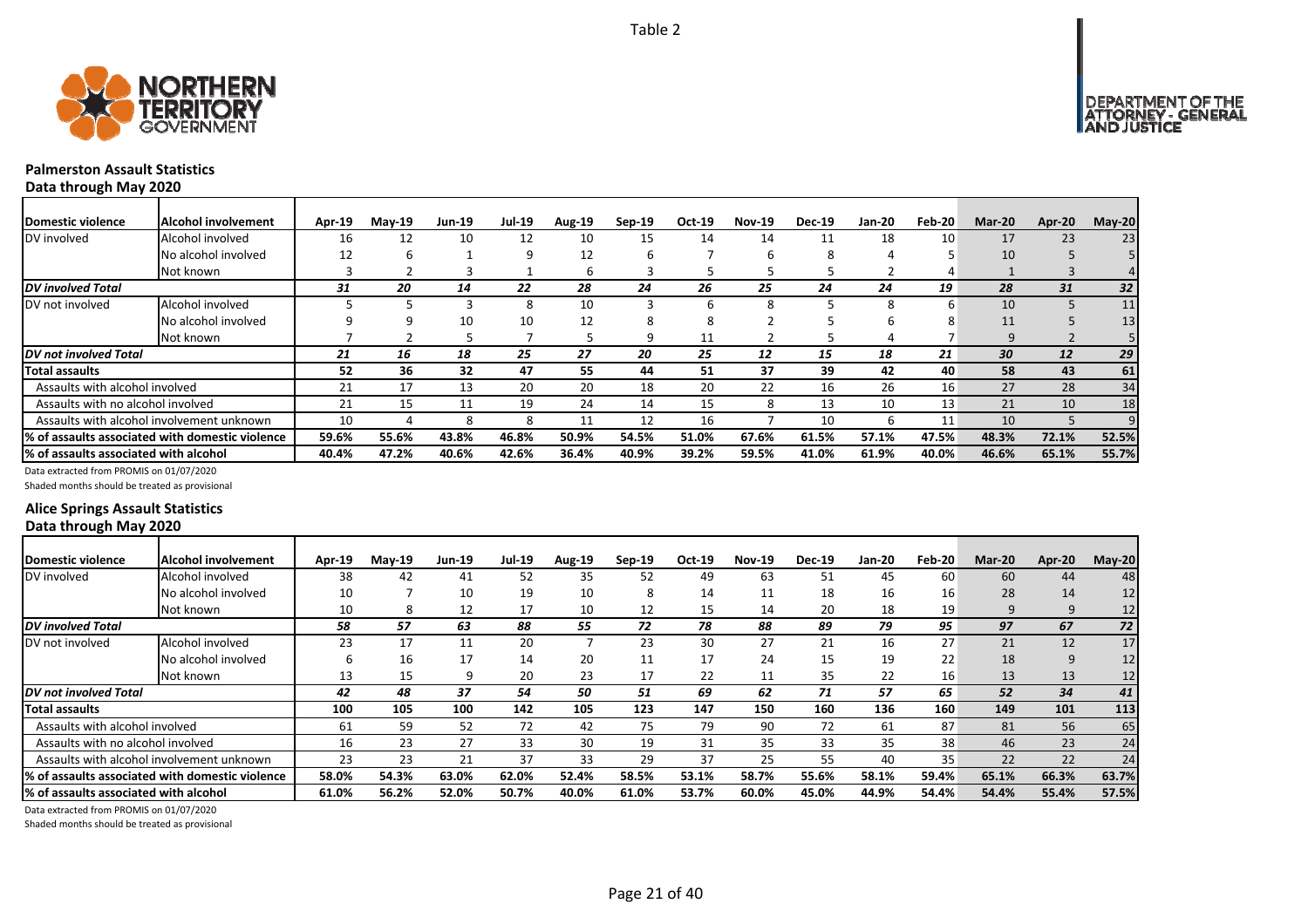Table 2

NORTHERN TERRITORY GOVERNMENT

DEPARTMENT OF THE ATTORNEY - GENERAL AND JUSTICE

## Palmerston Assault Statistics

**Data through May 2020**

| Domestic violence | Alcohol involvement | Apr-19 | May-19 | Jun-19 | Jul-19 | Aug-19 | Sep-19 | Oct-19 | Nov-19 | Dec-19 | Jan-20 | Feb-20 | Mar-20 | Apr-20 | May-20 |
|---|---|---|---|---|---|---|---|---|---|---|---|---|---|---|---|
| DV involved | Alcohol involved | 16 | 12 | 10 | 12 | 10 | 15 | 14 | 14 | 11 | 18 | 10 | 17 | 23 | 23 |
| | No alcohol involved | 12 | 6 | 1 | 9 | 12 | 6 | 7 | 6 | 8 | 4 | 5 | 10 | 5 | 5 |
| | Not known | 3 | 2 | 3 | 1 | 6 | 3 | 5 | 5 | 5 | 2 | 4 | 1 | 3 | 4 |
| ***DV involved Total*** | | *31* | *20* | *14* | *22* | *28* | *24* | *26* | *25* | *24* | *24* | *19* | *28* | *31* | *32* |
| DV not involved | Alcohol involved | 5 | 5 | 3 | 8 | 10 | 3 | 6 | 8 | 5 | 8 | 6 | 10 | 5 | 11 |
| | No alcohol involved | 9 | 9 | 10 | 10 | 12 | 8 | 8 | 2 | 5 | 6 | 8 | 11 | 5 | 13 |
| | Not known | 7 | 2 | 5 | 7 | 5 | 9 | 11 | 2 | 5 | 4 | 7 | 9 | 2 | 5 |
| ***DV not involved Total*** | | *21* | *16* | *18* | *25* | *27* | *20* | *25* | *12* | *15* | *18* | *21* | *30* | *12* | *29* |
| **Total assaults** | | **52** | **36** | **32** | **47** | **55** | **44** | **51** | **37** | **39** | **42** | **40** | **58** | **43** | **61** |
| Assaults with alcohol involved | | 21 | 17 | 13 | 20 | 20 | 18 | 20 | 22 | 16 | 26 | 16 | 27 | 28 | 34 |
| Assaults with no alcohol involved | | 21 | 15 | 11 | 19 | 24 | 14 | 15 | 8 | 13 | 10 | 13 | 21 | 10 | 18 |
| Assaults with alcohol involvement unknown | | 10 | 4 | 8 | 8 | 11 | 12 | 16 | 7 | 10 | 6 | 11 | 10 | 5 | 9 |
| **% of assaults associated with domestic violence** | | **59.6%** | **55.6%** | **43.8%** | **46.8%** | **50.9%** | **54.5%** | **51.0%** | **67.6%** | **61.5%** | **57.1%** | **47.5%** | **48.3%** | **72.1%** | **52.5%** |
| **% of assaults associated with alcohol** | | **40.4%** | **47.2%** | **40.6%** | **42.6%** | **36.4%** | **40.9%** | **39.2%** | **59.5%** | **41.0%** | **61.9%** | **40.0%** | **46.6%** | **65.1%** | **55.7%** |

Data extracted from PROMIS on 01/07/2020

Shaded months should be treated as provisional

## Alice Springs Assault Statistics

**Data through May 2020**

| Domestic violence | Alcohol involvement | Apr-19 | May-19 | Jun-19 | Jul-19 | Aug-19 | Sep-19 | Oct-19 | Nov-19 | Dec-19 | Jan-20 | Feb-20 | Mar-20 | Apr-20 | May-20 |
|---|---|---|---|---|---|---|---|---|---|---|---|---|---|---|---|
| DV involved | Alcohol involved | 38 | 42 | 41 | 52 | 35 | 52 | 49 | 63 | 51 | 45 | 60 | 60 | 44 | 48 |
| | No alcohol involved | 10 | 7 | 10 | 19 | 10 | 8 | 14 | 11 | 18 | 16 | 16 | 28 | 14 | 12 |
| | Not known | 10 | 8 | 12 | 17 | 10 | 12 | 15 | 14 | 20 | 18 | 19 | 9 | 9 | 12 |
| ***DV involved Total*** | | *58* | *57* | *63* | *88* | *55* | *72* | *78* | *88* | *89* | *79* | *95* | *97* | *67* | *72* |
| DV not involved | Alcohol involved | 23 | 17 | 11 | 20 | 7 | 23 | 30 | 27 | 21 | 16 | 27 | 21 | 12 | 17 |
| | No alcohol involved | 6 | 16 | 17 | 14 | 20 | 11 | 17 | 24 | 15 | 19 | 22 | 18 | 9 | 12 |
| | Not known | 13 | 15 | 9 | 20 | 23 | 17 | 22 | 11 | 35 | 22 | 16 | 13 | 13 | 12 |
| ***DV not involved Total*** | | *42* | *48* | *37* | *54* | *50* | *51* | *69* | *62* | *71* | *57* | *65* | *52* | *34* | *41* |
| **Total assaults** | | **100** | **105** | **100** | **142** | **105** | **123** | **147** | **150** | **160** | **136** | **160** | **149** | **101** | **113** |
| Assaults with alcohol involved | | 61 | 59 | 52 | 72 | 42 | 75 | 79 | 90 | 72 | 61 | 87 | 81 | 56 | 65 |
| Assaults with no alcohol involved | | 16 | 23 | 27 | 33 | 30 | 19 | 31 | 35 | 33 | 35 | 38 | 46 | 23 | 24 |
| Assaults with alcohol involvement unknown | | 23 | 23 | 21 | 37 | 33 | 29 | 37 | 25 | 55 | 40 | 35 | 22 | 22 | 24 |
| **% of assaults associated with domestic violence** | | **58.0%** | **54.3%** | **63.0%** | **62.0%** | **52.4%** | **58.5%** | **53.1%** | **58.7%** | **55.6%** | **58.1%** | **59.4%** | **65.1%** | **66.3%** | **63.7%** |
| **% of assaults associated with alcohol** | | **61.0%** | **56.2%** | **52.0%** | **50.7%** | **40.0%** | **61.0%** | **53.7%** | **60.0%** | **45.0%** | **44.9%** | **54.4%** | **54.4%** | **55.4%** | **57.5%** |

Data extracted from PROMIS on 01/07/2020

Shaded months should be treated as provisional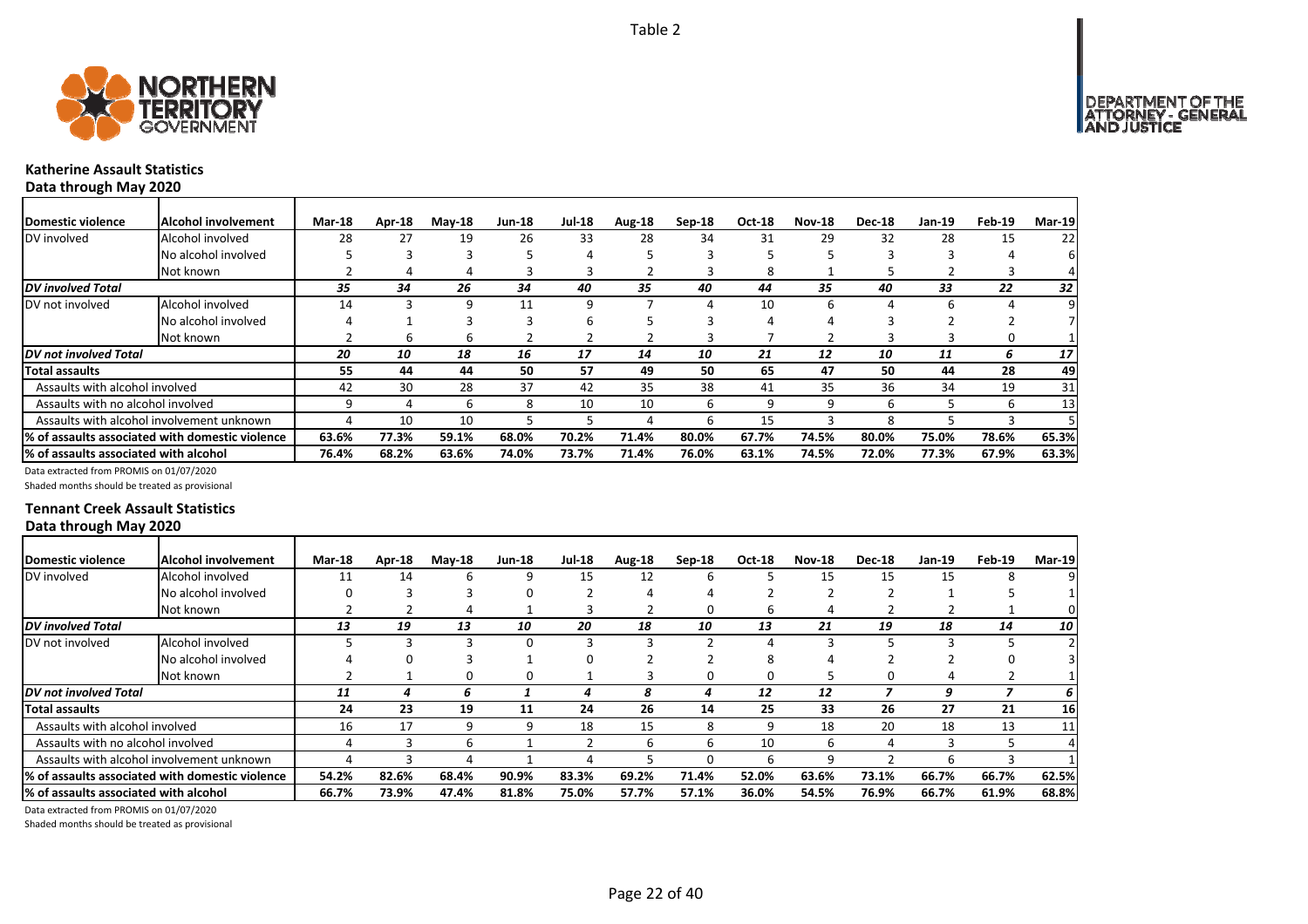Table 2

## Katherine Assault Statistics

Data through May 2020

| Domestic violence | Alcohol involvement | Mar-18 | Apr-18 | May-18 | Jun-18 | Jul-18 | Aug-18 | Sep-18 | Oct-18 | Nov-18 | Dec-18 | Jan-19 | Feb-19 | Mar-19 |
|---|---|---|---|---|---|---|---|---|---|---|---|---|---|---|
| DV involved | Alcohol involved | 28 | 27 | 19 | 26 | 33 | 28 | 34 | 31 | 29 | 32 | 28 | 15 | 22 |
| | No alcohol involved | 5 | 3 | 3 | 5 | 4 | 5 | 3 | 5 | 5 | 3 | 3 | 4 | 6 |
| | Not known | 2 | 4 | 4 | 3 | 3 | 2 | 3 | 8 | 1 | 5 | 2 | 3 | 4 |
| *DV involved Total* | | *35* | *34* | *26* | *34* | *40* | *35* | *40* | *44* | *35* | *40* | *33* | *22* | *32* |
| DV not involved | Alcohol involved | 14 | 3 | 9 | 11 | 9 | 7 | 4 | 10 | 6 | 4 | 6 | 4 | 9 |
| | No alcohol involved | 4 | 1 | 3 | 3 | 6 | 5 | 3 | 4 | 4 | 3 | 2 | 2 | 7 |
| | Not known | 2 | 6 | 6 | 2 | 2 | 2 | 3 | 7 | 2 | 3 | 3 | 0 | 1 |
| *DV not involved Total* | | *20* | *10* | *18* | *16* | *17* | *14* | *10* | *21* | *12* | *10* | *11* | *6* | *17* |
| **Total assaults** | | **55** | **44** | **44** | **50** | **57** | **49** | **50** | **65** | **47** | **50** | **44** | **28** | **49** |
| Assaults with alcohol involved | | 42 | 30 | 28 | 37 | 42 | 35 | 38 | 41 | 35 | 36 | 34 | 19 | 31 |
| Assaults with no alcohol involved | | 9 | 4 | 6 | 8 | 10 | 10 | 6 | 9 | 9 | 6 | 5 | 6 | 13 |
| Assaults with alcohol involvement unknown | | 4 | 10 | 10 | 5 | 5 | 4 | 6 | 15 | 3 | 8 | 5 | 3 | 5 |
| **% of assaults associated with domestic violence** | | **63.6%** | **77.3%** | **59.1%** | **68.0%** | **70.2%** | **71.4%** | **80.0%** | **67.7%** | **74.5%** | **80.0%** | **75.0%** | **78.6%** | **65.3%** |
| **% of assaults associated with alcohol** | | **76.4%** | **68.2%** | **63.6%** | **74.0%** | **73.7%** | **71.4%** | **76.0%** | **63.1%** | **74.5%** | **72.0%** | **77.3%** | **67.9%** | **63.3%** |

Data extracted from PROMIS on 01/07/2020

Shaded months should be treated as provisional

## Tennant Creek Assault Statistics

Data through May 2020

| Domestic violence | Alcohol involvement | Mar-18 | Apr-18 | May-18 | Jun-18 | Jul-18 | Aug-18 | Sep-18 | Oct-18 | Nov-18 | Dec-18 | Jan-19 | Feb-19 | Mar-19 |
|---|---|---|---|---|---|---|---|---|---|---|---|---|---|---|
| DV involved | Alcohol involved | 11 | 14 | 6 | 9 | 15 | 12 | 6 | 5 | 15 | 15 | 15 | 8 | 9 |
| | No alcohol involved | 0 | 3 | 3 | 0 | 2 | 4 | 4 | 2 | 2 | 2 | 1 | 5 | 1 |
| | Not known | 2 | 2 | 4 | 1 | 3 | 2 | 0 | 6 | 4 | 2 | 2 | 1 | 0 |
| *DV involved Total* | | *13* | *19* | *13* | *10* | *20* | *18* | *10* | *13* | *21* | *19* | *18* | *14* | *10* |
| DV not involved | Alcohol involved | 5 | 3 | 3 | 0 | 3 | 3 | 2 | 4 | 3 | 5 | 3 | 5 | 2 |
| | No alcohol involved | 4 | 0 | 3 | 1 | 0 | 2 | 2 | 8 | 4 | 2 | 2 | 0 | 3 |
| | Not known | 2 | 1 | 0 | 0 | 1 | 3 | 0 | 0 | 5 | 0 | 4 | 2 | 1 |
| *DV not involved Total* | | *11* | *4* | *6* | *1* | *4* | *8* | *4* | *12* | *12* | *7* | *9* | *7* | *6* |
| **Total assaults** | | **24** | **23** | **19** | **11** | **24** | **26** | **14** | **25** | **33** | **26** | **27** | **21** | **16** |
| Assaults with alcohol involved | | 16 | 17 | 9 | 9 | 18 | 15 | 8 | 9 | 18 | 20 | 18 | 13 | 11 |
| Assaults with no alcohol involved | | 4 | 3 | 6 | 1 | 2 | 6 | 6 | 10 | 6 | 4 | 3 | 5 | 4 |
| Assaults with alcohol involvement unknown | | 4 | 3 | 4 | 1 | 4 | 5 | 0 | 6 | 9 | 2 | 6 | 3 | 1 |
| **% of assaults associated with domestic violence** | | **54.2%** | **82.6%** | **68.4%** | **90.9%** | **83.3%** | **69.2%** | **71.4%** | **52.0%** | **63.6%** | **73.1%** | **66.7%** | **66.7%** | **62.5%** |
| **% of assaults associated with alcohol** | | **66.7%** | **73.9%** | **47.4%** | **81.8%** | **75.0%** | **57.7%** | **57.1%** | **36.0%** | **54.5%** | **76.9%** | **66.7%** | **61.9%** | **68.8%** |

Data extracted from PROMIS on 01/07/2020

Shaded months should be treated as provisional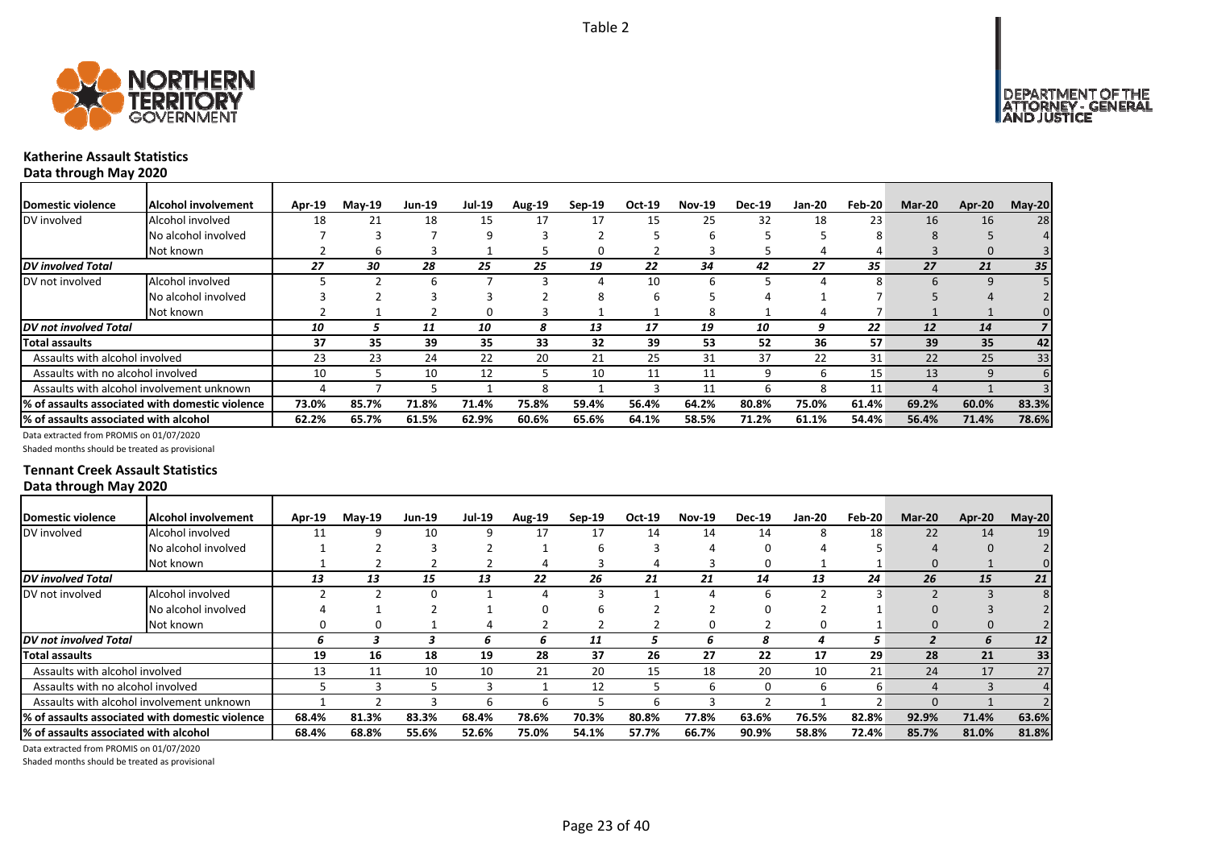Table 2

## Katherine Assault Statistics

**Data through May 2020**

| Domestic violence | Alcohol involvement | Apr-19 | May-19 | Jun-19 | Jul-19 | Aug-19 | Sep-19 | Oct-19 | Nov-19 | Dec-19 | Jan-20 | Feb-20 | Mar-20 | Apr-20 | May-20 |
|---|---|---|---|---|---|---|---|---|---|---|---|---|---|---|---|
| DV involved | Alcohol involved | 18 | 21 | 18 | 15 | 17 | 17 | 15 | 25 | 32 | 18 | 23 | 16 | 16 | 28 |
| | No alcohol involved | 7 | 3 | 7 | 9 | 3 | 2 | 5 | 6 | 5 | 5 | 8 | 8 | 5 | 4 |
| | Not known | 2 | 6 | 3 | 1 | 5 | 0 | 2 | 3 | 5 | 4 | 4 | 3 | 0 | 3 |
| ***DV involved Total*** | | *27* | *30* | *28* | *25* | *25* | *19* | *22* | *34* | *42* | *27* | *35* | *27* | *21* | *35* |
| DV not involved | Alcohol involved | 5 | 2 | 6 | 7 | 3 | 4 | 10 | 6 | 5 | 4 | 8 | 6 | 9 | 5 |
| | No alcohol involved | 3 | 2 | 3 | 3 | 2 | 8 | 6 | 5 | 4 | 1 | 7 | 5 | 4 | 2 |
| | Not known | 2 | 1 | 2 | 0 | 3 | 1 | 1 | 8 | 1 | 4 | 7 | 1 | 1 | 0 |
| ***DV not involved Total*** | | *10* | *5* | *11* | *10* | *8* | *13* | *17* | *19* | *10* | *9* | *22* | *12* | *14* | *7* |
| **Total assaults** | | **37** | **35** | **39** | **35** | **33** | **32** | **39** | **53** | **52** | **36** | **57** | **39** | **35** | **42** |
| Assaults with alcohol involved | | 23 | 23 | 24 | 22 | 20 | 21 | 25 | 31 | 37 | 22 | 31 | 22 | 25 | 33 |
| Assaults with no alcohol involved | | 10 | 5 | 10 | 12 | 5 | 10 | 11 | 11 | 9 | 6 | 15 | 13 | 9 | 6 |
| Assaults with alcohol involvement unknown | | 4 | 7 | 5 | 1 | 8 | 1 | 3 | 11 | 6 | 8 | 11 | 4 | 1 | 3 |
| **% of assaults associated with domestic violence** | | **73.0%** | **85.7%** | **71.8%** | **71.4%** | **75.8%** | **59.4%** | **56.4%** | **64.2%** | **80.8%** | **75.0%** | **61.4%** | **69.2%** | **60.0%** | **83.3%** |
| **% of assaults associated with alcohol** | | **62.2%** | **65.7%** | **61.5%** | **62.9%** | **60.6%** | **65.6%** | **64.1%** | **58.5%** | **71.2%** | **61.1%** | **54.4%** | **56.4%** | **71.4%** | **78.6%** |

Data extracted from PROMIS on 01/07/2020

Shaded months should be treated as provisional

## Tennant Creek Assault Statistics

**Data through May 2020**

| Domestic violence | Alcohol involvement | Apr-19 | May-19 | Jun-19 | Jul-19 | Aug-19 | Sep-19 | Oct-19 | Nov-19 | Dec-19 | Jan-20 | Feb-20 | Mar-20 | Apr-20 | May-20 |
|---|---|---|---|---|---|---|---|---|---|---|---|---|---|---|---|
| DV involved | Alcohol involved | 11 | 9 | 10 | 9 | 17 | 17 | 14 | 14 | 14 | 8 | 18 | 22 | 14 | 19 |
| | No alcohol involved | 1 | 2 | 3 | 2 | 1 | 6 | 3 | 4 | 0 | 4 | 5 | 4 | 0 | 2 |
| | Not known | 1 | 2 | 2 | 2 | 4 | 3 | 4 | 3 | 0 | 1 | 1 | 0 | 1 | 0 |
| ***DV involved Total*** | | *13* | *13* | *15* | *13* | *22* | *26* | *21* | *21* | *14* | *13* | *24* | *26* | *15* | *21* |
| DV not involved | Alcohol involved | 2 | 2 | 0 | 1 | 4 | 3 | 1 | 4 | 6 | 2 | 3 | 2 | 3 | 8 |
| | No alcohol involved | 4 | 1 | 2 | 1 | 0 | 6 | 2 | 2 | 0 | 2 | 1 | 0 | 3 | 2 |
| | Not known | 0 | 0 | 1 | 4 | 2 | 2 | 2 | 0 | 2 | 0 | 1 | 0 | 0 | 2 |
| ***DV not involved Total*** | | *6* | *3* | *3* | *6* | *6* | *11* | *5* | *6* | *8* | *4* | *5* | *2* | *6* | *12* |
| **Total assaults** | | **19** | **16** | **18** | **19** | **28** | **37** | **26** | **27** | **22** | **17** | **29** | **28** | **21** | **33** |
| Assaults with alcohol involved | | 13 | 11 | 10 | 10 | 21 | 20 | 15 | 18 | 20 | 10 | 21 | 24 | 17 | 27 |
| Assaults with no alcohol involved | | 5 | 3 | 5 | 3 | 1 | 12 | 5 | 6 | 0 | 6 | 6 | 4 | 3 | 4 |
| Assaults with alcohol involvement unknown | | 1 | 2 | 3 | 6 | 6 | 5 | 6 | 3 | 2 | 1 | 2 | 0 | 1 | 2 |
| **% of assaults associated with domestic violence** | | **68.4%** | **81.3%** | **83.3%** | **68.4%** | **78.6%** | **70.3%** | **80.8%** | **77.8%** | **63.6%** | **76.5%** | **82.8%** | **92.9%** | **71.4%** | **63.6%** |
| **% of assaults associated with alcohol** | | **68.4%** | **68.8%** | **55.6%** | **52.6%** | **75.0%** | **54.1%** | **57.7%** | **66.7%** | **90.9%** | **58.8%** | **72.4%** | **85.7%** | **81.0%** | **81.8%** |

Data extracted from PROMIS on 01/07/2020

Shaded months should be treated as provisional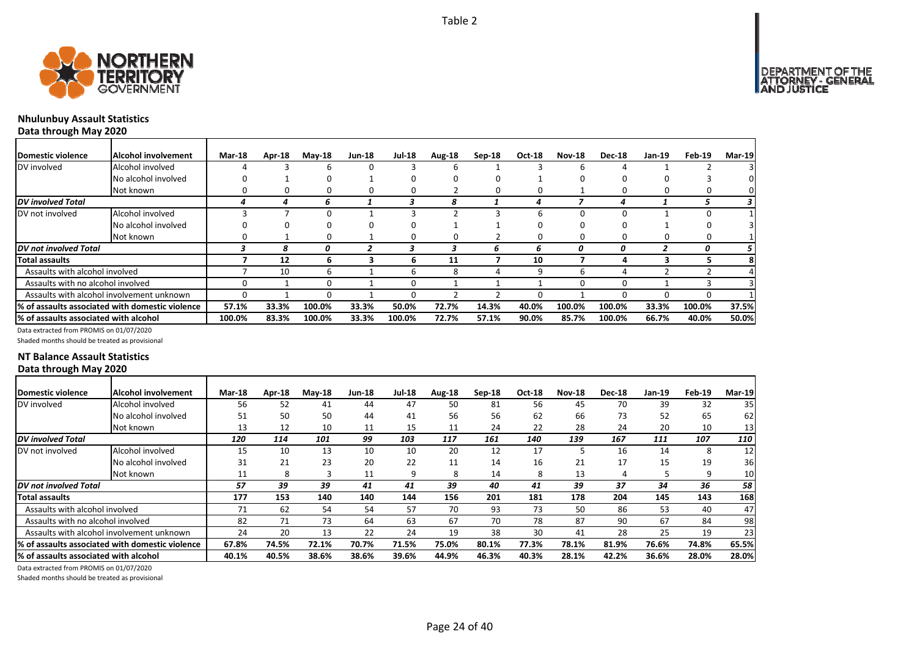Table 2

## Nhulunbuy Assault Statistics

**Data through May 2020**

| Domestic violence | Alcohol involvement | Mar-18 | Apr-18 | May-18 | Jun-18 | Jul-18 | Aug-18 | Sep-18 | Oct-18 | Nov-18 | Dec-18 | Jan-19 | Feb-19 | Mar-19 |
|---|---|---|---|---|---|---|---|---|---|---|---|---|---|---|
| DV involved | Alcohol involved | 4 | 3 | 6 | 0 | 3 | 6 | 1 | 3 | 6 | 4 | 1 | 2 | 3 |
| | No alcohol involved | 0 | 1 | 0 | 1 | 0 | 0 | 0 | 1 | 0 | 0 | 0 | 3 | 0 |
| | Not known | 0 | 0 | 0 | 0 | 0 | 2 | 0 | 0 | 1 | 0 | 0 | 0 | 0 |
| *DV involved Total* | | *4* | *4* | *6* | *1* | *3* | *8* | *1* | *4* | *7* | *4* | *1* | *5* | *3* |
| DV not involved | Alcohol involved | 3 | 7 | 0 | 1 | 3 | 2 | 3 | 6 | 0 | 0 | 1 | 0 | 1 |
| | No alcohol involved | 0 | 0 | 0 | 0 | 0 | 1 | 1 | 0 | 0 | 0 | 1 | 0 | 3 |
| | Not known | 0 | 1 | 0 | 1 | 0 | 0 | 2 | 0 | 0 | 0 | 0 | 0 | 1 |
| *DV not involved Total* | | *3* | *8* | *0* | *2* | *3* | *3* | *6* | *6* | *0* | *0* | *2* | *0* | *5* |
| **Total assaults** | | **7** | **12** | **6** | **3** | **6** | **11** | **7** | **10** | **7** | **4** | **3** | **5** | **8** |
| Assaults with alcohol involved | | 7 | 10 | 6 | 1 | 6 | 8 | 4 | 9 | 6 | 4 | 2 | 2 | 4 |
| Assaults with no alcohol involved | | 0 | 1 | 0 | 1 | 0 | 1 | 1 | 1 | 0 | 0 | 1 | 3 | 3 |
| Assaults with alcohol involvement unknown | | 0 | 1 | 0 | 1 | 0 | 2 | 2 | 0 | 1 | 0 | 0 | 0 | 1 |
| **% of assaults associated with domestic violence** | | **57.1%** | **33.3%** | **100.0%** | **33.3%** | **50.0%** | **72.7%** | **14.3%** | **40.0%** | **100.0%** | **100.0%** | **33.3%** | **100.0%** | **37.5%** |
| **% of assaults associated with alcohol** | | **100.0%** | **83.3%** | **100.0%** | **33.3%** | **100.0%** | **72.7%** | **57.1%** | **90.0%** | **85.7%** | **100.0%** | **66.7%** | **40.0%** | **50.0%** |

Data extracted from PROMIS on 01/07/2020

Shaded months should be treated as provisional

## NT Balance Assault Statistics

**Data through May 2020**

| Domestic violence | Alcohol involvement | Mar-18 | Apr-18 | May-18 | Jun-18 | Jul-18 | Aug-18 | Sep-18 | Oct-18 | Nov-18 | Dec-18 | Jan-19 | Feb-19 | Mar-19 |
|---|---|---|---|---|---|---|---|---|---|---|---|---|---|---|
| DV involved | Alcohol involved | 56 | 52 | 41 | 44 | 47 | 50 | 81 | 56 | 45 | 70 | 39 | 32 | 35 |
| | No alcohol involved | 51 | 50 | 50 | 44 | 41 | 56 | 56 | 62 | 66 | 73 | 52 | 65 | 62 |
| | Not known | 13 | 12 | 10 | 11 | 15 | 11 | 24 | 22 | 28 | 24 | 20 | 10 | 13 |
| *DV involved Total* | | *120* | *114* | *101* | *99* | *103* | *117* | *161* | *140* | *139* | *167* | *111* | *107* | *110* |
| DV not involved | Alcohol involved | 15 | 10 | 13 | 10 | 10 | 20 | 12 | 17 | 5 | 16 | 14 | 8 | 12 |
| | No alcohol involved | 31 | 21 | 23 | 20 | 22 | 11 | 14 | 16 | 21 | 17 | 15 | 19 | 36 |
| | Not known | 11 | 8 | 3 | 11 | 9 | 8 | 14 | 8 | 13 | 4 | 5 | 9 | 10 |
| *DV not involved Total* | | *57* | *39* | *39* | *41* | *41* | *39* | *40* | *41* | *39* | *37* | *34* | *36* | *58* |
| **Total assaults** | | **177** | **153** | **140** | **140** | **144** | **156** | **201** | **181** | **178** | **204** | **145** | **143** | **168** |
| Assaults with alcohol involved | | 71 | 62 | 54 | 54 | 57 | 70 | 93 | 73 | 50 | 86 | 53 | 40 | 47 |
| Assaults with no alcohol involved | | 82 | 71 | 73 | 64 | 63 | 67 | 70 | 78 | 87 | 90 | 67 | 84 | 98 |
| Assaults with alcohol involvement unknown | | 24 | 20 | 13 | 22 | 24 | 19 | 38 | 30 | 41 | 28 | 25 | 19 | 23 |
| **% of assaults associated with domestic violence** | | **67.8%** | **74.5%** | **72.1%** | **70.7%** | **71.5%** | **75.0%** | **80.1%** | **77.3%** | **78.1%** | **81.9%** | **76.6%** | **74.8%** | **65.5%** |
| **% of assaults associated with alcohol** | | **40.1%** | **40.5%** | **38.6%** | **38.6%** | **39.6%** | **44.9%** | **46.3%** | **40.3%** | **28.1%** | **42.2%** | **36.6%** | **28.0%** | **28.0%** |

Data extracted from PROMIS on 01/07/2020

Shaded months should be treated as provisional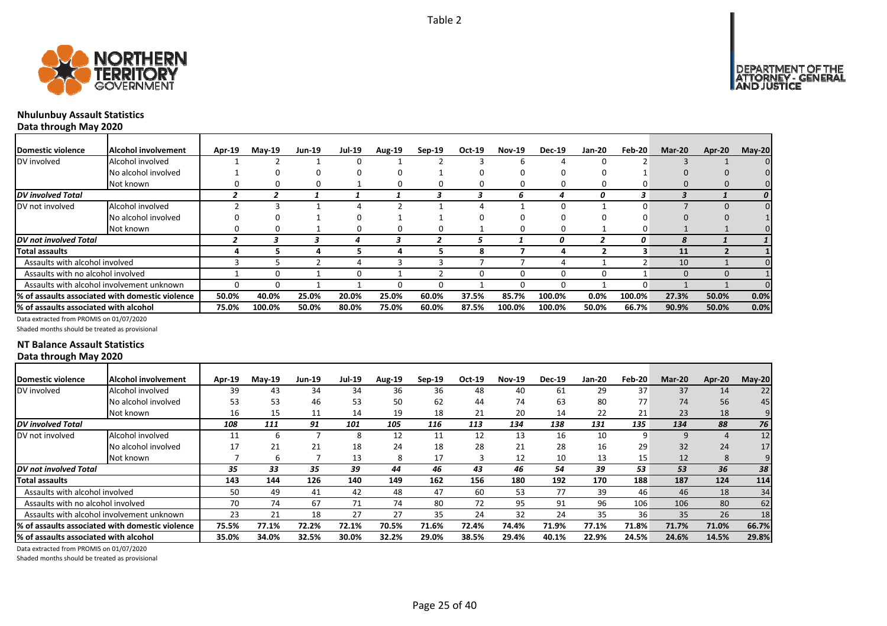Table 2

## Nhulunbuy Assault Statistics
### Data through May 2020

| Domestic violence | Alcohol involvement | Apr-19 | May-19 | Jun-19 | Jul-19 | Aug-19 | Sep-19 | Oct-19 | Nov-19 | Dec-19 | Jan-20 | Feb-20 | Mar-20 | Apr-20 | May-20 |
|---|---|---|---|---|---|---|---|---|---|---|---|---|---|---|---|
| DV involved | Alcohol involved | 1 | 2 | 1 | 0 | 1 | 2 | 3 | 6 | 4 | 0 | 2 | 3 | 1 | 0 |
| | No alcohol involved | 1 | 0 | 0 | 0 | 0 | 1 | 0 | 0 | 0 | 0 | 1 | 0 | 0 | 0 |
| | Not known | 0 | 0 | 0 | 1 | 0 | 0 | 0 | 0 | 0 | 0 | 0 | 0 | 0 | 0 |
| *DV involved Total* | | *2* | *2* | *1* | *1* | *1* | *3* | *3* | *6* | *4* | *0* | *3* | *3* | *1* | *0* |
| DV not involved | Alcohol involved | 2 | 3 | 1 | 4 | 2 | 1 | 4 | 1 | 0 | 1 | 0 | 7 | 0 | 0 |
| | No alcohol involved | 0 | 0 | 1 | 0 | 1 | 1 | 0 | 0 | 0 | 0 | 0 | 0 | 0 | 1 |
| | Not known | 0 | 0 | 1 | 0 | 0 | 0 | 1 | 0 | 0 | 1 | 0 | 1 | 1 | 0 |
| *DV not involved Total* | | *2* | *3* | *3* | *4* | *3* | *2* | *5* | *1* | *0* | *2* | *0* | *8* | *1* | *1* |
| **Total assaults** | | **4** | **5** | **4** | **5** | **4** | **5** | **8** | **7** | **4** | **2** | **3** | **11** | **2** | **1** |
| Assaults with alcohol involved | | 3 | 5 | 2 | 4 | 3 | 3 | 7 | 7 | 4 | 1 | 2 | 10 | 1 | 0 |
| Assaults with no alcohol involved | | 1 | 0 | 1 | 0 | 1 | 2 | 0 | 0 | 0 | 0 | 1 | 0 | 0 | 1 |
| Assaults with alcohol involvement unknown | | 0 | 0 | 1 | 1 | 0 | 0 | 1 | 0 | 0 | 1 | 0 | 1 | 1 | 0 |
| **% of assaults associated with domestic violence** | | **50.0%** | **40.0%** | **25.0%** | **20.0%** | **25.0%** | **60.0%** | **37.5%** | **85.7%** | **100.0%** | **0.0%** | **100.0%** | **27.3%** | **50.0%** | **0.0%** |
| **% of assaults associated with alcohol** | | **75.0%** | **100.0%** | **50.0%** | **80.0%** | **75.0%** | **60.0%** | **87.5%** | **100.0%** | **100.0%** | **50.0%** | **66.7%** | **90.9%** | **50.0%** | **0.0%** |

Data extracted from PROMIS on 01/07/2020

Shaded months should be treated as provisional

## NT Balance Assault Statistics
### Data through May 2020

| Domestic violence | Alcohol involvement | Apr-19 | May-19 | Jun-19 | Jul-19 | Aug-19 | Sep-19 | Oct-19 | Nov-19 | Dec-19 | Jan-20 | Feb-20 | Mar-20 | Apr-20 | May-20 |
|---|---|---|---|---|---|---|---|---|---|---|---|---|---|---|---|
| DV involved | Alcohol involved | 39 | 43 | 34 | 34 | 36 | 36 | 48 | 40 | 61 | 29 | 37 | 37 | 14 | 22 |
| | No alcohol involved | 53 | 53 | 46 | 53 | 50 | 62 | 44 | 74 | 63 | 80 | 77 | 74 | 56 | 45 |
| | Not known | 16 | 15 | 11 | 14 | 19 | 18 | 21 | 20 | 14 | 22 | 21 | 23 | 18 | 9 |
| *DV involved Total* | | *108* | *111* | *91* | *101* | *105* | *116* | *113* | *134* | *138* | *131* | *135* | *134* | *88* | *76* |
| DV not involved | Alcohol involved | 11 | 6 | 7 | 8 | 12 | 11 | 12 | 13 | 16 | 10 | 9 | 9 | 4 | 12 |
| | No alcohol involved | 17 | 21 | 21 | 18 | 24 | 18 | 28 | 21 | 28 | 16 | 29 | 32 | 24 | 17 |
| | Not known | 7 | 6 | 7 | 13 | 8 | 17 | 3 | 12 | 10 | 13 | 15 | 12 | 8 | 9 |
| *DV not involved Total* | | *35* | *33* | *35* | *39* | *44* | *46* | *43* | *46* | *54* | *39* | *53* | *53* | *36* | *38* |
| **Total assaults** | | **143** | **144** | **126** | **140** | **149** | **162** | **156** | **180** | **192** | **170** | **188** | **187** | **124** | **114** |
| Assaults with alcohol involved | | 50 | 49 | 41 | 42 | 48 | 47 | 60 | 53 | 77 | 39 | 46 | 46 | 18 | 34 |
| Assaults with no alcohol involved | | 70 | 74 | 67 | 71 | 74 | 80 | 72 | 95 | 91 | 96 | 106 | 106 | 80 | 62 |
| Assaults with alcohol involvement unknown | | 23 | 21 | 18 | 27 | 27 | 35 | 24 | 32 | 24 | 35 | 36 | 35 | 26 | 18 |
| **% of assaults associated with domestic violence** | | **75.5%** | **77.1%** | **72.2%** | **72.1%** | **70.5%** | **71.6%** | **72.4%** | **74.4%** | **71.9%** | **77.1%** | **71.8%** | **71.7%** | **71.0%** | **66.7%** |
| **% of assaults associated with alcohol** | | **35.0%** | **34.0%** | **32.5%** | **30.0%** | **32.2%** | **29.0%** | **38.5%** | **29.4%** | **40.1%** | **22.9%** | **24.5%** | **24.6%** | **14.5%** | **29.8%** |

Data extracted from PROMIS on 01/07/2020

Shaded months should be treated as provisional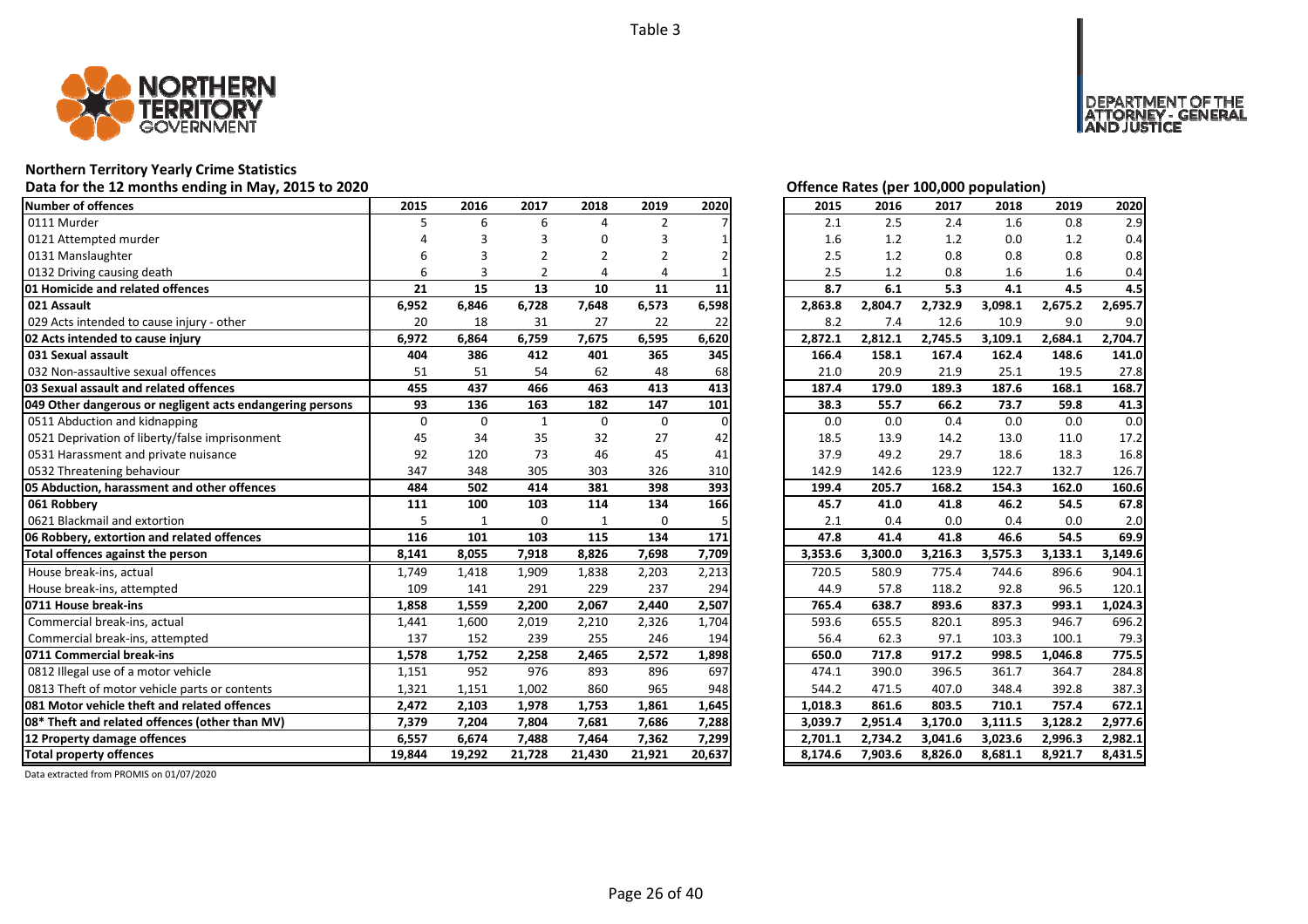Table 3

## Northern Territory Yearly Crime Statistics

### Data for the 12 months ending in May, 2015 to 2020

| Number of offences | 2015 | 2016 | 2017 | 2018 | 2019 | 2020 |
|---|---|---|---|---|---|---|
| 0111 Murder | 5 | 6 | 6 | 4 | 2 | 7 |
| 0121 Attempted murder | 4 | 3 | 3 | 0 | 3 | 1 |
| 0131 Manslaughter | 6 | 3 | 2 | 2 | 2 | 2 |
| 0132 Driving causing death | 6 | 3 | 2 | 4 | 4 | 1 |
| **01 Homicide and related offences** | **21** | **15** | **13** | **10** | **11** | **11** |
| **021 Assault** | **6,952** | **6,846** | **6,728** | **7,648** | **6,573** | **6,598** |
| 029 Acts intended to cause injury - other | 20 | 18 | 31 | 27 | 22 | 22 |
| **02 Acts intended to cause injury** | **6,972** | **6,864** | **6,759** | **7,675** | **6,595** | **6,620** |
| **031 Sexual assault** | **404** | **386** | **412** | **401** | **365** | **345** |
| 032 Non-assaultive sexual offences | 51 | 51 | 54 | 62 | 48 | 68 |
| **03 Sexual assault and related offences** | **455** | **437** | **466** | **463** | **413** | **413** |
| **049 Other dangerous or negligent acts endangering persons** | **93** | **136** | **163** | **182** | **147** | **101** |
| 0511 Abduction and kidnapping | 0 | 0 | 1 | 0 | 0 | 0 |
| 0521 Deprivation of liberty/false imprisonment | 45 | 34 | 35 | 32 | 27 | 42 |
| 0531 Harassment and private nuisance | 92 | 120 | 73 | 46 | 45 | 41 |
| 0532 Threatening behaviour | 347 | 348 | 305 | 303 | 326 | 310 |
| **05 Abduction, harassment and other offences** | **484** | **502** | **414** | **381** | **398** | **393** |
| **061 Robbery** | **111** | **100** | **103** | **114** | **134** | **166** |
| 0621 Blackmail and extortion | 5 | 1 | 0 | 1 | 0 | 5 |
| **06 Robbery, extortion and related offences** | **116** | **101** | **103** | **115** | **134** | **171** |
| **Total offences against the person** | **8,141** | **8,055** | **7,918** | **8,826** | **7,698** | **7,709** |
| House break-ins, actual | 1,749 | 1,418 | 1,909 | 1,838 | 2,203 | 2,213 |
| House break-ins, attempted | 109 | 141 | 291 | 229 | 237 | 294 |
| **0711 House break-ins** | **1,858** | **1,559** | **2,200** | **2,067** | **2,440** | **2,507** |
| Commercial break-ins, actual | 1,441 | 1,600 | 2,019 | 2,210 | 2,326 | 1,704 |
| Commercial break-ins, attempted | 137 | 152 | 239 | 255 | 246 | 194 |
| **0711 Commercial break-ins** | **1,578** | **1,752** | **2,258** | **2,465** | **2,572** | **1,898** |
| 0812 Illegal use of a motor vehicle | 1,151 | 952 | 976 | 893 | 896 | 697 |
| 0813 Theft of motor vehicle parts or contents | 1,321 | 1,151 | 1,002 | 860 | 965 | 948 |
| **081 Motor vehicle theft and related offences** | **2,472** | **2,103** | **1,978** | **1,753** | **1,861** | **1,645** |
| **08* Theft and related offences (other than MV)** | **7,379** | **7,204** | **7,804** | **7,681** | **7,686** | **7,288** |
| **12 Property damage offences** | **6,557** | **6,674** | **7,488** | **7,464** | **7,362** | **7,299** |
| **Total property offences** | **19,844** | **19,292** | **21,728** | **21,430** | **21,921** | **20,637** |

### Offence Rates (per 100,000 population)

| Number of offences | 2015 | 2016 | 2017 | 2018 | 2019 | 2020 |
|---|---|---|---|---|---|---|
| 0111 Murder | 2.1 | 2.5 | 2.4 | 1.6 | 0.8 | 2.9 |
| 0121 Attempted murder | 1.6 | 1.2 | 1.2 | 0.0 | 1.2 | 0.4 |
| 0131 Manslaughter | 2.5 | 1.2 | 0.8 | 0.8 | 0.8 | 0.8 |
| 0132 Driving causing death | 2.5 | 1.2 | 0.8 | 1.6 | 1.6 | 0.4 |
| **01 Homicide and related offences** | **8.7** | **6.1** | **5.3** | **4.1** | **4.5** | **4.5** |
| **021 Assault** | **2,863.8** | **2,804.7** | **2,732.9** | **3,098.1** | **2,675.2** | **2,695.7** |
| 029 Acts intended to cause injury - other | 8.2 | 7.4 | 12.6 | 10.9 | 9.0 | 9.0 |
| **02 Acts intended to cause injury** | **2,872.1** | **2,812.1** | **2,745.5** | **3,109.1** | **2,684.1** | **2,704.7** |
| **031 Sexual assault** | **166.4** | **158.1** | **167.4** | **162.4** | **148.6** | **141.0** |
| 032 Non-assaultive sexual offences | 21.0 | 20.9 | 21.9 | 25.1 | 19.5 | 27.8 |
| **03 Sexual assault and related offences** | **187.4** | **179.0** | **189.3** | **187.6** | **168.1** | **168.7** |
| **049 Other dangerous or negligent acts endangering persons** | **38.3** | **55.7** | **66.2** | **73.7** | **59.8** | **41.3** |
| 0511 Abduction and kidnapping | 0.0 | 0.0 | 0.4 | 0.0 | 0.0 | 0.0 |
| 0521 Deprivation of liberty/false imprisonment | 18.5 | 13.9 | 14.2 | 13.0 | 11.0 | 17.2 |
| 0531 Harassment and private nuisance | 37.9 | 49.2 | 29.7 | 18.6 | 18.3 | 16.8 |
| 0532 Threatening behaviour | 142.9 | 142.6 | 123.9 | 122.7 | 132.7 | 126.7 |
| **05 Abduction, harassment and other offences** | **199.4** | **205.7** | **168.2** | **154.3** | **162.0** | **160.6** |
| **061 Robbery** | **45.7** | **41.0** | **41.8** | **46.2** | **54.5** | **67.8** |
| 0621 Blackmail and extortion | 2.1 | 0.4 | 0.0 | 0.4 | 0.0 | 2.0 |
| **06 Robbery, extortion and related offences** | **47.8** | **41.4** | **41.8** | **46.6** | **54.5** | **69.9** |
| **Total offences against the person** | **3,353.6** | **3,300.0** | **3,216.3** | **3,575.3** | **3,133.1** | **3,149.6** |
| House break-ins, actual | 720.5 | 580.9 | 775.4 | 744.6 | 896.6 | 904.1 |
| House break-ins, attempted | 44.9 | 57.8 | 118.2 | 92.8 | 96.5 | 120.1 |
| **0711 House break-ins** | **765.4** | **638.7** | **893.6** | **837.3** | **993.1** | **1,024.3** |
| Commercial break-ins, actual | 593.6 | 655.5 | 820.1 | 895.3 | 946.7 | 696.2 |
| Commercial break-ins, attempted | 56.4 | 62.3 | 97.1 | 103.3 | 100.1 | 79.3 |
| **0711 Commercial break-ins** | **650.0** | **717.8** | **917.2** | **998.5** | **1,046.8** | **775.5** |
| 0812 Illegal use of a motor vehicle | 474.1 | 390.0 | 396.5 | 361.7 | 364.7 | 284.8 |
| 0813 Theft of motor vehicle parts or contents | 544.2 | 471.5 | 407.0 | 348.4 | 392.8 | 387.3 |
| **081 Motor vehicle theft and related offences** | **1,018.3** | **861.6** | **803.5** | **710.1** | **757.4** | **672.1** |
| **08* Theft and related offences (other than MV)** | **3,039.7** | **2,951.4** | **3,170.0** | **3,111.5** | **3,128.2** | **2,977.6** |
| **12 Property damage offences** | **2,701.1** | **2,734.2** | **3,041.6** | **3,023.6** | **2,996.3** | **2,982.1** |
| **Total property offences** | **8,174.6** | **7,903.6** | **8,826.0** | **8,681.1** | **8,921.7** | **8,431.5** |

Data extracted from PROMIS on 01/07/2020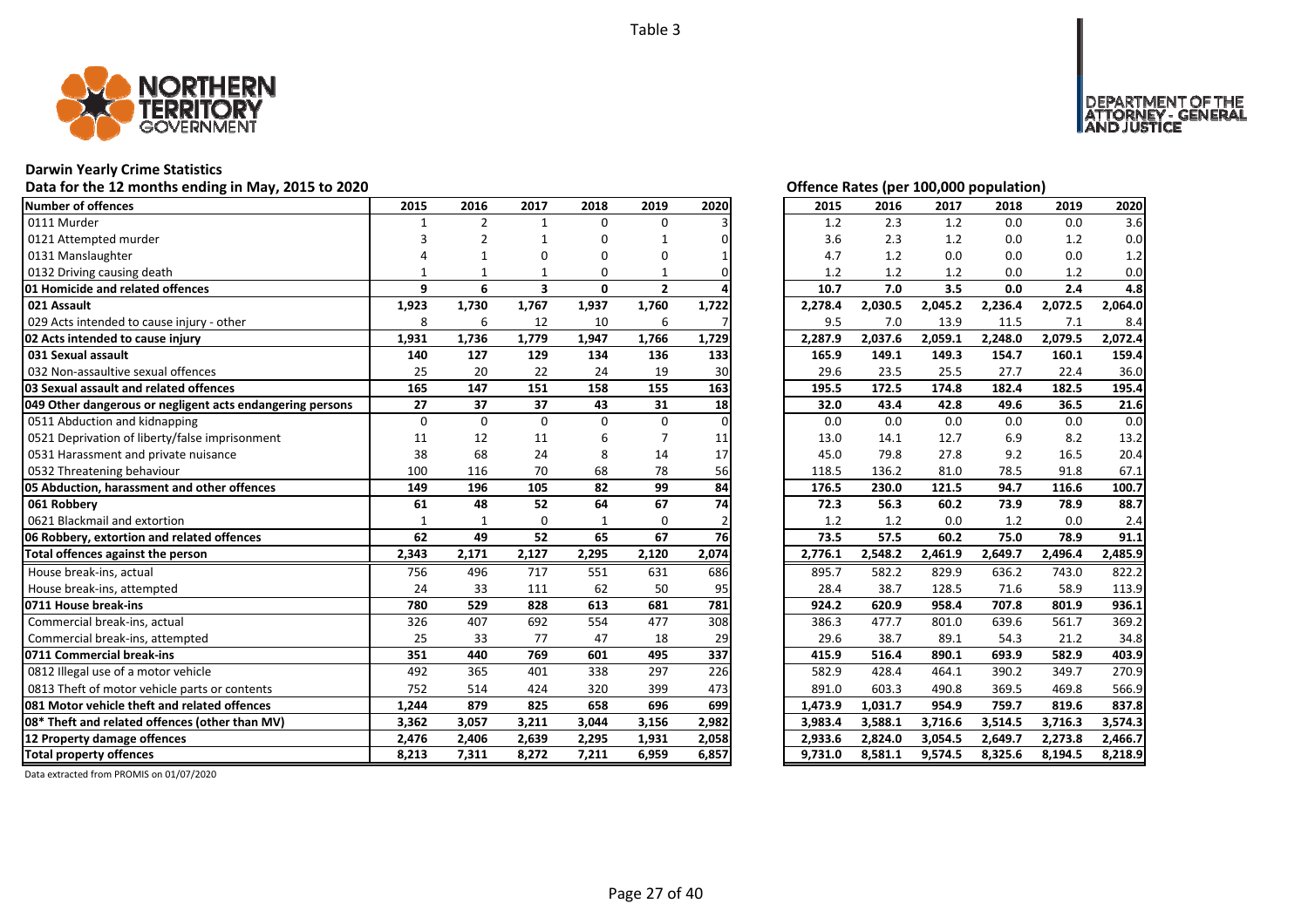Table 3

## Darwin Yearly Crime Statistics

### Data for the 12 months ending in May, 2015 to 2020

| Number of offences | 2015 | 2016 | 2017 | 2018 | 2019 | 2020 |
|---|---|---|---|---|---|---|
| 0111 Murder | 1 | 2 | 1 | 0 | 0 | 3 |
| 0121 Attempted murder | 3 | 2 | 1 | 0 | 1 | 0 |
| 0131 Manslaughter | 4 | 1 | 0 | 0 | 0 | 1 |
| 0132 Driving causing death | 1 | 1 | 1 | 0 | 1 | 0 |
| **01 Homicide and related offences** | **9** | **6** | **3** | **0** | **2** | **4** |
| **021 Assault** | **1,923** | **1,730** | **1,767** | **1,937** | **1,760** | **1,722** |
| 029 Acts intended to cause injury - other | 8 | 6 | 12 | 10 | 6 | 7 |
| **02 Acts intended to cause injury** | **1,931** | **1,736** | **1,779** | **1,947** | **1,766** | **1,729** |
| **031 Sexual assault** | **140** | **127** | **129** | **134** | **136** | **133** |
| 032 Non-assaultive sexual offences | 25 | 20 | 22 | 24 | 19 | 30 |
| **03 Sexual assault and related offences** | **165** | **147** | **151** | **158** | **155** | **163** |
| **049 Other dangerous or negligent acts endangering persons** | **27** | **37** | **37** | **43** | **31** | **18** |
| 0511 Abduction and kidnapping | 0 | 0 | 0 | 0 | 0 | 0 |
| 0521 Deprivation of liberty/false imprisonment | 11 | 12 | 11 | 6 | 7 | 11 |
| 0531 Harassment and private nuisance | 38 | 68 | 24 | 8 | 14 | 17 |
| 0532 Threatening behaviour | 100 | 116 | 70 | 68 | 78 | 56 |
| **05 Abduction, harassment and other offences** | **149** | **196** | **105** | **82** | **99** | **84** |
| **061 Robbery** | **61** | **48** | **52** | **64** | **67** | **74** |
| 0621 Blackmail and extortion | 1 | 1 | 0 | 1 | 0 | 2 |
| **06 Robbery, extortion and related offences** | **62** | **49** | **52** | **65** | **67** | **76** |
| **Total offences against the person** | **2,343** | **2,171** | **2,127** | **2,295** | **2,120** | **2,074** |
| House break-ins, actual | 756 | 496 | 717 | 551 | 631 | 686 |
| House break-ins, attempted | 24 | 33 | 111 | 62 | 50 | 95 |
| **0711 House break-ins** | **780** | **529** | **828** | **613** | **681** | **781** |
| Commercial break-ins, actual | 326 | 407 | 692 | 554 | 477 | 308 |
| Commercial break-ins, attempted | 25 | 33 | 77 | 47 | 18 | 29 |
| **0711 Commercial break-ins** | **351** | **440** | **769** | **601** | **495** | **337** |
| 0812 Illegal use of a motor vehicle | 492 | 365 | 401 | 338 | 297 | 226 |
| 0813 Theft of motor vehicle parts or contents | 752 | 514 | 424 | 320 | 399 | 473 |
| **081 Motor vehicle theft and related offences** | **1,244** | **879** | **825** | **658** | **696** | **699** |
| **08* Theft and related offences (other than MV)** | **3,362** | **3,057** | **3,211** | **3,044** | **3,156** | **2,982** |
| **12 Property damage offences** | **2,476** | **2,406** | **2,639** | **2,295** | **1,931** | **2,058** |
| **Total property offences** | **8,213** | **7,311** | **8,272** | **7,211** | **6,959** | **6,857** |

### Offence Rates (per 100,000 population)

| Number of offences | 2015 | 2016 | 2017 | 2018 | 2019 | 2020 |
|---|---|---|---|---|---|---|
| 0111 Murder | 1.2 | 2.3 | 1.2 | 0.0 | 0.0 | 3.6 |
| 0121 Attempted murder | 3.6 | 2.3 | 1.2 | 0.0 | 1.2 | 0.0 |
| 0131 Manslaughter | 4.7 | 1.2 | 0.0 | 0.0 | 0.0 | 1.2 |
| 0132 Driving causing death | 1.2 | 1.2 | 1.2 | 0.0 | 1.2 | 0.0 |
| **01 Homicide and related offences** | **10.7** | **7.0** | **3.5** | **0.0** | **2.4** | **4.8** |
| **021 Assault** | **2,278.4** | **2,030.5** | **2,045.2** | **2,236.4** | **2,072.5** | **2,064.0** |
| 029 Acts intended to cause injury - other | 9.5 | 7.0 | 13.9 | 11.5 | 7.1 | 8.4 |
| **02 Acts intended to cause injury** | **2,287.9** | **2,037.6** | **2,059.1** | **2,248.0** | **2,079.5** | **2,072.4** |
| **031 Sexual assault** | **165.9** | **149.1** | **149.3** | **154.7** | **160.1** | **159.4** |
| 032 Non-assaultive sexual offences | 29.6 | 23.5 | 25.5 | 27.7 | 22.4 | 36.0 |
| **03 Sexual assault and related offences** | **195.5** | **172.5** | **174.8** | **182.4** | **182.5** | **195.4** |
| **049 Other dangerous or negligent acts endangering persons** | **32.0** | **43.4** | **42.8** | **49.6** | **36.5** | **21.6** |
| 0511 Abduction and kidnapping | 0.0 | 0.0 | 0.0 | 0.0 | 0.0 | 0.0 |
| 0521 Deprivation of liberty/false imprisonment | 13.0 | 14.1 | 12.7 | 6.9 | 8.2 | 13.2 |
| 0531 Harassment and private nuisance | 45.0 | 79.8 | 27.8 | 9.2 | 16.5 | 20.4 |
| 0532 Threatening behaviour | 118.5 | 136.2 | 81.0 | 78.5 | 91.8 | 67.1 |
| **05 Abduction, harassment and other offences** | **176.5** | **230.0** | **121.5** | **94.7** | **116.6** | **100.7** |
| **061 Robbery** | **72.3** | **56.3** | **60.2** | **73.9** | **78.9** | **88.7** |
| 0621 Blackmail and extortion | 1.2 | 1.2 | 0.0 | 1.2 | 0.0 | 2.4 |
| **06 Robbery, extortion and related offences** | **73.5** | **57.5** | **60.2** | **75.0** | **78.9** | **91.1** |
| **Total offences against the person** | **2,776.1** | **2,548.2** | **2,461.9** | **2,649.7** | **2,496.4** | **2,485.9** |
| House break-ins, actual | 895.7 | 582.2 | 829.9 | 636.2 | 743.0 | 822.2 |
| House break-ins, attempted | 28.4 | 38.7 | 128.5 | 71.6 | 58.9 | 113.9 |
| **0711 House break-ins** | **924.2** | **620.9** | **958.4** | **707.8** | **801.9** | **936.1** |
| Commercial break-ins, actual | 386.3 | 477.7 | 801.0 | 639.6 | 561.7 | 369.2 |
| Commercial break-ins, attempted | 29.6 | 38.7 | 89.1 | 54.3 | 21.2 | 34.8 |
| **0711 Commercial break-ins** | **415.9** | **516.4** | **890.1** | **693.9** | **582.9** | **403.9** |
| 0812 Illegal use of a motor vehicle | 582.9 | 428.4 | 464.1 | 390.2 | 349.7 | 270.9 |
| 0813 Theft of motor vehicle parts or contents | 891.0 | 603.3 | 490.8 | 369.5 | 469.8 | 566.9 |
| **081 Motor vehicle theft and related offences** | **1,473.9** | **1,031.7** | **954.9** | **759.7** | **819.6** | **837.8** |
| **08* Theft and related offences (other than MV)** | **3,983.4** | **3,588.1** | **3,716.6** | **3,514.5** | **3,716.3** | **3,574.3** |
| **12 Property damage offences** | **2,933.6** | **2,824.0** | **3,054.5** | **2,649.7** | **2,273.8** | **2,466.7** |
| **Total property offences** | **9,731.0** | **8,581.1** | **9,574.5** | **8,325.6** | **8,194.5** | **8,218.9** |

Data extracted from PROMIS on 01/07/2020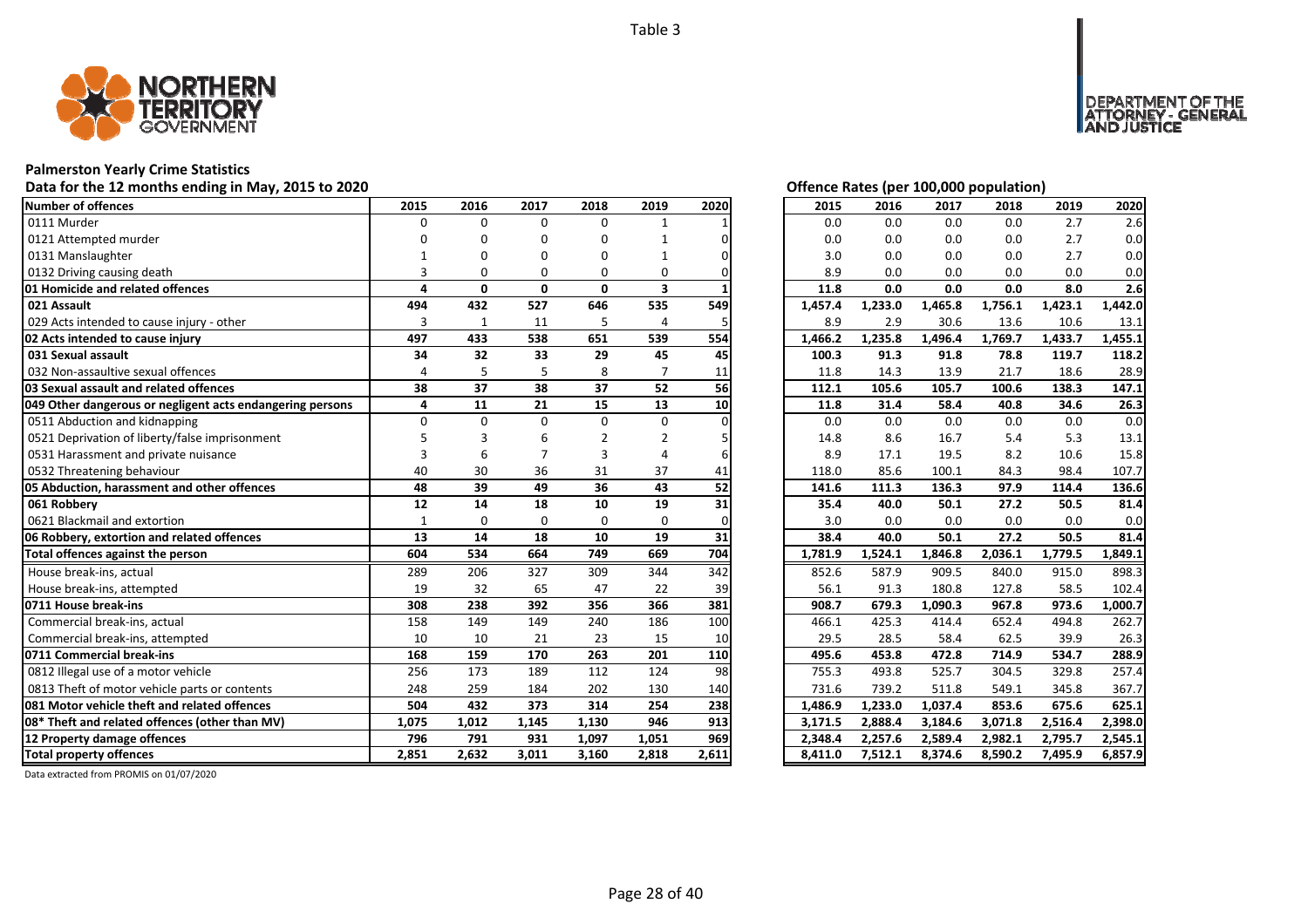Table 3

# Palmerston Yearly Crime Statistics

Data for the 12 months ending in May, 2015 to 2020

Offence Rates (per 100,000 population)

| Number of offences | 2015 | 2016 | 2017 | 2018 | 2019 | 2020 | 2015 | 2016 | 2017 | 2018 | 2019 | 2020 |
|---|---|---|---|---|---|---|---|---|---|---|---|---|
| 0111 Murder | 0 | 0 | 0 | 0 | 1 | 1 | 0.0 | 0.0 | 0.0 | 0.0 | 2.7 | 2.6 |
| 0121 Attempted murder | 0 | 0 | 0 | 0 | 1 | 0 | 0.0 | 0.0 | 0.0 | 0.0 | 2.7 | 0.0 |
| 0131 Manslaughter | 1 | 0 | 0 | 0 | 1 | 0 | 3.0 | 0.0 | 0.0 | 0.0 | 2.7 | 0.0 |
| 0132 Driving causing death | 3 | 0 | 0 | 0 | 0 | 0 | 8.9 | 0.0 | 0.0 | 0.0 | 0.0 | 0.0 |
| **01 Homicide and related offences** | **4** | **0** | **0** | **0** | **3** | **1** | **11.8** | **0.0** | **0.0** | **0.0** | **8.0** | **2.6** |
| **021 Assault** | **494** | **432** | **527** | **646** | **535** | **549** | **1,457.4** | **1,233.0** | **1,465.8** | **1,756.1** | **1,423.1** | **1,442.0** |
| 029 Acts intended to cause injury - other | 3 | 1 | 11 | 5 | 4 | 5 | 8.9 | 2.9 | 30.6 | 13.6 | 10.6 | 13.1 |
| **02 Acts intended to cause injury** | **497** | **433** | **538** | **651** | **539** | **554** | **1,466.2** | **1,235.8** | **1,496.4** | **1,769.7** | **1,433.7** | **1,455.1** |
| **031 Sexual assault** | **34** | **32** | **33** | **29** | **45** | **45** | **100.3** | **91.3** | **91.8** | **78.8** | **119.7** | **118.2** |
| 032 Non-assaultive sexual offences | 4 | 5 | 5 | 8 | 7 | 11 | 11.8 | 14.3 | 13.9 | 21.7 | 18.6 | 28.9 |
| **03 Sexual assault and related offences** | **38** | **37** | **38** | **37** | **52** | **56** | **112.1** | **105.6** | **105.7** | **100.6** | **138.3** | **147.1** |
| **049 Other dangerous or negligent acts endangering persons** | **4** | **11** | **21** | **15** | **13** | **10** | **11.8** | **31.4** | **58.4** | **40.8** | **34.6** | **26.3** |
| 0511 Abduction and kidnapping | 0 | 0 | 0 | 0 | 0 | 0 | 0.0 | 0.0 | 0.0 | 0.0 | 0.0 | 0.0 |
| 0521 Deprivation of liberty/false imprisonment | 5 | 3 | 6 | 2 | 2 | 5 | 14.8 | 8.6 | 16.7 | 5.4 | 5.3 | 13.1 |
| 0531 Harassment and private nuisance | 3 | 6 | 7 | 3 | 4 | 6 | 8.9 | 17.1 | 19.5 | 8.2 | 10.6 | 15.8 |
| 0532 Threatening behaviour | 40 | 30 | 36 | 31 | 37 | 41 | 118.0 | 85.6 | 100.1 | 84.3 | 98.4 | 107.7 |
| **05 Abduction, harassment and other offences** | **48** | **39** | **49** | **36** | **43** | **52** | **141.6** | **111.3** | **136.3** | **97.9** | **114.4** | **136.6** |
| **061 Robbery** | **12** | **14** | **18** | **10** | **19** | **31** | **35.4** | **40.0** | **50.1** | **27.2** | **50.5** | **81.4** |
| 0621 Blackmail and extortion | 1 | 0 | 0 | 0 | 0 | 0 | 3.0 | 0.0 | 0.0 | 0.0 | 0.0 | 0.0 |
| **06 Robbery, extortion and related offences** | **13** | **14** | **18** | **10** | **19** | **31** | **38.4** | **40.0** | **50.1** | **27.2** | **50.5** | **81.4** |
| **Total offences against the person** | **604** | **534** | **664** | **749** | **669** | **704** | **1,781.9** | **1,524.1** | **1,846.8** | **2,036.1** | **1,779.5** | **1,849.1** |
| House break-ins, actual | 289 | 206 | 327 | 309 | 344 | 342 | 852.6 | 587.9 | 909.5 | 840.0 | 915.0 | 898.3 |
| House break-ins, attempted | 19 | 32 | 65 | 47 | 22 | 39 | 56.1 | 91.3 | 180.8 | 127.8 | 58.5 | 102.4 |
| **0711 House break-ins** | **308** | **238** | **392** | **356** | **366** | **381** | **908.7** | **679.3** | **1,090.3** | **967.8** | **973.6** | **1,000.7** |
| Commercial break-ins, actual | 158 | 149 | 149 | 240 | 186 | 100 | 466.1 | 425.3 | 414.4 | 652.4 | 494.8 | 262.7 |
| Commercial break-ins, attempted | 10 | 10 | 21 | 23 | 15 | 10 | 29.5 | 28.5 | 58.4 | 62.5 | 39.9 | 26.3 |
| **0711 Commercial break-ins** | **168** | **159** | **170** | **263** | **201** | **110** | **495.6** | **453.8** | **472.8** | **714.9** | **534.7** | **288.9** |
| 0812 Illegal use of a motor vehicle | 256 | 173 | 189 | 112 | 124 | 98 | 755.3 | 493.8 | 525.7 | 304.5 | 329.8 | 257.4 |
| 0813 Theft of motor vehicle parts or contents | 248 | 259 | 184 | 202 | 130 | 140 | 731.6 | 739.2 | 511.8 | 549.1 | 345.8 | 367.7 |
| **081 Motor vehicle theft and related offences** | **504** | **432** | **373** | **314** | **254** | **238** | **1,486.9** | **1,233.0** | **1,037.4** | **853.6** | **675.6** | **625.1** |
| **08* Theft and related offences (other than MV)** | **1,075** | **1,012** | **1,145** | **1,130** | **946** | **913** | **3,171.5** | **2,888.4** | **3,184.6** | **3,071.8** | **2,516.4** | **2,398.0** |
| **12 Property damage offences** | **796** | **791** | **931** | **1,097** | **1,051** | **969** | **2,348.4** | **2,257.6** | **2,589.4** | **2,982.1** | **2,795.7** | **2,545.1** |
| **Total property offences** | **2,851** | **2,632** | **3,011** | **3,160** | **2,818** | **2,611** | **8,411.0** | **7,512.1** | **8,374.6** | **8,590.2** | **7,495.9** | **6,857.9** |

Data extracted from PROMIS on 01/07/2020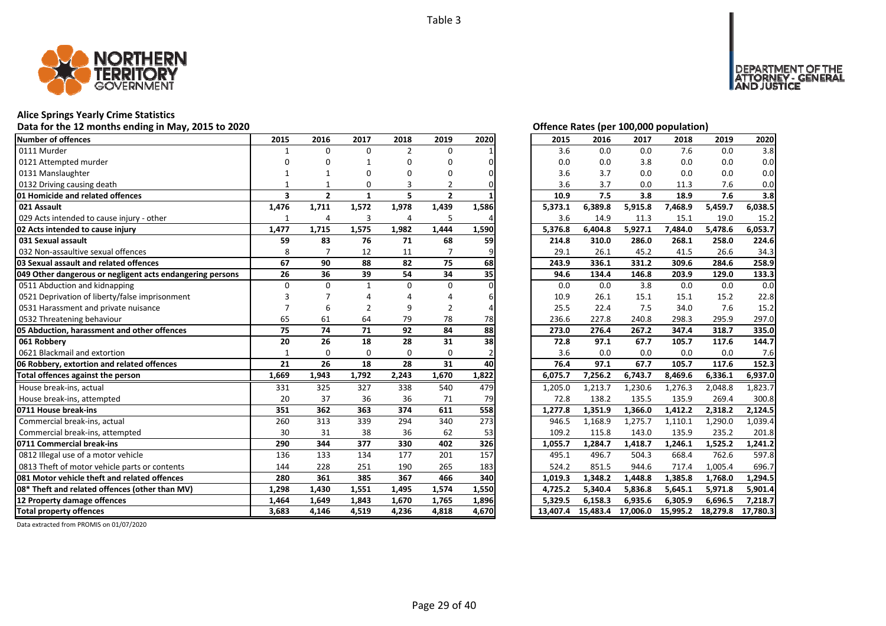Table 3

## Alice Springs Yearly Crime Statistics

Data for the 12 months ending in May, 2015 to 2020

| Number of offences | 2015 | 2016 | 2017 | 2018 | 2019 | 2020 |
|---|---|---|---|---|---|---|
| 0111 Murder | 1 | 0 | 0 | 2 | 0 | 1 |
| 0121 Attempted murder | 0 | 0 | 1 | 0 | 0 | 0 |
| 0131 Manslaughter | 1 | 1 | 0 | 0 | 0 | 0 |
| 0132 Driving causing death | 1 | 1 | 0 | 3 | 2 | 0 |
| **01 Homicide and related offences** | **3** | **2** | **1** | **5** | **2** | **1** |
| **021 Assault** | **1,476** | **1,711** | **1,572** | **1,978** | **1,439** | **1,586** |
| 029 Acts intended to cause injury - other | 1 | 4 | 3 | 4 | 5 | 4 |
| **02 Acts intended to cause injury** | **1,477** | **1,715** | **1,575** | **1,982** | **1,444** | **1,590** |
| **031 Sexual assault** | **59** | **83** | **76** | **71** | **68** | **59** |
| 032 Non-assaultive sexual offences | 8 | 7 | 12 | 11 | 7 | 9 |
| **03 Sexual assault and related offences** | **67** | **90** | **88** | **82** | **75** | **68** |
| **049 Other dangerous or negligent acts endangering persons** | **26** | **36** | **39** | **54** | **34** | **35** |
| 0511 Abduction and kidnapping | 0 | 0 | 1 | 0 | 0 | 0 |
| 0521 Deprivation of liberty/false imprisonment | 3 | 7 | 4 | 4 | 4 | 6 |
| 0531 Harassment and private nuisance | 7 | 6 | 2 | 9 | 2 | 4 |
| 0532 Threatening behaviour | 65 | 61 | 64 | 79 | 78 | 78 |
| **05 Abduction, harassment and other offences** | **75** | **74** | **71** | **92** | **84** | **88** |
| **061 Robbery** | **20** | **26** | **18** | **28** | **31** | **38** |
| 0621 Blackmail and extortion | 1 | 0 | 0 | 0 | 0 | 2 |
| **06 Robbery, extortion and related offences** | **21** | **26** | **18** | **28** | **31** | **40** |
| **Total offences against the person** | **1,669** | **1,943** | **1,792** | **2,243** | **1,670** | **1,822** |
| House break-ins, actual | 331 | 325 | 327 | 338 | 540 | 479 |
| House break-ins, attempted | 20 | 37 | 36 | 36 | 71 | 79 |
| **0711 House break-ins** | **351** | **362** | **363** | **374** | **611** | **558** |
| Commercial break-ins, actual | 260 | 313 | 339 | 294 | 340 | 273 |
| Commercial break-ins, attempted | 30 | 31 | 38 | 36 | 62 | 53 |
| **0711 Commercial break-ins** | **290** | **344** | **377** | **330** | **402** | **326** |
| 0812 Illegal use of a motor vehicle | 136 | 133 | 134 | 177 | 201 | 157 |
| 0813 Theft of motor vehicle parts or contents | 144 | 228 | 251 | 190 | 265 | 183 |
| **081 Motor vehicle theft and related offences** | **280** | **361** | **385** | **367** | **466** | **340** |
| **08* Theft and related offences (other than MV)** | **1,298** | **1,430** | **1,551** | **1,495** | **1,574** | **1,550** |
| **12 Property damage offences** | **1,464** | **1,649** | **1,843** | **1,670** | **1,765** | **1,896** |
| **Total property offences** | **3,683** | **4,146** | **4,519** | **4,236** | **4,818** | **4,670** |

### Offence Rates (per 100,000 population)

| Number of offences | 2015 | 2016 | 2017 | 2018 | 2019 | 2020 |
|---|---|---|---|---|---|---|
| 0111 Murder | 3.6 | 0.0 | 0.0 | 7.6 | 0.0 | 3.8 |
| 0121 Attempted murder | 0.0 | 0.0 | 3.8 | 0.0 | 0.0 | 0.0 |
| 0131 Manslaughter | 3.6 | 3.7 | 0.0 | 0.0 | 0.0 | 0.0 |
| 0132 Driving causing death | 3.6 | 3.7 | 0.0 | 11.3 | 7.6 | 0.0 |
| **01 Homicide and related offences** | **10.9** | **7.5** | **3.8** | **18.9** | **7.6** | **3.8** |
| **021 Assault** | **5,373.1** | **6,389.8** | **5,915.8** | **7,468.9** | **5,459.7** | **6,038.5** |
| 029 Acts intended to cause injury - other | 3.6 | 14.9 | 11.3 | 15.1 | 19.0 | 15.2 |
| **02 Acts intended to cause injury** | **5,376.8** | **6,404.8** | **5,927.1** | **7,484.0** | **5,478.6** | **6,053.7** |
| **031 Sexual assault** | **214.8** | **310.0** | **286.0** | **268.1** | **258.0** | **224.6** |
| 032 Non-assaultive sexual offences | 29.1 | 26.1 | 45.2 | 41.5 | 26.6 | 34.3 |
| **03 Sexual assault and related offences** | **243.9** | **336.1** | **331.2** | **309.6** | **284.6** | **258.9** |
| **049 Other dangerous or negligent acts endangering persons** | **94.6** | **134.4** | **146.8** | **203.9** | **129.0** | **133.3** |
| 0511 Abduction and kidnapping | 0.0 | 0.0 | 3.8 | 0.0 | 0.0 | 0.0 |
| 0521 Deprivation of liberty/false imprisonment | 10.9 | 26.1 | 15.1 | 15.1 | 15.2 | 22.8 |
| 0531 Harassment and private nuisance | 25.5 | 22.4 | 7.5 | 34.0 | 7.6 | 15.2 |
| 0532 Threatening behaviour | 236.6 | 227.8 | 240.8 | 298.3 | 295.9 | 297.0 |
| **05 Abduction, harassment and other offences** | **273.0** | **276.4** | **267.2** | **347.4** | **318.7** | **335.0** |
| **061 Robbery** | **72.8** | **97.1** | **67.7** | **105.7** | **117.6** | **144.7** |
| 0621 Blackmail and extortion | 3.6 | 0.0 | 0.0 | 0.0 | 0.0 | 7.6 |
| **06 Robbery, extortion and related offences** | **76.4** | **97.1** | **67.7** | **105.7** | **117.6** | **152.3** |
| **Total offences against the person** | **6,075.7** | **7,256.2** | **6,743.7** | **8,469.6** | **6,336.1** | **6,937.0** |
| House break-ins, actual | 1,205.0 | 1,213.7 | 1,230.6 | 1,276.3 | 2,048.8 | 1,823.7 |
| House break-ins, attempted | 72.8 | 138.2 | 135.5 | 135.9 | 269.4 | 300.8 |
| **0711 House break-ins** | **1,277.8** | **1,351.9** | **1,366.0** | **1,412.2** | **2,318.2** | **2,124.5** |
| Commercial break-ins, actual | 946.5 | 1,168.9 | 1,275.7 | 1,110.1 | 1,290.0 | 1,039.4 |
| Commercial break-ins, attempted | 109.2 | 115.8 | 143.0 | 135.9 | 235.2 | 201.8 |
| **0711 Commercial break-ins** | **1,055.7** | **1,284.7** | **1,418.7** | **1,246.1** | **1,525.2** | **1,241.2** |
| 0812 Illegal use of a motor vehicle | 495.1 | 496.7 | 504.3 | 668.4 | 762.6 | 597.8 |
| 0813 Theft of motor vehicle parts or contents | 524.2 | 851.5 | 944.6 | 717.4 | 1,005.4 | 696.7 |
| **081 Motor vehicle theft and related offences** | **1,019.3** | **1,348.2** | **1,448.8** | **1,385.8** | **1,768.0** | **1,294.5** |
| **08* Theft and related offences (other than MV)** | **4,725.2** | **5,340.4** | **5,836.8** | **5,645.1** | **5,971.8** | **5,901.4** |
| **12 Property damage offences** | **5,329.5** | **6,158.3** | **6,935.6** | **6,305.9** | **6,696.5** | **7,218.7** |
| **Total property offences** | **13,407.4** | **15,483.4** | **17,006.0** | **15,995.2** | **18,279.8** | **17,780.3** |

Data extracted from PROMIS on 01/07/2020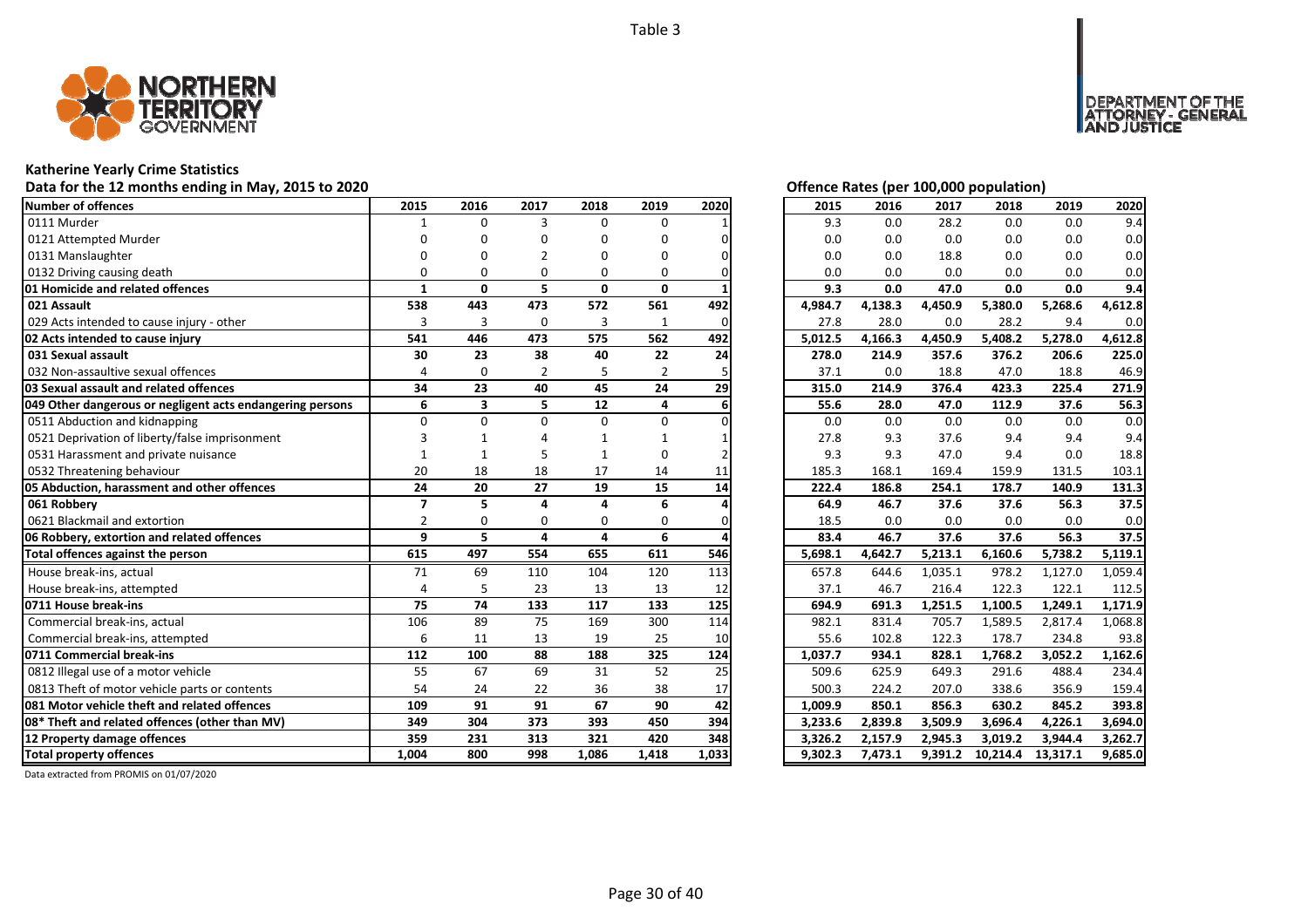Table 3

## Katherine Yearly Crime Statistics

**Data for the 12 months ending in May, 2015 to 2020**

**Offence Rates (per 100,000 population)**

| Number of offences | 2015 | 2016 | 2017 | 2018 | 2019 | 2020 | 2015 | 2016 | 2017 | 2018 | 2019 | 2020 |
|---|---|---|---|---|---|---|---|---|---|---|---|---|
| 0111 Murder | 1 | 0 | 3 | 0 | 0 | 1 | 9.3 | 0.0 | 28.2 | 0.0 | 0.0 | 9.4 |
| 0121 Attempted Murder | 0 | 0 | 0 | 0 | 0 | 0 | 0.0 | 0.0 | 0.0 | 0.0 | 0.0 | 0.0 |
| 0131 Manslaughter | 0 | 0 | 2 | 0 | 0 | 0 | 0.0 | 0.0 | 18.8 | 0.0 | 0.0 | 0.0 |
| 0132 Driving causing death | 0 | 0 | 0 | 0 | 0 | 0 | 0.0 | 0.0 | 0.0 | 0.0 | 0.0 | 0.0 |
| **01 Homicide and related offences** | **1** | **0** | **5** | **0** | **0** | **1** | **9.3** | **0.0** | **47.0** | **0.0** | **0.0** | **9.4** |
| **021 Assault** | **538** | **443** | **473** | **572** | **561** | **492** | **4,984.7** | **4,138.3** | **4,450.9** | **5,380.0** | **5,268.6** | **4,612.8** |
| 029 Acts intended to cause injury - other | 3 | 3 | 0 | 3 | 1 | 0 | 27.8 | 28.0 | 0.0 | 28.2 | 9.4 | 0.0 |
| **02 Acts intended to cause injury** | **541** | **446** | **473** | **575** | **562** | **492** | **5,012.5** | **4,166.3** | **4,450.9** | **5,408.2** | **5,278.0** | **4,612.8** |
| **031 Sexual assault** | **30** | **23** | **38** | **40** | **22** | **24** | **278.0** | **214.9** | **357.6** | **376.2** | **206.6** | **225.0** |
| 032 Non-assaultive sexual offences | 4 | 0 | 2 | 5 | 2 | 5 | 37.1 | 0.0 | 18.8 | 47.0 | 18.8 | 46.9 |
| **03 Sexual assault and related offences** | **34** | **23** | **40** | **45** | **24** | **29** | **315.0** | **214.9** | **376.4** | **423.3** | **225.4** | **271.9** |
| **049 Other dangerous or negligent acts endangering persons** | **6** | **3** | **5** | **12** | **4** | **6** | **55.6** | **28.0** | **47.0** | **112.9** | **37.6** | **56.3** |
| 0511 Abduction and kidnapping | 0 | 0 | 0 | 0 | 0 | 0 | 0.0 | 0.0 | 0.0 | 0.0 | 0.0 | 0.0 |
| 0521 Deprivation of liberty/false imprisonment | 3 | 1 | 4 | 1 | 1 | 1 | 27.8 | 9.3 | 37.6 | 9.4 | 9.4 | 9.4 |
| 0531 Harassment and private nuisance | 1 | 1 | 5 | 1 | 0 | 2 | 9.3 | 9.3 | 47.0 | 9.4 | 0.0 | 18.8 |
| 0532 Threatening behaviour | 20 | 18 | 18 | 17 | 14 | 11 | 185.3 | 168.1 | 169.4 | 159.9 | 131.5 | 103.1 |
| **05 Abduction, harassment and other offences** | **24** | **20** | **27** | **19** | **15** | **14** | **222.4** | **186.8** | **254.1** | **178.7** | **140.9** | **131.3** |
| **061 Robbery** | **7** | **5** | **4** | **4** | **6** | **4** | **64.9** | **46.7** | **37.6** | **37.6** | **56.3** | **37.5** |
| 0621 Blackmail and extortion | 2 | 0 | 0 | 0 | 0 | 0 | 18.5 | 0.0 | 0.0 | 0.0 | 0.0 | 0.0 |
| **06 Robbery, extortion and related offences** | **9** | **5** | **4** | **4** | **6** | **4** | **83.4** | **46.7** | **37.6** | **37.6** | **56.3** | **37.5** |
| **Total offences against the person** | **615** | **497** | **554** | **655** | **611** | **546** | **5,698.1** | **4,642.7** | **5,213.1** | **6,160.6** | **5,738.2** | **5,119.1** |
| House break-ins, actual | 71 | 69 | 110 | 104 | 120 | 113 | 657.8 | 644.6 | 1,035.1 | 978.2 | 1,127.0 | 1,059.4 |
| House break-ins, attempted | 4 | 5 | 23 | 13 | 13 | 12 | 37.1 | 46.7 | 216.4 | 122.3 | 122.1 | 112.5 |
| **0711 House break-ins** | **75** | **74** | **133** | **117** | **133** | **125** | **694.9** | **691.3** | **1,251.5** | **1,100.5** | **1,249.1** | **1,171.9** |
| Commercial break-ins, actual | 106 | 89 | 75 | 169 | 300 | 114 | 982.1 | 831.4 | 705.7 | 1,589.5 | 2,817.4 | 1,068.8 |
| Commercial break-ins, attempted | 6 | 11 | 13 | 19 | 25 | 10 | 55.6 | 102.8 | 122.3 | 178.7 | 234.8 | 93.8 |
| **0711 Commercial break-ins** | **112** | **100** | **88** | **188** | **325** | **124** | **1,037.7** | **934.1** | **828.1** | **1,768.2** | **3,052.2** | **1,162.6** |
| 0812 Illegal use of a motor vehicle | 55 | 67 | 69 | 31 | 52 | 25 | 509.6 | 625.9 | 649.3 | 291.6 | 488.4 | 234.4 |
| 0813 Theft of motor vehicle parts or contents | 54 | 24 | 22 | 36 | 38 | 17 | 500.3 | 224.2 | 207.0 | 338.6 | 356.9 | 159.4 |
| **081 Motor vehicle theft and related offences** | **109** | **91** | **91** | **67** | **90** | **42** | **1,009.9** | **850.1** | **856.3** | **630.2** | **845.2** | **393.8** |
| **08* Theft and related offences (other than MV)** | **349** | **304** | **373** | **393** | **450** | **394** | **3,233.6** | **2,839.8** | **3,509.9** | **3,696.4** | **4,226.1** | **3,694.0** |
| **12 Property damage offences** | **359** | **231** | **313** | **321** | **420** | **348** | **3,326.2** | **2,157.9** | **2,945.3** | **3,019.2** | **3,944.4** | **3,262.7** |
| **Total property offences** | **1,004** | **800** | **998** | **1,086** | **1,418** | **1,033** | **9,302.3** | **7,473.1** | **9,391.2** | **10,214.4** | **13,317.1** | **9,685.0** |

Data extracted from PROMIS on 01/07/2020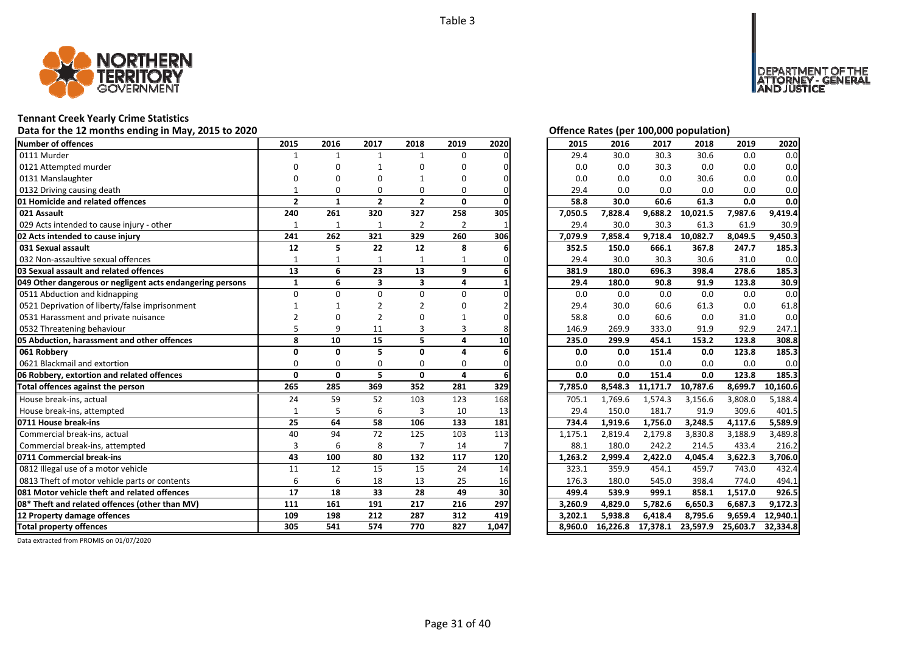Table 3

NORTHERN TERRITORY GOVERNMENT

DEPARTMENT OF THE ATTORNEY - GENERAL AND JUSTICE

## Tennant Creek Yearly Crime Statistics

**Data for the 12 months ending in May, 2015 to 2020**

**Offence Rates (per 100,000 population)**

| Number of offences | 2015 | 2016 | 2017 | 2018 | 2019 | 2020 | 2015 | 2016 | 2017 | 2018 | 2019 | 2020 |
|---|---|---|---|---|---|---|---|---|---|---|---|---|
| 0111 Murder | 1 | 1 | 1 | 1 | 0 | 0 | 29.4 | 30.0 | 30.3 | 30.6 | 0.0 | 0.0 |
| 0121 Attempted murder | 0 | 0 | 1 | 0 | 0 | 0 | 0.0 | 0.0 | 30.3 | 0.0 | 0.0 | 0.0 |
| 0131 Manslaughter | 0 | 0 | 0 | 1 | 0 | 0 | 0.0 | 0.0 | 0.0 | 30.6 | 0.0 | 0.0 |
| 0132 Driving causing death | 1 | 0 | 0 | 0 | 0 | 0 | 29.4 | 0.0 | 0.0 | 0.0 | 0.0 | 0.0 |
| **01 Homicide and related offences** | **2** | **1** | **2** | **2** | **0** | **0** | **58.8** | **30.0** | **60.6** | **61.3** | **0.0** | **0.0** |
| **021 Assault** | **240** | **261** | **320** | **327** | **258** | **305** | **7,050.5** | **7,828.4** | **9,688.2** | **10,021.5** | **7,987.6** | **9,419.4** |
| 029 Acts intended to cause injury - other | 1 | 1 | 1 | 2 | 2 | 1 | 29.4 | 30.0 | 30.3 | 61.3 | 61.9 | 30.9 |
| **02 Acts intended to cause injury** | **241** | **262** | **321** | **329** | **260** | **306** | **7,079.9** | **7,858.4** | **9,718.4** | **10,082.7** | **8,049.5** | **9,450.3** |
| **031 Sexual assault** | **12** | **5** | **22** | **12** | **8** | **6** | **352.5** | **150.0** | **666.1** | **367.8** | **247.7** | **185.3** |
| 032 Non-assaultive sexual offences | 1 | 1 | 1 | 1 | 1 | 0 | 29.4 | 30.0 | 30.3 | 30.6 | 31.0 | 0.0 |
| **03 Sexual assault and related offences** | **13** | **6** | **23** | **13** | **9** | **6** | **381.9** | **180.0** | **696.3** | **398.4** | **278.6** | **185.3** |
| **049 Other dangerous or negligent acts endangering persons** | **1** | **6** | **3** | **3** | **4** | **1** | **29.4** | **180.0** | **90.8** | **91.9** | **123.8** | **30.9** |
| 0511 Abduction and kidnapping | 0 | 0 | 0 | 0 | 0 | 0 | 0.0 | 0.0 | 0.0 | 0.0 | 0.0 | 0.0 |
| 0521 Deprivation of liberty/false imprisonment | 1 | 1 | 2 | 2 | 0 | 2 | 29.4 | 30.0 | 60.6 | 61.3 | 0.0 | 61.8 |
| 0531 Harassment and private nuisance | 2 | 0 | 2 | 0 | 1 | 0 | 58.8 | 0.0 | 60.6 | 0.0 | 31.0 | 0.0 |
| 0532 Threatening behaviour | 5 | 9 | 11 | 3 | 3 | 8 | 146.9 | 269.9 | 333.0 | 91.9 | 92.9 | 247.1 |
| **05 Abduction, harassment and other offences** | **8** | **10** | **15** | **5** | **4** | **10** | **235.0** | **299.9** | **454.1** | **153.2** | **123.8** | **308.8** |
| **061 Robbery** | **0** | **0** | **5** | **0** | **4** | **6** | **0.0** | **0.0** | **151.4** | **0.0** | **123.8** | **185.3** |
| 0621 Blackmail and extortion | 0 | 0 | 0 | 0 | 0 | 0 | 0.0 | 0.0 | 0.0 | 0.0 | 0.0 | 0.0 |
| **06 Robbery, extortion and related offences** | **0** | **0** | **5** | **0** | **4** | **6** | **0.0** | **0.0** | **151.4** | **0.0** | **123.8** | **185.3** |
| **Total offences against the person** | **265** | **285** | **369** | **352** | **281** | **329** | **7,785.0** | **8,548.3** | **11,171.7** | **10,787.6** | **8,699.7** | **10,160.6** |
| House break-ins, actual | 24 | 59 | 52 | 103 | 123 | 168 | 705.1 | 1,769.6 | 1,574.3 | 3,156.6 | 3,808.0 | 5,188.4 |
| House break-ins, attempted | 1 | 5 | 6 | 3 | 10 | 13 | 29.4 | 150.0 | 181.7 | 91.9 | 309.6 | 401.5 |
| **0711 House break-ins** | **25** | **64** | **58** | **106** | **133** | **181** | **734.4** | **1,919.6** | **1,756.0** | **3,248.5** | **4,117.6** | **5,589.9** |
| Commercial break-ins, actual | 40 | 94 | 72 | 125 | 103 | 113 | 1,175.1 | 2,819.4 | 2,179.8 | 3,830.8 | 3,188.9 | 3,489.8 |
| Commercial break-ins, attempted | 3 | 6 | 8 | 7 | 14 | 7 | 88.1 | 180.0 | 242.2 | 214.5 | 433.4 | 216.2 |
| **0711 Commercial break-ins** | **43** | **100** | **80** | **132** | **117** | **120** | **1,263.2** | **2,999.4** | **2,422.0** | **4,045.4** | **3,622.3** | **3,706.0** |
| 0812 Illegal use of a motor vehicle | 11 | 12 | 15 | 15 | 24 | 14 | 323.1 | 359.9 | 454.1 | 459.7 | 743.0 | 432.4 |
| 0813 Theft of motor vehicle parts or contents | 6 | 6 | 18 | 13 | 25 | 16 | 176.3 | 180.0 | 545.0 | 398.4 | 774.0 | 494.1 |
| **081 Motor vehicle theft and related offences** | **17** | **18** | **33** | **28** | **49** | **30** | **499.4** | **539.9** | **999.1** | **858.1** | **1,517.0** | **926.5** |
| **08* Theft and related offences (other than MV)** | **111** | **161** | **191** | **217** | **216** | **297** | **3,260.9** | **4,829.0** | **5,782.6** | **6,650.3** | **6,687.3** | **9,172.3** |
| **12 Property damage offences** | **109** | **198** | **212** | **287** | **312** | **419** | **3,202.1** | **5,938.8** | **6,418.4** | **8,795.6** | **9,659.4** | **12,940.1** |
| **Total property offences** | **305** | **541** | **574** | **770** | **827** | **1,047** | **8,960.0** | **16,226.8** | **17,378.1** | **23,597.9** | **25,603.7** | **32,334.8** |

Data extracted from PROMIS on 01/07/2020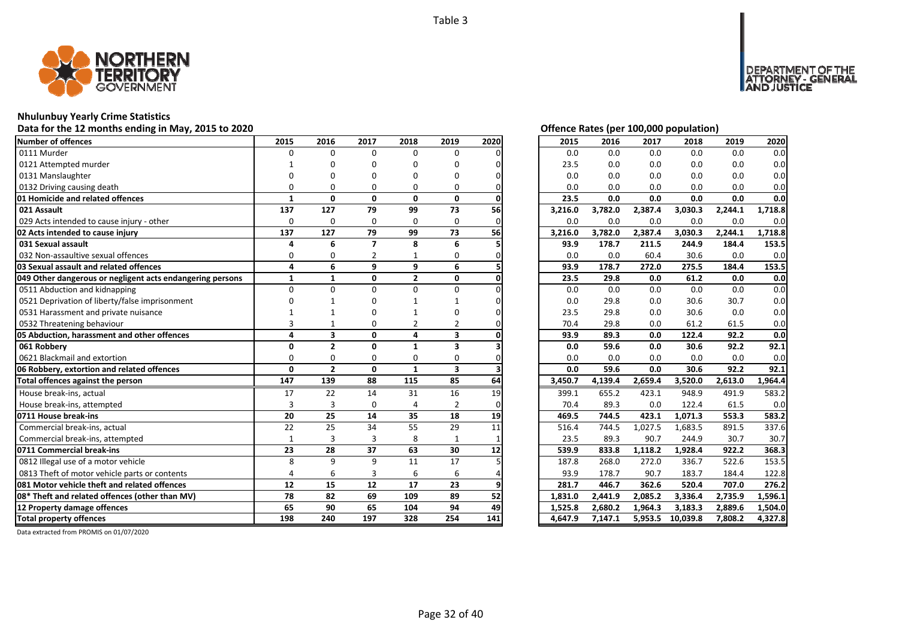Table 3

## Nhulunbuy Yearly Crime Statistics

Data for the 12 months ending in May, 2015 to 2020

| Number of offences | 2015 | 2016 | 2017 | 2018 | 2019 | 2020 |
|---|---|---|---|---|---|---|
| 0111 Murder | 0 | 0 | 0 | 0 | 0 | 0 |
| 0121 Attempted murder | 1 | 0 | 0 | 0 | 0 | 0 |
| 0131 Manslaughter | 0 | 0 | 0 | 0 | 0 | 0 |
| 0132 Driving causing death | 0 | 0 | 0 | 0 | 0 | 0 |
| **01 Homicide and related offences** | **1** | **0** | **0** | **0** | **0** | **0** |
| **021 Assault** | **137** | **127** | **79** | **99** | **73** | **56** |
| 029 Acts intended to cause injury - other | 0 | 0 | 0 | 0 | 0 | 0 |
| **02 Acts intended to cause injury** | **137** | **127** | **79** | **99** | **73** | **56** |
| **031 Sexual assault** | **4** | **6** | **7** | **8** | **6** | **5** |
| 032 Non-assaultive sexual offences | 0 | 0 | 2 | 1 | 0 | 0 |
| **03 Sexual assault and related offences** | **4** | **6** | **9** | **9** | **6** | **5** |
| **049 Other dangerous or negligent acts endangering persons** | **1** | **1** | **0** | **2** | **0** | **0** |
| 0511 Abduction and kidnapping | 0 | 0 | 0 | 0 | 0 | 0 |
| 0521 Deprivation of liberty/false imprisonment | 0 | 1 | 0 | 1 | 1 | 0 |
| 0531 Harassment and private nuisance | 1 | 1 | 0 | 1 | 0 | 0 |
| 0532 Threatening behaviour | 3 | 1 | 0 | 2 | 2 | 0 |
| **05 Abduction, harassment and other offences** | **4** | **3** | **0** | **4** | **3** | **0** |
| **061 Robbery** | **0** | **2** | **0** | **1** | **3** | **3** |
| 0621 Blackmail and extortion | 0 | 0 | 0 | 0 | 0 | 0 |
| **06 Robbery, extortion and related offences** | **0** | **2** | **0** | **1** | **3** | **3** |
| **Total offences against the person** | **147** | **139** | **88** | **115** | **85** | **64** |
| House break-ins, actual | 17 | 22 | 14 | 31 | 16 | 19 |
| House break-ins, attempted | 3 | 3 | 0 | 4 | 2 | 0 |
| **0711 House break-ins** | **20** | **25** | **14** | **35** | **18** | **19** |
| Commercial break-ins, actual | 22 | 25 | 34 | 55 | 29 | 11 |
| Commercial break-ins, attempted | 1 | 3 | 3 | 8 | 1 | 1 |
| **0711 Commercial break-ins** | **23** | **28** | **37** | **63** | **30** | **12** |
| 0812 Illegal use of a motor vehicle | 8 | 9 | 9 | 11 | 17 | 5 |
| 0813 Theft of motor vehicle parts or contents | 4 | 6 | 3 | 6 | 6 | 4 |
| **081 Motor vehicle theft and related offences** | **12** | **15** | **12** | **17** | **23** | **9** |
| **08* Theft and related offences (other than MV)** | **78** | **82** | **69** | **109** | **89** | **52** |
| **12 Property damage offences** | **65** | **90** | **65** | **104** | **94** | **49** |
| **Total property offences** | **198** | **240** | **197** | **328** | **254** | **141** |

Offence Rates (per 100,000 population)

| Number of offences | 2015 | 2016 | 2017 | 2018 | 2019 | 2020 |
|---|---|---|---|---|---|---|
| 0111 Murder | 0.0 | 0.0 | 0.0 | 0.0 | 0.0 | 0.0 |
| 0121 Attempted murder | 23.5 | 0.0 | 0.0 | 0.0 | 0.0 | 0.0 |
| 0131 Manslaughter | 0.0 | 0.0 | 0.0 | 0.0 | 0.0 | 0.0 |
| 0132 Driving causing death | 0.0 | 0.0 | 0.0 | 0.0 | 0.0 | 0.0 |
| **01 Homicide and related offences** | **23.5** | **0.0** | **0.0** | **0.0** | **0.0** | **0.0** |
| **021 Assault** | **3,216.0** | **3,782.0** | **2,387.4** | **3,030.3** | **2,244.1** | **1,718.8** |
| 029 Acts intended to cause injury - other | 0.0 | 0.0 | 0.0 | 0.0 | 0.0 | 0.0 |
| **02 Acts intended to cause injury** | **3,216.0** | **3,782.0** | **2,387.4** | **3,030.3** | **2,244.1** | **1,718.8** |
| **031 Sexual assault** | **93.9** | **178.7** | **211.5** | **244.9** | **184.4** | **153.5** |
| 032 Non-assaultive sexual offences | 0.0 | 0.0 | 60.4 | 30.6 | 0.0 | 0.0 |
| **03 Sexual assault and related offences** | **93.9** | **178.7** | **272.0** | **275.5** | **184.4** | **153.5** |
| **049 Other dangerous or negligent acts endangering persons** | **23.5** | **29.8** | **0.0** | **61.2** | **0.0** | **0.0** |
| 0511 Abduction and kidnapping | 0.0 | 0.0 | 0.0 | 0.0 | 0.0 | 0.0 |
| 0521 Deprivation of liberty/false imprisonment | 0.0 | 29.8 | 0.0 | 30.6 | 30.7 | 0.0 |
| 0531 Harassment and private nuisance | 23.5 | 29.8 | 0.0 | 30.6 | 0.0 | 0.0 |
| 0532 Threatening behaviour | 70.4 | 29.8 | 0.0 | 61.2 | 61.5 | 0.0 |
| **05 Abduction, harassment and other offences** | **93.9** | **89.3** | **0.0** | **122.4** | **92.2** | **0.0** |
| **061 Robbery** | **0.0** | **59.6** | **0.0** | **30.6** | **92.2** | **92.1** |
| 0621 Blackmail and extortion | 0.0 | 0.0 | 0.0 | 0.0 | 0.0 | 0.0 |
| **06 Robbery, extortion and related offences** | **0.0** | **59.6** | **0.0** | **30.6** | **92.2** | **92.1** |
| **Total offences against the person** | **3,450.7** | **4,139.4** | **2,659.4** | **3,520.0** | **2,613.0** | **1,964.4** |
| House break-ins, actual | 399.1 | 655.2 | 423.1 | 948.9 | 491.9 | 583.2 |
| House break-ins, attempted | 70.4 | 89.3 | 0.0 | 122.4 | 61.5 | 0.0 |
| **0711 House break-ins** | **469.5** | **744.5** | **423.1** | **1,071.3** | **553.3** | **583.2** |
| Commercial break-ins, actual | 516.4 | 744.5 | 1,027.5 | 1,683.5 | 891.5 | 337.6 |
| Commercial break-ins, attempted | 23.5 | 89.3 | 90.7 | 244.9 | 30.7 | 30.7 |
| **0711 Commercial break-ins** | **539.9** | **833.8** | **1,118.2** | **1,928.4** | **922.2** | **368.3** |
| 0812 Illegal use of a motor vehicle | 187.8 | 268.0 | 272.0 | 336.7 | 522.6 | 153.5 |
| 0813 Theft of motor vehicle parts or contents | 93.9 | 178.7 | 90.7 | 183.7 | 184.4 | 122.8 |
| **081 Motor vehicle theft and related offences** | **281.7** | **446.7** | **362.6** | **520.4** | **707.0** | **276.2** |
| **08* Theft and related offences (other than MV)** | **1,831.0** | **2,441.9** | **2,085.2** | **3,336.4** | **2,735.9** | **1,596.1** |
| **12 Property damage offences** | **1,525.8** | **2,680.2** | **1,964.3** | **3,183.3** | **2,889.6** | **1,504.0** |
| **Total property offences** | **4,647.9** | **7,147.1** | **5,953.5** | **10,039.8** | **7,808.2** | **4,327.8** |

Data extracted from PROMIS on 01/07/2020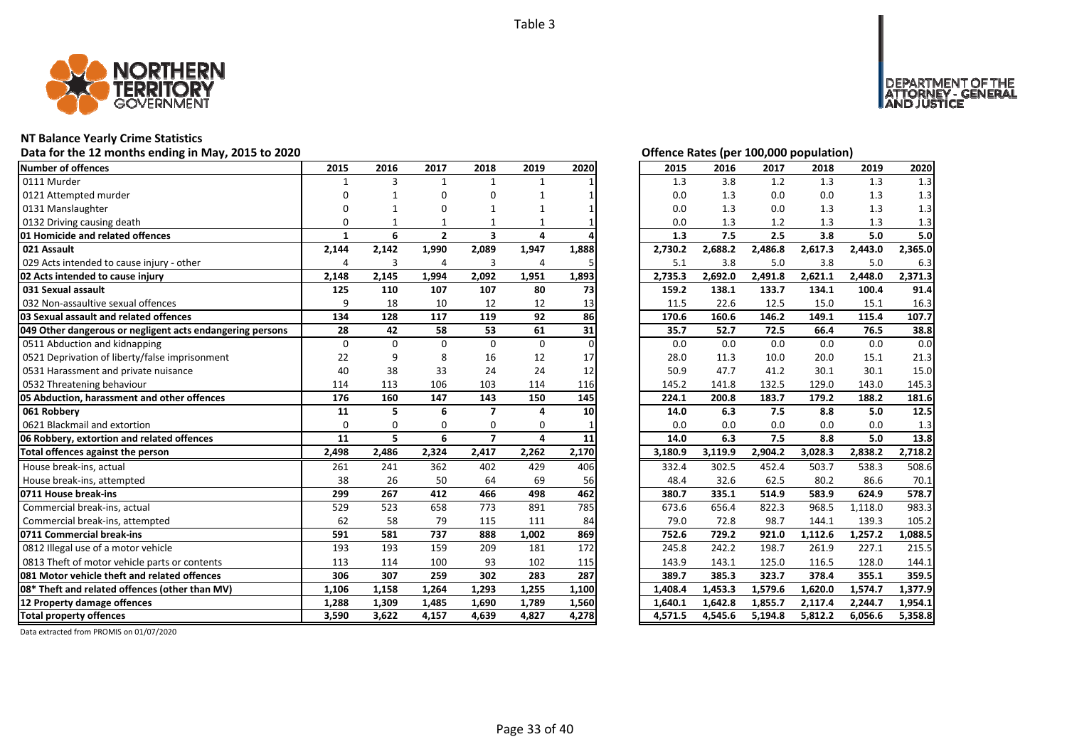Table 3

## NT Balance Yearly Crime Statistics

### Data for the 12 months ending in May, 2015 to 2020

| Number of offences | 2015 | 2016 | 2017 | 2018 | 2019 | 2020 |
|---|---|---|---|---|---|---|
| 0111 Murder | 1 | 3 | 1 | 1 | 1 | 1 |
| 0121 Attempted murder | 0 | 1 | 0 | 0 | 1 | 1 |
| 0131 Manslaughter | 0 | 1 | 0 | 1 | 1 | 1 |
| 0132 Driving causing death | 0 | 1 | 1 | 1 | 1 | 1 |
| **01 Homicide and related offences** | **1** | **6** | **2** | **3** | **4** | **4** |
| **021 Assault** | **2,144** | **2,142** | **1,990** | **2,089** | **1,947** | **1,888** |
| 029 Acts intended to cause injury - other | 4 | 3 | 4 | 3 | 4 | 5 |
| **02 Acts intended to cause injury** | **2,148** | **2,145** | **1,994** | **2,092** | **1,951** | **1,893** |
| **031 Sexual assault** | **125** | **110** | **107** | **107** | **80** | **73** |
| 032 Non-assaultive sexual offences | 9 | 18 | 10 | 12 | 12 | 13 |
| **03 Sexual assault and related offences** | **134** | **128** | **117** | **119** | **92** | **86** |
| **049 Other dangerous or negligent acts endangering persons** | **28** | **42** | **58** | **53** | **61** | **31** |
| 0511 Abduction and kidnapping | 0 | 0 | 0 | 0 | 0 | 0 |
| 0521 Deprivation of liberty/false imprisonment | 22 | 9 | 8 | 16 | 12 | 17 |
| 0531 Harassment and private nuisance | 40 | 38 | 33 | 24 | 24 | 12 |
| 0532 Threatening behaviour | 114 | 113 | 106 | 103 | 114 | 116 |
| **05 Abduction, harassment and other offences** | **176** | **160** | **147** | **143** | **150** | **145** |
| **061 Robbery** | **11** | **5** | **6** | **7** | **4** | **10** |
| 0621 Blackmail and extortion | 0 | 0 | 0 | 0 | 0 | 1 |
| **06 Robbery, extortion and related offences** | **11** | **5** | **6** | **7** | **4** | **11** |
| **Total offences against the person** | **2,498** | **2,486** | **2,324** | **2,417** | **2,262** | **2,170** |
| House break-ins, actual | 261 | 241 | 362 | 402 | 429 | 406 |
| House break-ins, attempted | 38 | 26 | 50 | 64 | 69 | 56 |
| **0711 House break-ins** | **299** | **267** | **412** | **466** | **498** | **462** |
| Commercial break-ins, actual | 529 | 523 | 658 | 773 | 891 | 785 |
| Commercial break-ins, attempted | 62 | 58 | 79 | 115 | 111 | 84 |
| **0711 Commercial break-ins** | **591** | **581** | **737** | **888** | **1,002** | **869** |
| 0812 Illegal use of a motor vehicle | 193 | 193 | 159 | 209 | 181 | 172 |
| 0813 Theft of motor vehicle parts or contents | 113 | 114 | 100 | 93 | 102 | 115 |
| **081 Motor vehicle theft and related offences** | **306** | **307** | **259** | **302** | **283** | **287** |
| **08* Theft and related offences (other than MV)** | **1,106** | **1,158** | **1,264** | **1,293** | **1,255** | **1,100** |
| **12 Property damage offences** | **1,288** | **1,309** | **1,485** | **1,690** | **1,789** | **1,560** |
| **Total property offences** | **3,590** | **3,622** | **4,157** | **4,639** | **4,827** | **4,278** |

### Offence Rates (per 100,000 population)

| Number of offences | 2015 | 2016 | 2017 | 2018 | 2019 | 2020 |
|---|---|---|---|---|---|---|
| 0111 Murder | 1.3 | 3.8 | 1.2 | 1.3 | 1.3 | 1.3 |
| 0121 Attempted murder | 0.0 | 1.3 | 0.0 | 0.0 | 1.3 | 1.3 |
| 0131 Manslaughter | 0.0 | 1.3 | 0.0 | 1.3 | 1.3 | 1.3 |
| 0132 Driving causing death | 0.0 | 1.3 | 1.2 | 1.3 | 1.3 | 1.3 |
| **01 Homicide and related offences** | **1.3** | **7.5** | **2.5** | **3.8** | **5.0** | **5.0** |
| **021 Assault** | **2,730.2** | **2,688.2** | **2,486.8** | **2,617.3** | **2,443.0** | **2,365.0** |
| 029 Acts intended to cause injury - other | 5.1 | 3.8 | 5.0 | 3.8 | 5.0 | 6.3 |
| **02 Acts intended to cause injury** | **2,735.3** | **2,692.0** | **2,491.8** | **2,621.1** | **2,448.0** | **2,371.3** |
| **031 Sexual assault** | **159.2** | **138.1** | **133.7** | **134.1** | **100.4** | **91.4** |
| 032 Non-assaultive sexual offences | 11.5 | 22.6 | 12.5 | 15.0 | 15.1 | 16.3 |
| **03 Sexual assault and related offences** | **170.6** | **160.6** | **146.2** | **149.1** | **115.4** | **107.7** |
| **049 Other dangerous or negligent acts endangering persons** | **35.7** | **52.7** | **72.5** | **66.4** | **76.5** | **38.8** |
| 0511 Abduction and kidnapping | 0.0 | 0.0 | 0.0 | 0.0 | 0.0 | 0.0 |
| 0521 Deprivation of liberty/false imprisonment | 28.0 | 11.3 | 10.0 | 20.0 | 15.1 | 21.3 |
| 0531 Harassment and private nuisance | 50.9 | 47.7 | 41.2 | 30.1 | 30.1 | 15.0 |
| 0532 Threatening behaviour | 145.2 | 141.8 | 132.5 | 129.0 | 143.0 | 145.3 |
| **05 Abduction, harassment and other offences** | **224.1** | **200.8** | **183.7** | **179.2** | **188.2** | **181.6** |
| **061 Robbery** | **14.0** | **6.3** | **7.5** | **8.8** | **5.0** | **12.5** |
| 0621 Blackmail and extortion | 0.0 | 0.0 | 0.0 | 0.0 | 0.0 | 1.3 |
| **06 Robbery, extortion and related offences** | **14.0** | **6.3** | **7.5** | **8.8** | **5.0** | **13.8** |
| **Total offences against the person** | **3,180.9** | **3,119.9** | **2,904.2** | **3,028.3** | **2,838.2** | **2,718.2** |
| House break-ins, actual | 332.4 | 302.5 | 452.4 | 503.7 | 538.3 | 508.6 |
| House break-ins, attempted | 48.4 | 32.6 | 62.5 | 80.2 | 86.6 | 70.1 |
| **0711 House break-ins** | **380.7** | **335.1** | **514.9** | **583.9** | **624.9** | **578.7** |
| Commercial break-ins, actual | 673.6 | 656.4 | 822.3 | 968.5 | 1,118.0 | 983.3 |
| Commercial break-ins, attempted | 79.0 | 72.8 | 98.7 | 144.1 | 139.3 | 105.2 |
| **0711 Commercial break-ins** | **752.6** | **729.2** | **921.0** | **1,112.6** | **1,257.2** | **1,088.5** |
| 0812 Illegal use of a motor vehicle | 245.8 | 242.2 | 198.7 | 261.9 | 227.1 | 215.5 |
| 0813 Theft of motor vehicle parts or contents | 143.9 | 143.1 | 125.0 | 116.5 | 128.0 | 144.1 |
| **081 Motor vehicle theft and related offences** | **389.7** | **385.3** | **323.7** | **378.4** | **355.1** | **359.5** |
| **08* Theft and related offences (other than MV)** | **1,408.4** | **1,453.3** | **1,579.6** | **1,620.0** | **1,574.7** | **1,377.9** |
| **12 Property damage offences** | **1,640.1** | **1,642.8** | **1,855.7** | **2,117.4** | **2,244.7** | **1,954.1** |
| **Total property offences** | **4,571.5** | **4,545.6** | **5,194.8** | **5,812.2** | **6,056.6** | **5,358.8** |

Data extracted from PROMIS on 01/07/2020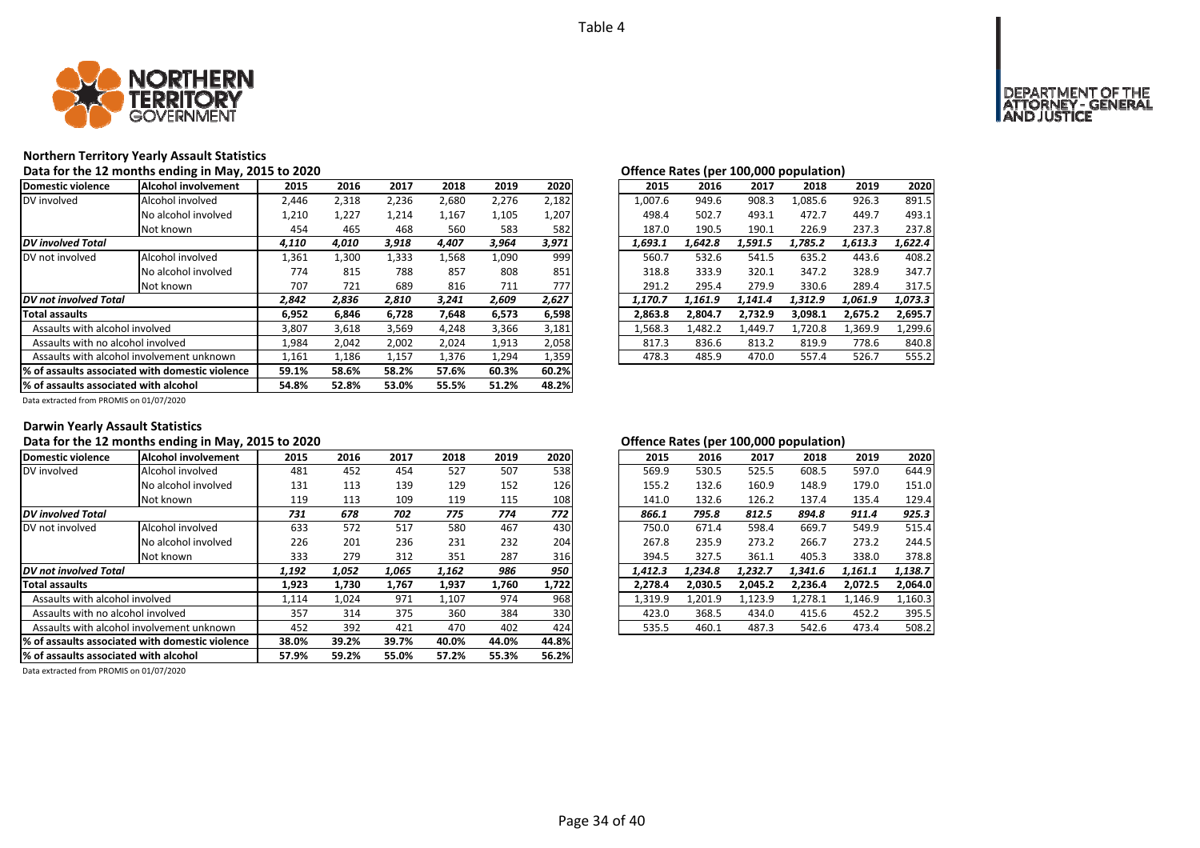Table 4

## Northern Territory Yearly Assault Statistics

### Data for the 12 months ending in May, 2015 to 2020

| Domestic violence | Alcohol involvement | 2015 | 2016 | 2017 | 2018 | 2019 | 2020 |
|---|---|---|---|---|---|---|---|
| DV involved | Alcohol involved | 2,446 | 2,318 | 2,236 | 2,680 | 2,276 | 2,182 |
| | No alcohol involved | 1,210 | 1,227 | 1,214 | 1,167 | 1,105 | 1,207 |
| | Not known | 454 | 465 | 468 | 560 | 583 | 582 |
| *DV involved Total* | | *4,110* | *4,010* | *3,918* | *4,407* | *3,964* | *3,971* |
| DV not involved | Alcohol involved | 1,361 | 1,300 | 1,333 | 1,568 | 1,090 | 999 |
| | No alcohol involved | 774 | 815 | 788 | 857 | 808 | 851 |
| | Not known | 707 | 721 | 689 | 816 | 711 | 777 |
| *DV not involved Total* | | *2,842* | *2,836* | *2,810* | *3,241* | *2,609* | *2,627* |
| **Total assaults** | | **6,952** | **6,846** | **6,728** | **7,648** | **6,573** | **6,598** |
| Assaults with alcohol involved | | 3,807 | 3,618 | 3,569 | 4,248 | 3,366 | 3,181 |
| Assaults with no alcohol involved | | 1,984 | 2,042 | 2,002 | 2,024 | 1,913 | 2,058 |
| Assaults with alcohol involvement unknown | | 1,161 | 1,186 | 1,157 | 1,376 | 1,294 | 1,359 |
| **% of assaults associated with domestic violence** | | **59.1%** | **58.6%** | **58.2%** | **57.6%** | **60.3%** | **60.2%** |
| **% of assaults associated with alcohol** | | **54.8%** | **52.8%** | **53.0%** | **55.5%** | **51.2%** | **48.2%** |

Data extracted from PROMIS on 01/07/2020

### Offence Rates (per 100,000 population)

| Domestic violence | Alcohol involvement | 2015 | 2016 | 2017 | 2018 | 2019 | 2020 |
|---|---|---|---|---|---|---|---|
| DV involved | Alcohol involved | 1,007.6 | 949.6 | 908.3 | 1,085.6 | 926.3 | 891.5 |
| | No alcohol involved | 498.4 | 502.7 | 493.1 | 472.7 | 449.7 | 493.1 |
| | Not known | 187.0 | 190.5 | 190.1 | 226.9 | 237.3 | 237.8 |
| *DV involved Total* | | *1,693.1* | *1,642.8* | *1,591.5* | *1,785.2* | *1,613.3* | *1,622.4* |
| DV not involved | Alcohol involved | 560.7 | 532.6 | 541.5 | 635.2 | 443.6 | 408.2 |
| | No alcohol involved | 318.8 | 333.9 | 320.1 | 347.2 | 328.9 | 347.7 |
| | Not known | 291.2 | 295.4 | 279.9 | 330.6 | 289.4 | 317.5 |
| *DV not involved Total* | | *1,170.7* | *1,161.9* | *1,141.4* | *1,312.9* | *1,061.9* | *1,073.3* |
| **Total assaults** | | **2,863.8** | **2,804.7** | **2,732.9** | **3,098.1** | **2,675.2** | **2,695.7** |
| Assaults with alcohol involved | | 1,568.3 | 1,482.2 | 1,449.7 | 1,720.8 | 1,369.9 | 1,299.6 |
| Assaults with no alcohol involved | | 817.3 | 836.6 | 813.2 | 819.9 | 778.6 | 840.8 |
| Assaults with alcohol involvement unknown | | 478.3 | 485.9 | 470.0 | 557.4 | 526.7 | 555.2 |

## Darwin Yearly Assault Statistics

### Data for the 12 months ending in May, 2015 to 2020

| Domestic violence | Alcohol involvement | 2015 | 2016 | 2017 | 2018 | 2019 | 2020 |
|---|---|---|---|---|---|---|---|
| DV involved | Alcohol involved | 481 | 452 | 454 | 527 | 507 | 538 |
| | No alcohol involved | 131 | 113 | 139 | 129 | 152 | 126 |
| | Not known | 119 | 113 | 109 | 119 | 115 | 108 |
| *DV involved Total* | | *731* | *678* | *702* | *775* | *774* | *772* |
| DV not involved | Alcohol involved | 633 | 572 | 517 | 580 | 467 | 430 |
| | No alcohol involved | 226 | 201 | 236 | 231 | 232 | 204 |
| | Not known | 333 | 279 | 312 | 351 | 287 | 316 |
| *DV not involved Total* | | *1,192* | *1,052* | *1,065* | *1,162* | *986* | *950* |
| **Total assaults** | | **1,923** | **1,730** | **1,767** | **1,937** | **1,760** | **1,722** |
| Assaults with alcohol involved | | 1,114 | 1,024 | 971 | 1,107 | 974 | 968 |
| Assaults with no alcohol involved | | 357 | 314 | 375 | 360 | 384 | 330 |
| Assaults with alcohol involvement unknown | | 452 | 392 | 421 | 470 | 402 | 424 |
| **% of assaults associated with domestic violence** | | **38.0%** | **39.2%** | **39.7%** | **40.0%** | **44.0%** | **44.8%** |
| **% of assaults associated with alcohol** | | **57.9%** | **59.2%** | **55.0%** | **57.2%** | **55.3%** | **56.2%** |

Data extracted from PROMIS on 01/07/2020

### Offence Rates (per 100,000 population)

| Domestic violence | Alcohol involvement | 2015 | 2016 | 2017 | 2018 | 2019 | 2020 |
|---|---|---|---|---|---|---|---|
| DV involved | Alcohol involved | 569.9 | 530.5 | 525.5 | 608.5 | 597.0 | 644.9 |
| | No alcohol involved | 155.2 | 132.6 | 160.9 | 148.9 | 179.0 | 151.0 |
| | Not known | 141.0 | 132.6 | 126.2 | 137.4 | 135.4 | 129.4 |
| *DV involved Total* | | *866.1* | *795.8* | *812.5* | *894.8* | *911.4* | *925.3* |
| DV not involved | Alcohol involved | 750.0 | 671.4 | 598.4 | 669.7 | 549.9 | 515.4 |
| | No alcohol involved | 267.8 | 235.9 | 273.2 | 266.7 | 273.2 | 244.5 |
| | Not known | 394.5 | 327.5 | 361.1 | 405.3 | 338.0 | 378.8 |
| *DV not involved Total* | | *1,412.3* | *1,234.8* | *1,232.7* | *1,341.6* | *1,161.1* | *1,138.7* |
| **Total assaults** | | **2,278.4** | **2,030.5** | **2,045.2** | **2,236.4** | **2,072.5** | **2,064.0** |
| Assaults with alcohol involved | | 1,319.9 | 1,201.9 | 1,123.9 | 1,278.1 | 1,146.9 | 1,160.3 |
| Assaults with no alcohol involved | | 423.0 | 368.5 | 434.0 | 415.6 | 452.2 | 395.5 |
| Assaults with alcohol involvement unknown | | 535.5 | 460.1 | 487.3 | 542.6 | 473.4 | 508.2 |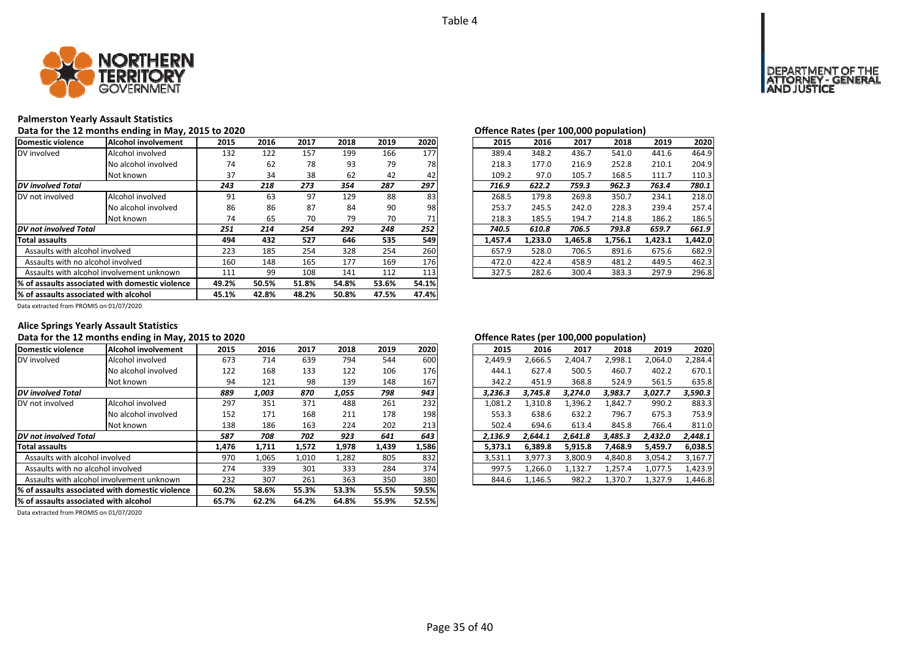Table 4

## Palmerston Yearly Assault Statistics

Data for the 12 months ending in May, 2015 to 2020

| Domestic violence | Alcohol involvement | 2015 | 2016 | 2017 | 2018 | 2019 | 2020 |
|---|---|---|---|---|---|---|---|
| DV involved | Alcohol involved | 132 | 122 | 157 | 199 | 166 | 177 |
| | No alcohol involved | 74 | 62 | 78 | 93 | 79 | 78 |
| | Not known | 37 | 34 | 38 | 62 | 42 | 42 |
| ***DV involved Total*** | | *243* | *218* | *273* | *354* | *287* | *297* |
| DV not involved | Alcohol involved | 91 | 63 | 97 | 129 | 88 | 83 |
| | No alcohol involved | 86 | 86 | 87 | 84 | 90 | 98 |
| | Not known | 74 | 65 | 70 | 79 | 70 | 71 |
| ***DV not involved Total*** | | *251* | *214* | *254* | *292* | *248* | *252* |
| **Total assaults** | | **494** | **432** | **527** | **646** | **535** | **549** |
| Assaults with alcohol involved | | 223 | 185 | 254 | 328 | 254 | 260 |
| Assaults with no alcohol involved | | 160 | 148 | 165 | 177 | 169 | 176 |
| Assaults with alcohol involvement unknown | | 111 | 99 | 108 | 141 | 112 | 113 |
| **% of assaults associated with domestic violence** | | **49.2%** | **50.5%** | **51.8%** | **54.8%** | **53.6%** | **54.1%** |
| **% of assaults associated with alcohol** | | **45.1%** | **42.8%** | **48.2%** | **50.8%** | **47.5%** | **47.4%** |

Data extracted from PROMIS on 01/07/2020

**Offence Rates (per 100,000 population)**

| Domestic violence | Alcohol involvement | 2015 | 2016 | 2017 | 2018 | 2019 | 2020 |
|---|---|---|---|---|---|---|---|
| DV involved | Alcohol involved | 389.4 | 348.2 | 436.7 | 541.0 | 441.6 | 464.9 |
| | No alcohol involved | 218.3 | 177.0 | 216.9 | 252.8 | 210.1 | 204.9 |
| | Not known | 109.2 | 97.0 | 105.7 | 168.5 | 111.7 | 110.3 |
| ***DV involved Total*** | | *716.9* | *622.2* | *759.3* | *962.3* | *763.4* | *780.1* |
| DV not involved | Alcohol involved | 268.5 | 179.8 | 269.8 | 350.7 | 234.1 | 218.0 |
| | No alcohol involved | 253.7 | 245.5 | 242.0 | 228.3 | 239.4 | 257.4 |
| | Not known | 218.3 | 185.5 | 194.7 | 214.8 | 186.2 | 186.5 |
| ***DV not involved Total*** | | *740.5* | *610.8* | *706.5* | *793.8* | *659.7* | *661.9* |
| **Total assaults** | | **1,457.4** | **1,233.0** | **1,465.8** | **1,756.1** | **1,423.1** | **1,442.0** |
| Assaults with alcohol involved | | 657.9 | 528.0 | 706.5 | 891.6 | 675.6 | 682.9 |
| Assaults with no alcohol involved | | 472.0 | 422.4 | 458.9 | 481.2 | 449.5 | 462.3 |
| Assaults with alcohol involvement unknown | | 327.5 | 282.6 | 300.4 | 383.3 | 297.9 | 296.8 |

## Alice Springs Yearly Assault Statistics

Data for the 12 months ending in May, 2015 to 2020

| Domestic violence | Alcohol involvement | 2015 | 2016 | 2017 | 2018 | 2019 | 2020 |
|---|---|---|---|---|---|---|---|
| DV involved | Alcohol involved | 673 | 714 | 639 | 794 | 544 | 600 |
| | No alcohol involved | 122 | 168 | 133 | 122 | 106 | 176 |
| | Not known | 94 | 121 | 98 | 139 | 148 | 167 |
| ***DV involved Total*** | | *889* | *1,003* | *870* | *1,055* | *798* | *943* |
| DV not involved | Alcohol involved | 297 | 351 | 371 | 488 | 261 | 232 |
| | No alcohol involved | 152 | 171 | 168 | 211 | 178 | 198 |
| | Not known | 138 | 186 | 163 | 224 | 202 | 213 |
| ***DV not involved Total*** | | *587* | *708* | *702* | *923* | *641* | *643* |
| **Total assaults** | | **1,476** | **1,711** | **1,572** | **1,978** | **1,439** | **1,586** |
| Assaults with alcohol involved | | 970 | 1,065 | 1,010 | 1,282 | 805 | 832 |
| Assaults with no alcohol involved | | 274 | 339 | 301 | 333 | 284 | 374 |
| Assaults with alcohol involvement unknown | | 232 | 307 | 261 | 363 | 350 | 380 |
| **% of assaults associated with domestic violence** | | **60.2%** | **58.6%** | **55.3%** | **53.3%** | **55.5%** | **59.5%** |
| **% of assaults associated with alcohol** | | **65.7%** | **62.2%** | **64.2%** | **64.8%** | **55.9%** | **52.5%** |

Data extracted from PROMIS on 01/07/2020

**Offence Rates (per 100,000 population)**

| Domestic violence | Alcohol involvement | 2015 | 2016 | 2017 | 2018 | 2019 | 2020 |
|---|---|---|---|---|---|---|---|
| DV involved | Alcohol involved | 2,449.9 | 2,666.5 | 2,404.7 | 2,998.1 | 2,064.0 | 2,284.4 |
| | No alcohol involved | 444.1 | 627.4 | 500.5 | 460.7 | 402.2 | 670.1 |
| | Not known | 342.2 | 451.9 | 368.8 | 524.9 | 561.5 | 635.8 |
| ***DV involved Total*** | | *3,236.3* | *3,745.8* | *3,274.0* | *3,983.7* | *3,027.7* | *3,590.3* |
| DV not involved | Alcohol involved | 1,081.2 | 1,310.8 | 1,396.2 | 1,842.7 | 990.2 | 883.3 |
| | No alcohol involved | 553.3 | 638.6 | 632.2 | 796.7 | 675.3 | 753.9 |
| | Not known | 502.4 | 694.6 | 613.4 | 845.8 | 766.4 | 811.0 |
| ***DV not involved Total*** | | *2,136.9* | *2,644.1* | *2,641.8* | *3,485.3* | *2,432.0* | *2,448.1* |
| **Total assaults** | | **5,373.1** | **6,389.8** | **5,915.8** | **7,468.9** | **5,459.7** | **6,038.5** |
| Assaults with alcohol involved | | 3,531.1 | 3,977.3 | 3,800.9 | 4,840.8 | 3,054.2 | 3,167.7 |
| Assaults with no alcohol involved | | 997.5 | 1,266.0 | 1,132.7 | 1,257.4 | 1,077.5 | 1,423.9 |
| Assaults with alcohol involvement unknown | | 844.6 | 1,146.5 | 982.2 | 1,370.7 | 1,327.9 | 1,446.8 |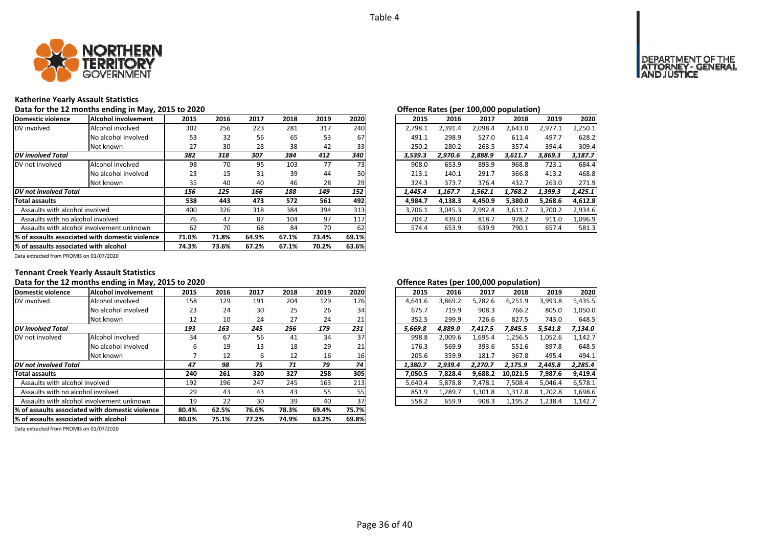Table 4

## Katherine Yearly Assault Statistics

**Data for the 12 months ending in May, 2015 to 2020**

| Domestic violence | Alcohol involvement | 2015 | 2016 | 2017 | 2018 | 2019 | 2020 |
|---|---|---|---|---|---|---|---|
| DV involved | Alcohol involved | 302 | 256 | 223 | 281 | 317 | 240 |
| | No alcohol involved | 53 | 32 | 56 | 65 | 53 | 67 |
| | Not known | 27 | 30 | 28 | 38 | 42 | 33 |
| ***DV involved Total*** | | ***382*** | ***318*** | ***307*** | ***384*** | ***412*** | ***340*** |
| DV not involved | Alcohol involved | 98 | 70 | 95 | 103 | 77 | 73 |
| | No alcohol involved | 23 | 15 | 31 | 39 | 44 | 50 |
| | Not known | 35 | 40 | 40 | 46 | 28 | 29 |
| ***DV not involved Total*** | | ***156*** | ***125*** | ***166*** | ***188*** | ***149*** | ***152*** |
| **Total assaults** | | **538** | **443** | **473** | **572** | **561** | **492** |
| Assaults with alcohol involved | | 400 | 326 | 318 | 384 | 394 | 313 |
| Assaults with no alcohol involved | | 76 | 47 | 87 | 104 | 97 | 117 |
| Assaults with alcohol involvement unknown | | 62 | 70 | 68 | 84 | 70 | 62 |
| **% of assaults associated with domestic violence** | | **71.0%** | **71.8%** | **64.9%** | **67.1%** | **73.4%** | **69.1%** |
| **% of assaults associated with alcohol** | | **74.3%** | **73.6%** | **67.2%** | **67.1%** | **70.2%** | **63.6%** |

**Offence Rates (per 100,000 population)**

| Domestic violence | Alcohol involvement | 2015 | 2016 | 2017 | 2018 | 2019 | 2020 |
|---|---|---|---|---|---|---|---|
| DV involved | Alcohol involved | 2,798.1 | 2,391.4 | 2,098.4 | 2,643.0 | 2,977.1 | 2,250.1 |
| | No alcohol involved | 491.1 | 298.9 | 527.0 | 611.4 | 497.7 | 628.2 |
| | Not known | 250.2 | 280.2 | 263.5 | 357.4 | 394.4 | 309.4 |
| ***DV involved Total*** | | ***3,539.3*** | ***2,970.6*** | ***2,888.9*** | ***3,611.7*** | ***3,869.3*** | ***3,187.7*** |
| DV not involved | Alcohol involved | 908.0 | 653.9 | 893.9 | 968.8 | 723.1 | 684.4 |
| | No alcohol involved | 213.1 | 140.1 | 291.7 | 366.8 | 413.2 | 468.8 |
| | Not known | 324.3 | 373.7 | 376.4 | 432.7 | 263.0 | 271.9 |
| ***DV not involved Total*** | | ***1,445.4*** | ***1,167.7*** | ***1,562.1*** | ***1,768.2*** | ***1,399.3*** | ***1,425.1*** |
| **Total assaults** | | **4,984.7** | **4,138.3** | **4,450.9** | **5,380.0** | **5,268.6** | **4,612.8** |
| Assaults with alcohol involved | | 3,706.1 | 3,045.3 | 2,992.4 | 3,611.7 | 3,700.2 | 2,934.6 |
| Assaults with no alcohol involved | | 704.2 | 439.0 | 818.7 | 978.2 | 911.0 | 1,096.9 |
| Assaults with alcohol involvement unknown | | 574.4 | 653.9 | 639.9 | 790.1 | 657.4 | 581.3 |

Data extracted from PROMIS on 01/07/2020

## Tennant Creek Yearly Assault Statistics

**Data for the 12 months ending in May, 2015 to 2020**

| Domestic violence | Alcohol involvement | 2015 | 2016 | 2017 | 2018 | 2019 | 2020 |
|---|---|---|---|---|---|---|---|
| DV involved | Alcohol involved | 158 | 129 | 191 | 204 | 129 | 176 |
| | No alcohol involved | 23 | 24 | 30 | 25 | 26 | 34 |
| | Not known | 12 | 10 | 24 | 27 | 24 | 21 |
| ***DV involved Total*** | | ***193*** | ***163*** | ***245*** | ***256*** | ***179*** | ***231*** |
| DV not involved | Alcohol involved | 34 | 67 | 56 | 41 | 34 | 37 |
| | No alcohol involved | 6 | 19 | 13 | 18 | 29 | 21 |
| | Not known | 7 | 12 | 6 | 12 | 16 | 16 |
| ***DV not involved Total*** | | ***47*** | ***98*** | ***75*** | ***71*** | ***79*** | ***74*** |
| **Total assaults** | | **240** | **261** | **320** | **327** | **258** | **305** |
| Assaults with alcohol involved | | 192 | 196 | 247 | 245 | 163 | 213 |
| Assaults with no alcohol involved | | 29 | 43 | 43 | 43 | 55 | 55 |
| Assaults with alcohol involvement unknown | | 19 | 22 | 30 | 39 | 40 | 37 |
| **% of assaults associated with domestic violence** | | **80.4%** | **62.5%** | **76.6%** | **78.3%** | **69.4%** | **75.7%** |
| **% of assaults associated with alcohol** | | **80.0%** | **75.1%** | **77.2%** | **74.9%** | **63.2%** | **69.8%** |

**Offence Rates (per 100,000 population)**

| Domestic violence | Alcohol involvement | 2015 | 2016 | 2017 | 2018 | 2019 | 2020 |
|---|---|---|---|---|---|---|---|
| DV involved | Alcohol involved | 4,641.6 | 3,869.2 | 5,782.6 | 6,251.9 | 3,993.8 | 5,435.5 |
| | No alcohol involved | 675.7 | 719.9 | 908.3 | 766.2 | 805.0 | 1,050.0 |
| | Not known | 352.5 | 299.9 | 726.6 | 827.5 | 743.0 | 648.5 |
| ***DV involved Total*** | | ***5,669.8*** | ***4,889.0*** | ***7,417.5*** | ***7,845.5*** | ***5,541.8*** | ***7,134.0*** |
| DV not involved | Alcohol involved | 998.8 | 2,009.6 | 1,695.4 | 1,256.5 | 1,052.6 | 1,142.7 |
| | No alcohol involved | 176.3 | 569.9 | 393.6 | 551.6 | 897.8 | 648.5 |
| | Not known | 205.6 | 359.9 | 181.7 | 367.8 | 495.4 | 494.1 |
| ***DV not involved Total*** | | ***1,380.7*** | ***2,939.4*** | ***2,270.7*** | ***2,175.9*** | ***2,445.8*** | ***2,285.4*** |
| **Total assaults** | | **7,050.5** | **7,828.4** | **9,688.2** | **10,021.5** | **7,987.6** | **9,419.4** |
| Assaults with alcohol involved | | 5,640.4 | 5,878.8 | 7,478.1 | 7,508.4 | 5,046.4 | 6,578.1 |
| Assaults with no alcohol involved | | 851.9 | 1,289.7 | 1,301.8 | 1,317.8 | 1,702.8 | 1,698.6 |
| Assaults with alcohol involvement unknown | | 558.2 | 659.9 | 908.3 | 1,195.2 | 1,238.4 | 1,142.7 |

Data extracted from PROMIS on 01/07/2020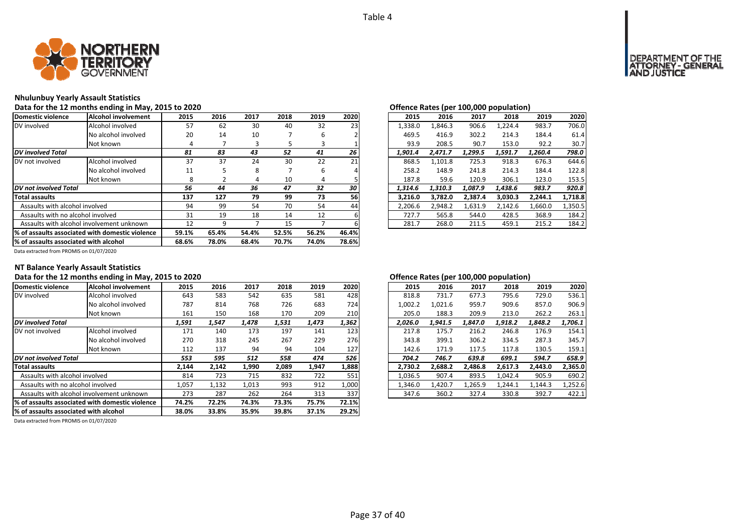Table 4

## Nhulunbuy Yearly Assault Statistics

**Data for the 12 months ending in May, 2015 to 2020**

| Domestic violence | Alcohol involvement | 2015 | 2016 | 2017 | 2018 | 2019 | 2020 |
|---|---|---|---|---|---|---|---|
| DV involved | Alcohol involved | 57 | 62 | 30 | 40 | 32 | 23 |
| | No alcohol involved | 20 | 14 | 10 | 7 | 6 | 2 |
| | Not known | 4 | 7 | 3 | 5 | 3 | 1 |
| *DV involved Total* | | *81* | *83* | *43* | *52* | *41* | *26* |
| DV not involved | Alcohol involved | 37 | 37 | 24 | 30 | 22 | 21 |
| | No alcohol involved | 11 | 5 | 8 | 7 | 6 | 4 |
| | Not known | 8 | 2 | 4 | 10 | 4 | 5 |
| *DV not involved Total* | | *56* | *44* | *36* | *47* | *32* | *30* |
| **Total assaults** | | **137** | **127** | **79** | **99** | **73** | **56** |
| Assaults with alcohol involved | | 94 | 99 | 54 | 70 | 54 | 44 |
| Assaults with no alcohol involved | | 31 | 19 | 18 | 14 | 12 | 6 |
| Assaults with alcohol involvement unknown | | 12 | 9 | 7 | 15 | 7 | 6 |
| **% of assaults associated with domestic violence** | | **59.1%** | **65.4%** | **54.4%** | **52.5%** | **56.2%** | **46.4%** |
| **% of assaults associated with alcohol** | | **68.6%** | **78.0%** | **68.4%** | **70.7%** | **74.0%** | **78.6%** |

Data extracted from PROMIS on 01/07/2020

**Offence Rates (per 100,000 population)**

| 2015 | 2016 | 2017 | 2018 | 2019 | 2020 |
|---|---|---|---|---|---|
| 1,338.0 | 1,846.3 | 906.6 | 1,224.4 | 983.7 | 706.0 |
| 469.5 | 416.9 | 302.2 | 214.3 | 184.4 | 61.4 |
| 93.9 | 208.5 | 90.7 | 153.0 | 92.2 | 30.7 |
| *1,901.4* | *2,471.7* | *1,299.5* | *1,591.7* | *1,260.4* | *798.0* |
| 868.5 | 1,101.8 | 725.3 | 918.3 | 676.3 | 644.6 |
| 258.2 | 148.9 | 241.8 | 214.3 | 184.4 | 122.8 |
| 187.8 | 59.6 | 120.9 | 306.1 | 123.0 | 153.5 |
| *1,314.6* | *1,310.3* | *1,087.9* | *1,438.6* | *983.7* | *920.8* |
| **3,216.0** | **3,782.0** | **2,387.4** | **3,030.3** | **2,244.1** | **1,718.8** |
| 2,206.6 | 2,948.2 | 1,631.9 | 2,142.6 | 1,660.0 | 1,350.5 |
| 727.7 | 565.8 | 544.0 | 428.5 | 368.9 | 184.2 |
| 281.7 | 268.0 | 211.5 | 459.1 | 215.2 | 184.2 |

## NT Balance Yearly Assault Statistics

**Data for the 12 months ending in May, 2015 to 2020**

| Domestic violence | Alcohol involvement | 2015 | 2016 | 2017 | 2018 | 2019 | 2020 |
|---|---|---|---|---|---|---|---|
| DV involved | Alcohol involved | 643 | 583 | 542 | 635 | 581 | 428 |
| | No alcohol involved | 787 | 814 | 768 | 726 | 683 | 724 |
| | Not known | 161 | 150 | 168 | 170 | 209 | 210 |
| *DV involved Total* | | *1,591* | *1,547* | *1,478* | *1,531* | *1,473* | *1,362* |
| DV not involved | Alcohol involved | 171 | 140 | 173 | 197 | 141 | 123 |
| | No alcohol involved | 270 | 318 | 245 | 267 | 229 | 276 |
| | Not known | 112 | 137 | 94 | 94 | 104 | 127 |
| *DV not involved Total* | | *553* | *595* | *512* | *558* | *474* | *526* |
| **Total assaults** | | **2,144** | **2,142** | **1,990** | **2,089** | **1,947** | **1,888** |
| Assaults with alcohol involved | | 814 | 723 | 715 | 832 | 722 | 551 |
| Assaults with no alcohol involved | | 1,057 | 1,132 | 1,013 | 993 | 912 | 1,000 |
| Assaults with alcohol involvement unknown | | 273 | 287 | 262 | 264 | 313 | 337 |
| **% of assaults associated with domestic violence** | | **74.2%** | **72.2%** | **74.3%** | **73.3%** | **75.7%** | **72.1%** |
| **% of assaults associated with alcohol** | | **38.0%** | **33.8%** | **35.9%** | **39.8%** | **37.1%** | **29.2%** |

Data extracted from PROMIS on 01/07/2020

**Offence Rates (per 100,000 population)**

| 2015 | 2016 | 2017 | 2018 | 2019 | 2020 |
|---|---|---|---|---|---|
| 818.8 | 731.7 | 677.3 | 795.6 | 729.0 | 536.1 |
| 1,002.2 | 1,021.6 | 959.7 | 909.6 | 857.0 | 906.9 |
| 205.0 | 188.3 | 209.9 | 213.0 | 262.2 | 263.1 |
| *2,026.0* | *1,941.5* | *1,847.0* | *1,918.2* | *1,848.2* | *1,706.1* |
| 217.8 | 175.7 | 216.2 | 246.8 | 176.9 | 154.1 |
| 343.8 | 399.1 | 306.2 | 334.5 | 287.3 | 345.7 |
| 142.6 | 171.9 | 117.5 | 117.8 | 130.5 | 159.1 |
| *704.2* | *746.7* | *639.8* | *699.1* | *594.7* | *658.9* |
| **2,730.2** | **2,688.2** | **2,486.8** | **2,617.3** | **2,443.0** | **2,365.0** |
| 1,036.5 | 907.4 | 893.5 | 1,042.4 | 905.9 | 690.2 |
| 1,346.0 | 1,420.7 | 1,265.9 | 1,244.1 | 1,144.3 | 1,252.6 |
| 347.6 | 360.2 | 327.4 | 330.8 | 392.7 | 422.1 |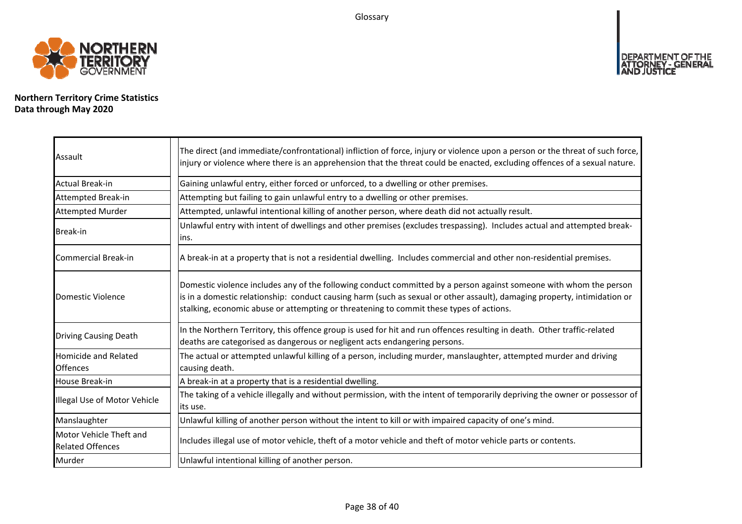# Glossary

**Northern Territory Crime Statistics**
**Data through May 2020**

| Term | Definition |
|---|---|
| Assault | The direct (and immediate/confrontational) infliction of force, injury or violence upon a person or the threat of such force, injury or violence where there is an apprehension that the threat could be enacted, excluding offences of a sexual nature. |
| Actual Break-in | Gaining unlawful entry, either forced or unforced, to a dwelling or other premises. |
| Attempted Break-in | Attempting but failing to gain unlawful entry to a dwelling or other premises. |
| Attempted Murder | Attempted, unlawful intentional killing of another person, where death did not actually result. |
| Break-in | Unlawful entry with intent of dwellings and other premises (excludes trespassing). Includes actual and attempted break-ins. |
| Commercial Break-in | A break-in at a property that is not a residential dwelling. Includes commercial and other non-residential premises. |
| Domestic Violence | Domestic violence includes any of the following conduct committed by a person against someone with whom the person is in a domestic relationship: conduct causing harm (such as sexual or other assault), damaging property, intimidation or stalking, economic abuse or attempting or threatening to commit these types of actions. |
| Driving Causing Death | In the Northern Territory, this offence group is used for hit and run offences resulting in death. Other traffic-related deaths are categorised as dangerous or negligent acts endangering persons. |
| Homicide and Related Offences | The actual or attempted unlawful killing of a person, including murder, manslaughter, attempted murder and driving causing death. |
| House Break-in | A break-in at a property that is a residential dwelling. |
| Illegal Use of Motor Vehicle | The taking of a vehicle illegally and without permission, with the intent of temporarily depriving the owner or possessor of its use. |
| Manslaughter | Unlawful killing of another person without the intent to kill or with impaired capacity of one's mind. |
| Motor Vehicle Theft and Related Offences | Includes illegal use of motor vehicle, theft of a motor vehicle and theft of motor vehicle parts or contents. |
| Murder | Unlawful intentional killing of another person. |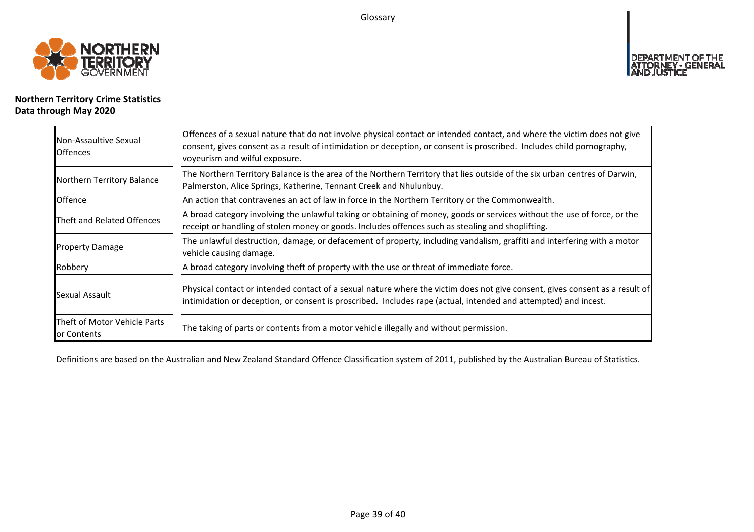**Northern Territory Crime Statistics**
**Data through May 2020**

| Term | Definition |
|---|---|
| Non-Assaultive Sexual Offences | Offences of a sexual nature that do not involve physical contact or intended contact, and where the victim does not give consent, gives consent as a result of intimidation or deception, or consent is proscribed. Includes child pornography, voyeurism and wilful exposure. |
| Northern Territory Balance | The Northern Territory Balance is the area of the Northern Territory that lies outside of the six urban centres of Darwin, Palmerston, Alice Springs, Katherine, Tennant Creek and Nhulunbuy. |
| Offence | An action that contravenes an act of law in force in the Northern Territory or the Commonwealth. |
| Theft and Related Offences | A broad category involving the unlawful taking or obtaining of money, goods or services without the use of force, or the receipt or handling of stolen money or goods. Includes offences such as stealing and shoplifting. |
| Property Damage | The unlawful destruction, damage, or defacement of property, including vandalism, graffiti and interfering with a motor vehicle causing damage. |
| Robbery | A broad category involving theft of property with the use or threat of immediate force. |
| Sexual Assault | Physical contact or intended contact of a sexual nature where the victim does not give consent, gives consent as a result of intimidation or deception, or consent is proscribed. Includes rape (actual, intended and attempted) and incest. |
| Theft of Motor Vehicle Parts or Contents | The taking of parts or contents from a motor vehicle illegally and without permission. |

Definitions are based on the Australian and New Zealand Standard Offence Classification system of 2011, published by the Australian Bureau of Statistics.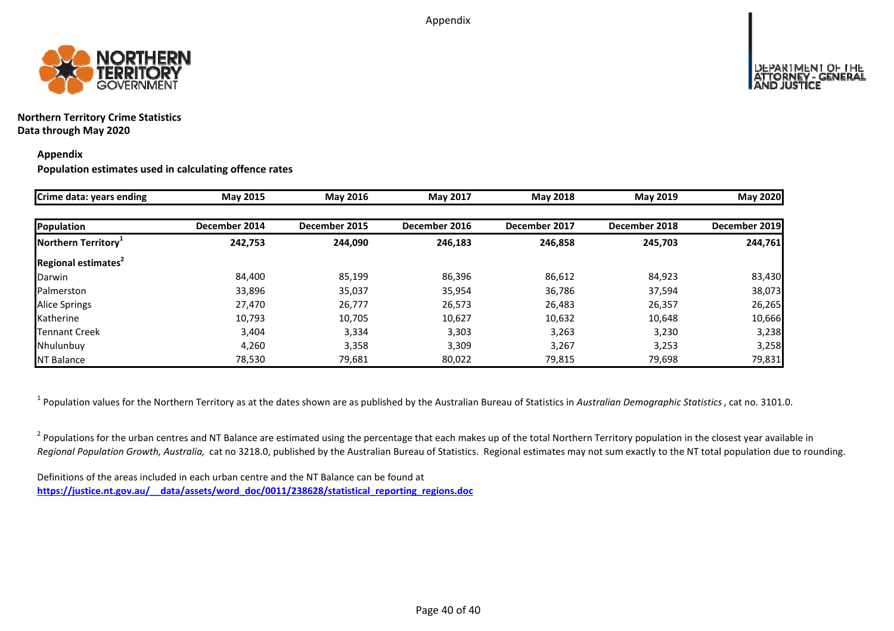**Northern Territory Crime Statistics**
**Data through May 2020**

### Appendix

**Population estimates used in calculating offence rates**

| Crime data: years ending | May 2015 | May 2016 | May 2017 | May 2018 | May 2019 | May 2020 |
|---|---|---|---|---|---|---|
| **Population** | **December 2014** | **December 2015** | **December 2016** | **December 2017** | **December 2018** | **December 2019** |
| **Northern Territory**[1] | **242,753** | **244,090** | **246,183** | **246,858** | **245,703** | **244,761** |
| **Regional estimates**[2] | | | | | | |
| Darwin | 84,400 | 85,199 | 86,396 | 86,612 | 84,923 | 83,430 |
| Palmerston | 33,896 | 35,037 | 35,954 | 36,786 | 37,594 | 38,073 |
| Alice Springs | 27,470 | 26,777 | 26,573 | 26,483 | 26,357 | 26,265 |
| Katherine | 10,793 | 10,705 | 10,627 | 10,632 | 10,648 | 10,666 |
| Tennant Creek | 3,404 | 3,334 | 3,303 | 3,263 | 3,230 | 3,238 |
| Nhulunbuy | 4,260 | 3,358 | 3,309 | 3,267 | 3,253 | 3,258 |
| NT Balance | 78,530 | 79,681 | 80,022 | 79,815 | 79,698 | 79,831 |

[1] Population values for the Northern Territory as at the dates shown are as published by the Australian Bureau of Statistics in *Australian Demographic Statistics* , cat no. 3101.0.

[2] Populations for the urban centres and NT Balance are estimated using the percentage that each makes up of the total Northern Territory population in the closest year available in *Regional Population Growth, Australia,* cat no 3218.0, published by the Australian Bureau of Statistics. Regional estimates may not sum exactly to the NT total population due to rounding.

Definitions of the areas included in each urban centre and the NT Balance can be found at
**https://justice.nt.gov.au/__data/assets/word_doc/0011/238628/statistical_reporting_regions.doc**